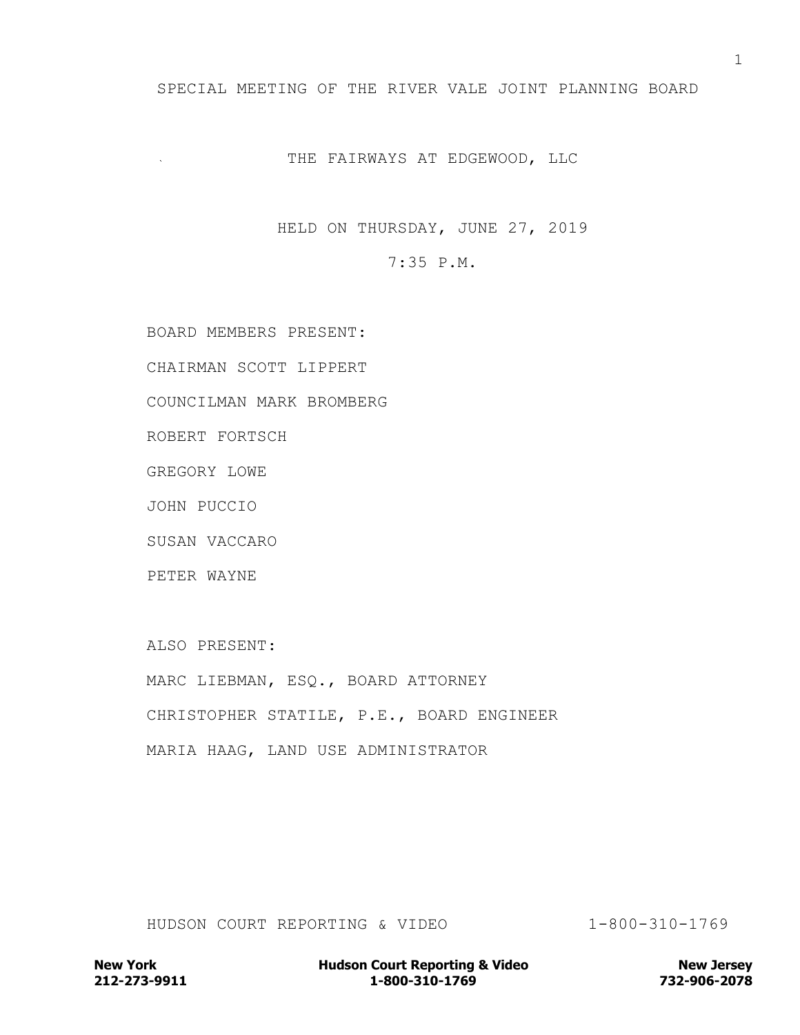SPECIAL MEETING OF THE RIVER VALE JOINT PLANNING BOARD

THE FAIRWAYS AT EDGEWOOD, LLC

HELD ON THURSDAY, JUNE 27, 2019

7:35 P.M.

BOARD MEMBERS PRESENT:

CHAIRMAN SCOTT LIPPERT

COUNCILMAN MARK BROMBERG

ROBERT FORTSCH

GREGORY LOWE

JOHN PUCCIO

SUSAN VACCARO

PETER WAYNE

ALSO PRESENT:

MARC LIEBMAN, ESQ., BOARD ATTORNEY

CHRISTOPHER STATILE, P.E., BOARD ENGINEER

MARIA HAAG, LAND USE ADMINISTRATOR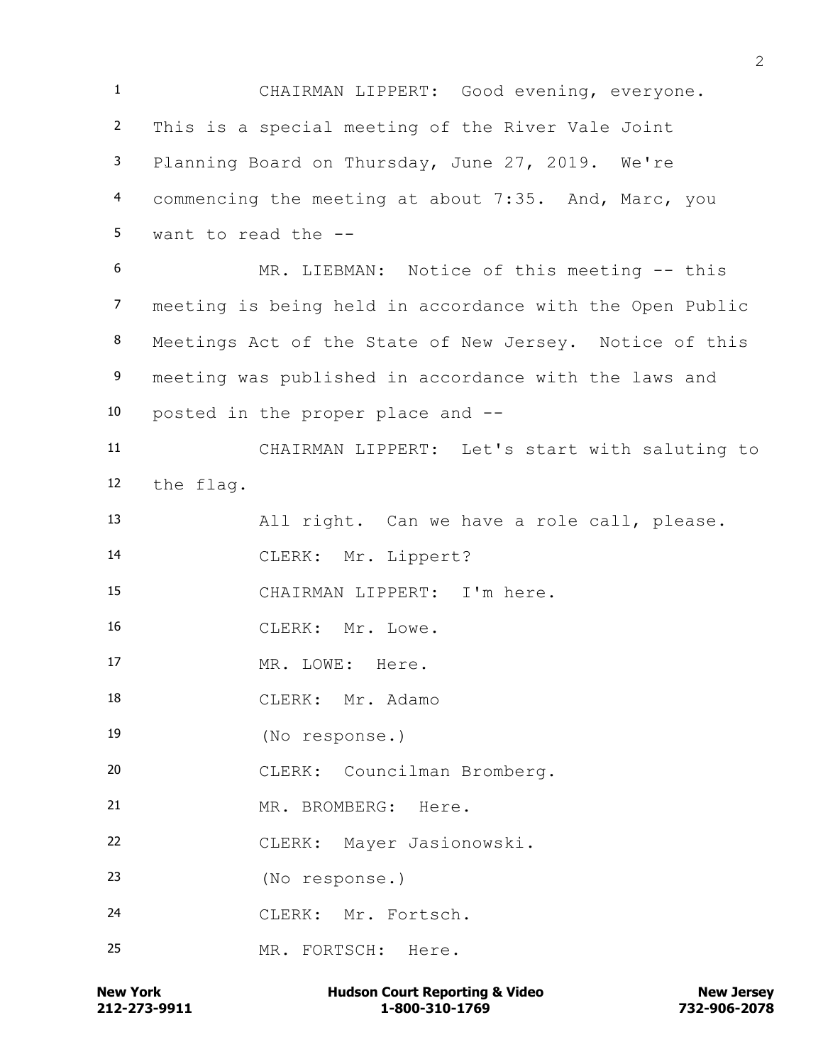CHAIRMAN LIPPERT: Good evening, everyone. This is a special meeting of the River Vale Joint Planning Board on Thursday, June 27, 2019. We're commencing the meeting at about 7:35. And, Marc, you want to read the --

MR. LIEBMAN: Notice of this meeting -- this meeting is being held in accordance with the Open Public Meetings Act of the State of New Jersey. Notice of this meeting was published in accordance with the laws and posted in the proper place and --

CHAIRMAN LIPPERT: Let's start with saluting to the flag.

All right. Can we have a role call, please.

CLERK: Mr. Lippert?

CHAIRMAN LIPPERT: I'm here.

CLERK: Mr. Lowe.

MR. LOWE: Here.

CLERK: Mr. Adamo

(No response.)

CLERK: Councilman Bromberg.

MR. BROMBERG: Here.

CLERK: Mayer Jasionowski.

(No response.)

CLERK: Mr. Fortsch.

MR. FORTSCH: Here.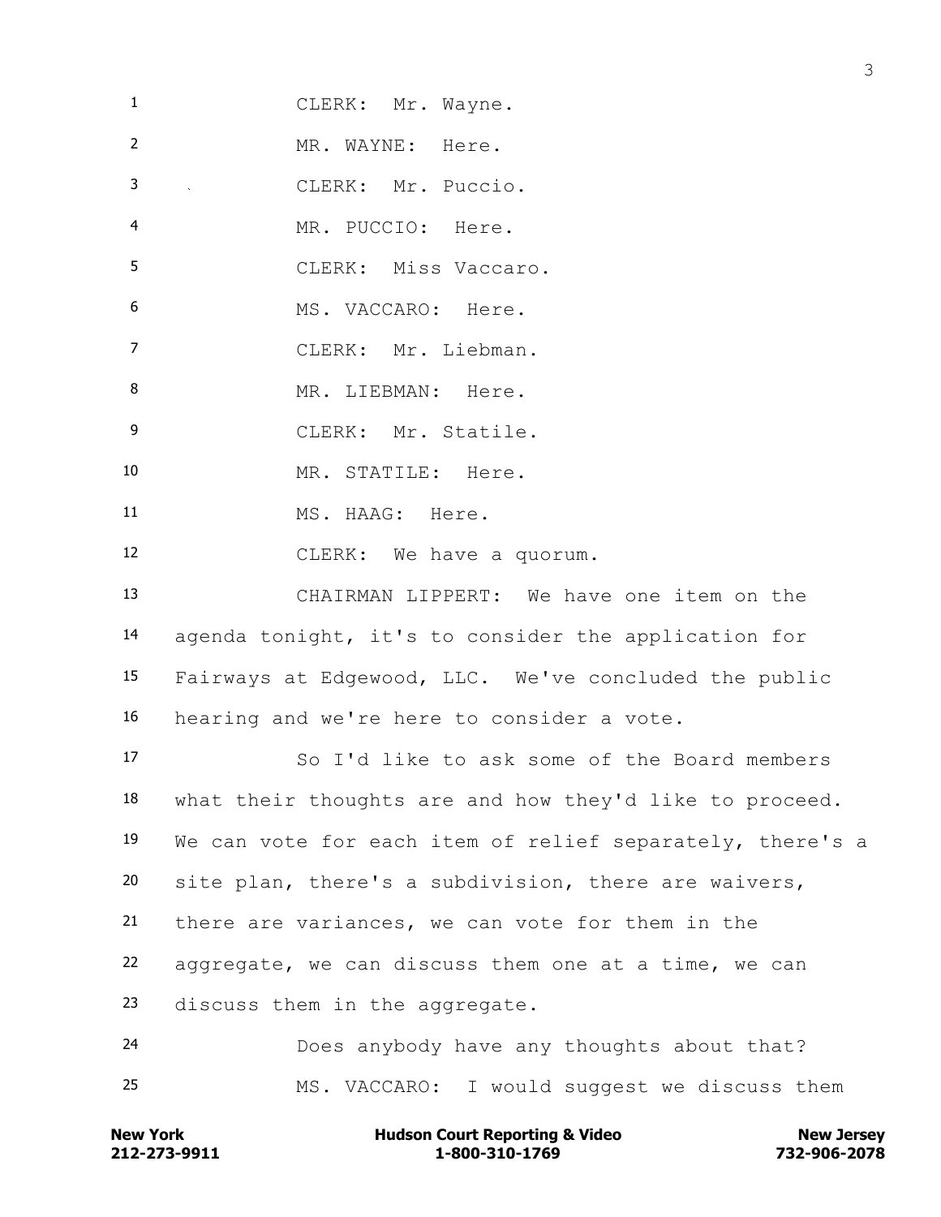1 CLERK: Mr. Wayne.

2 MR. WAYNE: Here.

3 CLERK: Mr. Puccio.

4 MR. PUCCIO: Here.

5 CLERK: Miss Vaccaro.

6 MS. VACCARO: Here.

7 CLERK: Mr. Liebman.

8 MR. LIEBMAN: Here.

9 CLERK: Mr. Statile.

10 MR. STATILE: Here.

11 MS. HAAG: Here.

12 CLERK: We have a quorum.

13 CHAIRMAN LIPPERT: We have one item on the
14 agenda tonight, it's to consider the application for
15 Fairways at Edgewood, LLC. We've concluded the public
16 hearing and we're here to consider a vote.

17 So I'd like to ask some of the Board members
18 what their thoughts are and how they'd like to proceed.
19 We can vote for each item of relief separately, there's a
20 site plan, there's a subdivision, there are waivers,
21 there are variances, we can vote for them in the
22 aggregate, we can discuss them one at a time, we can
23 discuss them in the aggregate.

24 Does anybody have any thoughts about that?

25 MS. VACCARO: I would suggest we discuss them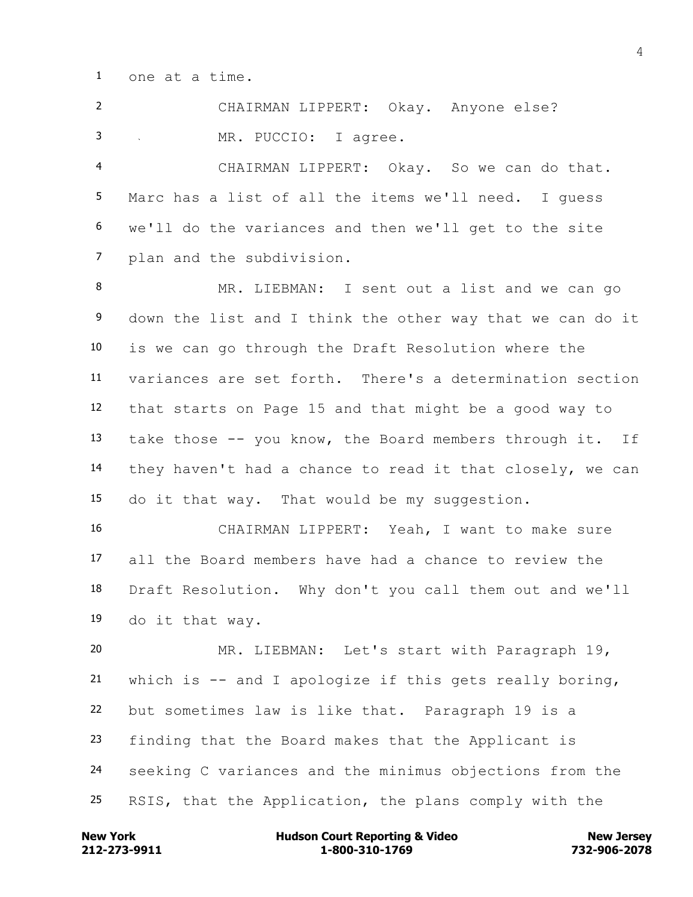one at a time.

CHAIRMAN LIPPERT: Okay. Anyone else?

MR. PUCCIO: I agree.

CHAIRMAN LIPPERT: Okay. So we can do that. Marc has a list of all the items we'll need. I guess we'll do the variances and then we'll get to the site plan and the subdivision.

MR. LIEBMAN: I sent out a list and we can go down the list and I think the other way that we can do it is we can go through the Draft Resolution where the variances are set forth. There's a determination section that starts on Page 15 and that might be a good way to take those -- you know, the Board members through it. If they haven't had a chance to read it that closely, we can do it that way. That would be my suggestion.

CHAIRMAN LIPPERT: Yeah, I want to make sure all the Board members have had a chance to review the Draft Resolution. Why don't you call them out and we'll do it that way.

MR. LIEBMAN: Let's start with Paragraph 19, which is -- and I apologize if this gets really boring, but sometimes law is like that. Paragraph 19 is a finding that the Board makes that the Applicant is seeking C variances and the minimus objections from the RSIS, that the Application, the plans comply with the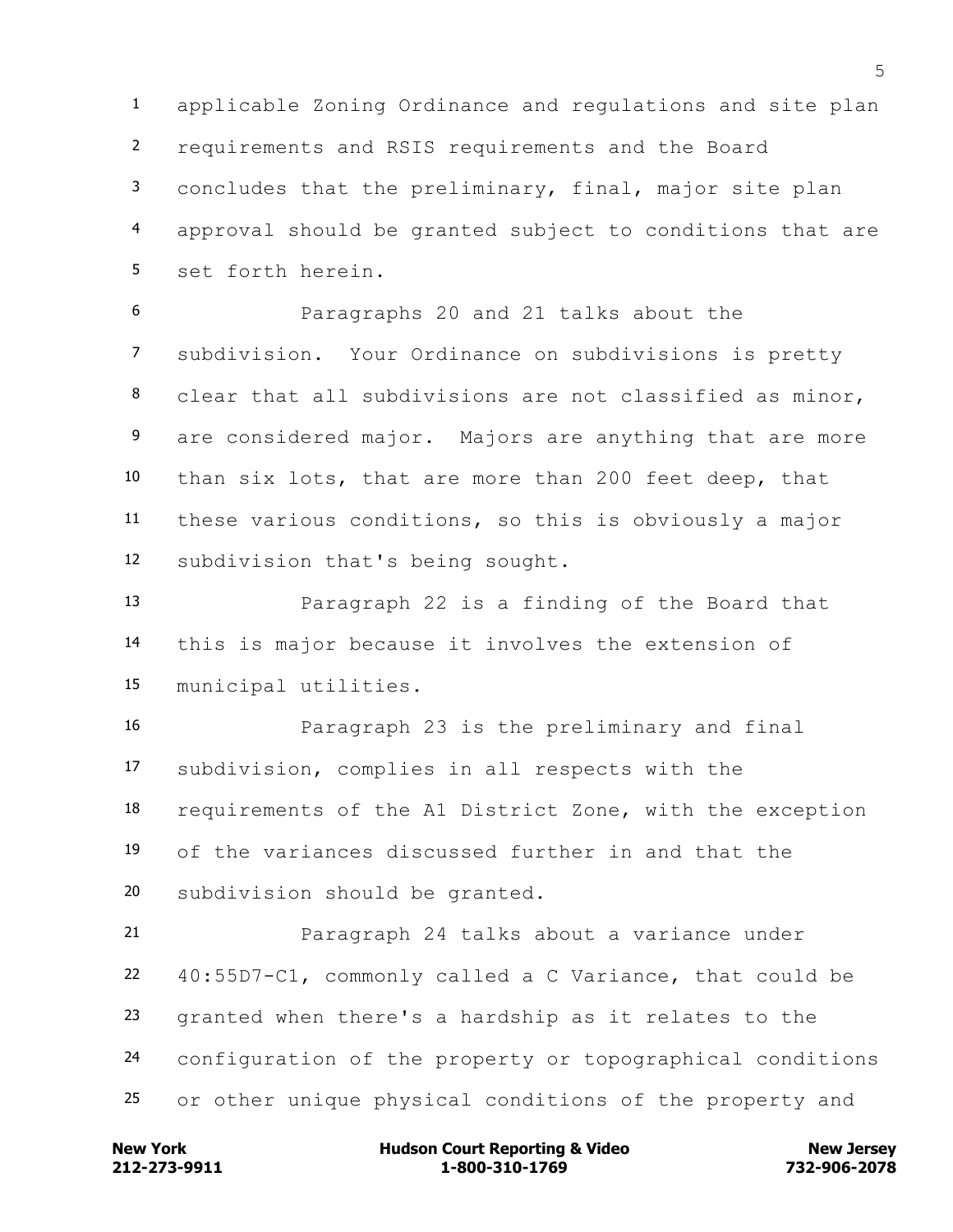applicable Zoning Ordinance and regulations and site plan requirements and RSIS requirements and the Board concludes that the preliminary, final, major site plan approval should be granted subject to conditions that are set forth herein.

Paragraphs 20 and 21 talks about the subdivision. Your Ordinance on subdivisions is pretty clear that all subdivisions are not classified as minor, are considered major. Majors are anything that are more than six lots, that are more than 200 feet deep, that these various conditions, so this is obviously a major subdivision that's being sought.

Paragraph 22 is a finding of the Board that this is major because it involves the extension of municipal utilities.

Paragraph 23 is the preliminary and final subdivision, complies in all respects with the requirements of the A1 District Zone, with the exception of the variances discussed further in and that the subdivision should be granted.

Paragraph 24 talks about a variance under 40:55D7-C1, commonly called a C Variance, that could be granted when there's a hardship as it relates to the configuration of the property or topographical conditions or other unique physical conditions of the property and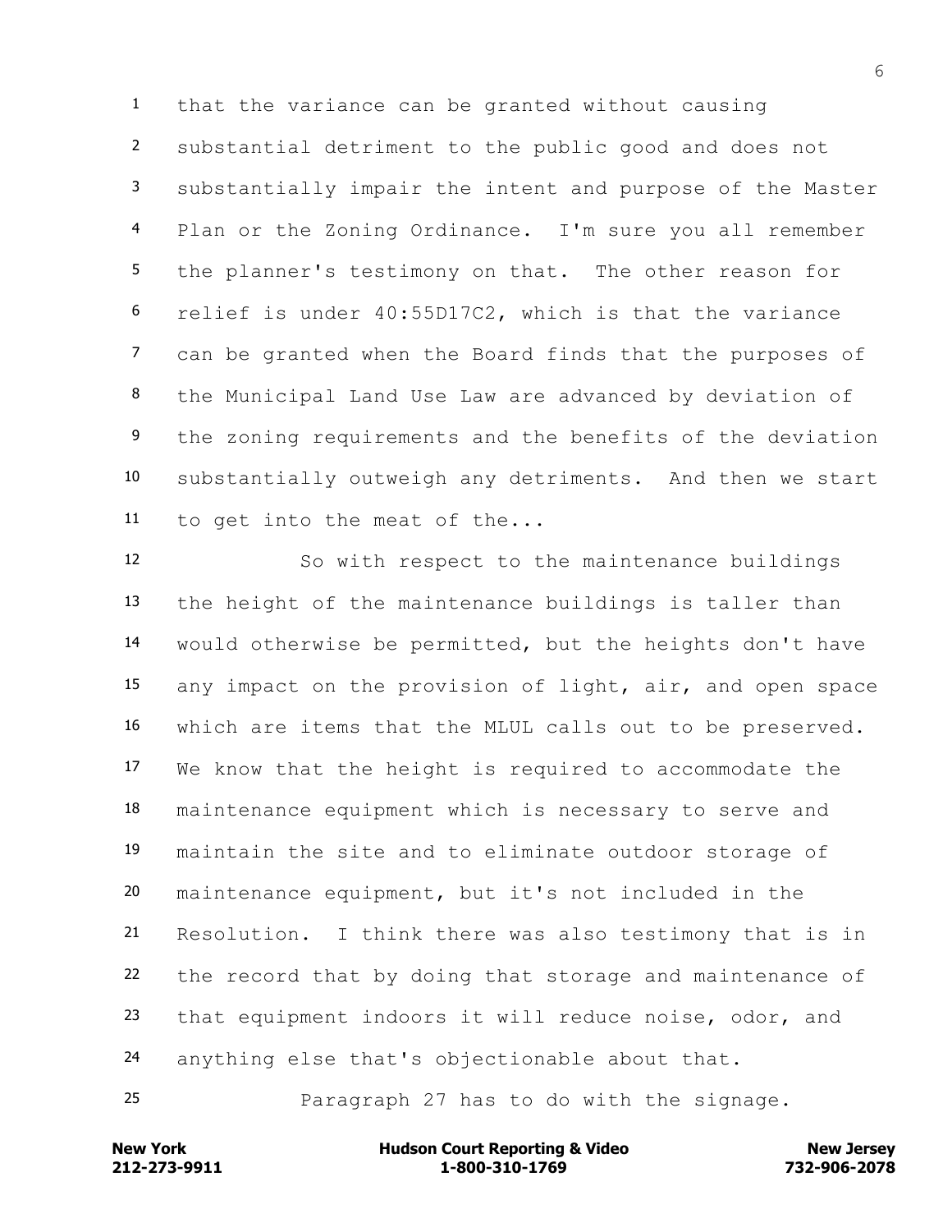that the variance can be granted without causing substantial detriment to the public good and does not substantially impair the intent and purpose of the Master Plan or the Zoning Ordinance. I'm sure you all remember the planner's testimony on that. The other reason for relief is under 40:55D17C2, which is that the variance can be granted when the Board finds that the purposes of the Municipal Land Use Law are advanced by deviation of the zoning requirements and the benefits of the deviation substantially outweigh any detriments. And then we start to get into the meat of the...

So with respect to the maintenance buildings the height of the maintenance buildings is taller than would otherwise be permitted, but the heights don't have any impact on the provision of light, air, and open space which are items that the MLUL calls out to be preserved. We know that the height is required to accommodate the maintenance equipment which is necessary to serve and maintain the site and to eliminate outdoor storage of maintenance equipment, but it's not included in the Resolution. I think there was also testimony that is in the record that by doing that storage and maintenance of that equipment indoors it will reduce noise, odor, and anything else that's objectionable about that.

Paragraph 27 has to do with the signage.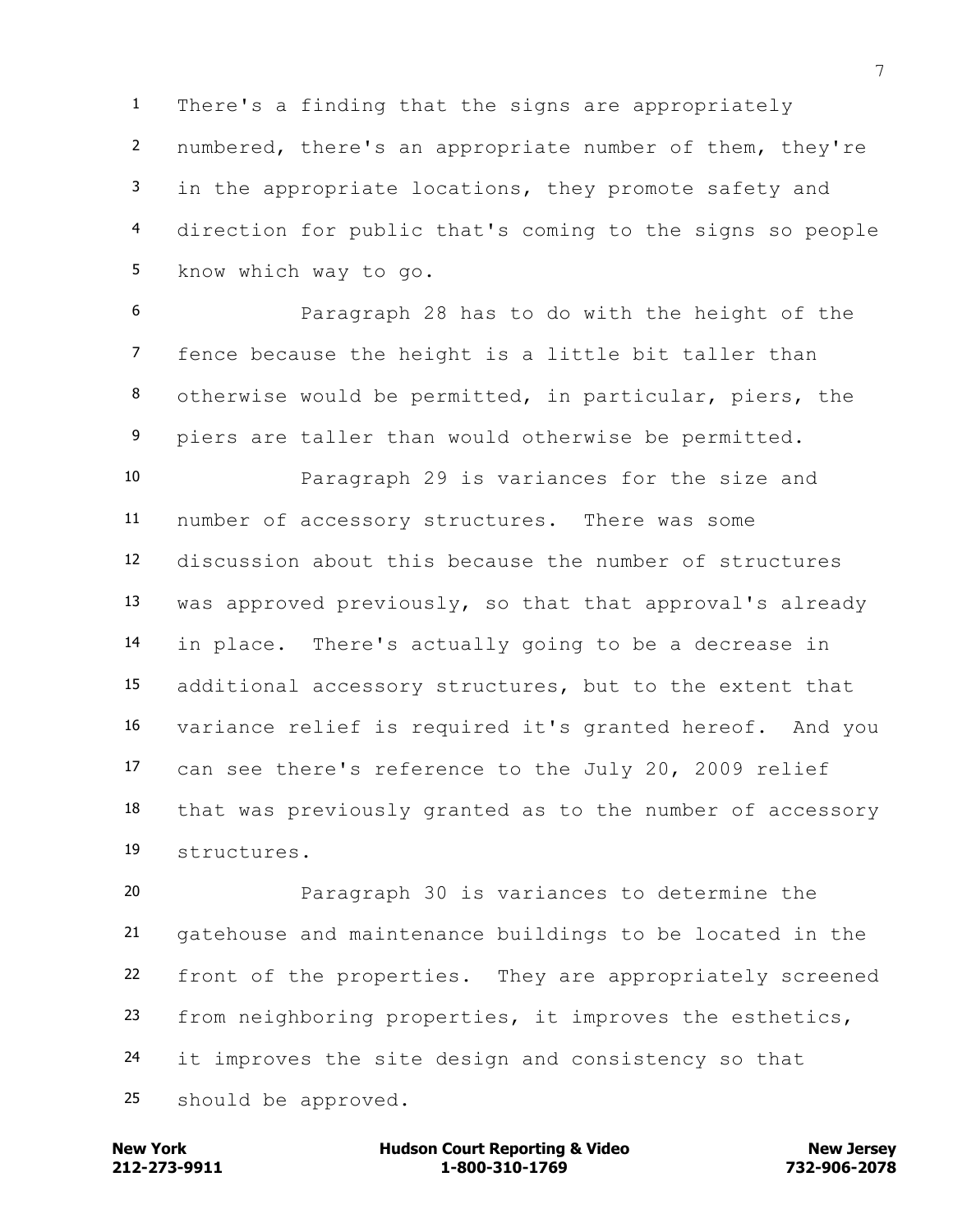There's a finding that the signs are appropriately numbered, there's an appropriate number of them, they're in the appropriate locations, they promote safety and direction for public that's coming to the signs so people know which way to go.

Paragraph 28 has to do with the height of the fence because the height is a little bit taller than otherwise would be permitted, in particular, piers, the piers are taller than would otherwise be permitted.

Paragraph 29 is variances for the size and number of accessory structures. There was some discussion about this because the number of structures was approved previously, so that that approval's already in place. There's actually going to be a decrease in additional accessory structures, but to the extent that variance relief is required it's granted hereof. And you can see there's reference to the July 20, 2009 relief that was previously granted as to the number of accessory structures.

Paragraph 30 is variances to determine the gatehouse and maintenance buildings to be located in the front of the properties. They are appropriately screened from neighboring properties, it improves the esthetics, it improves the site design and consistency so that should be approved.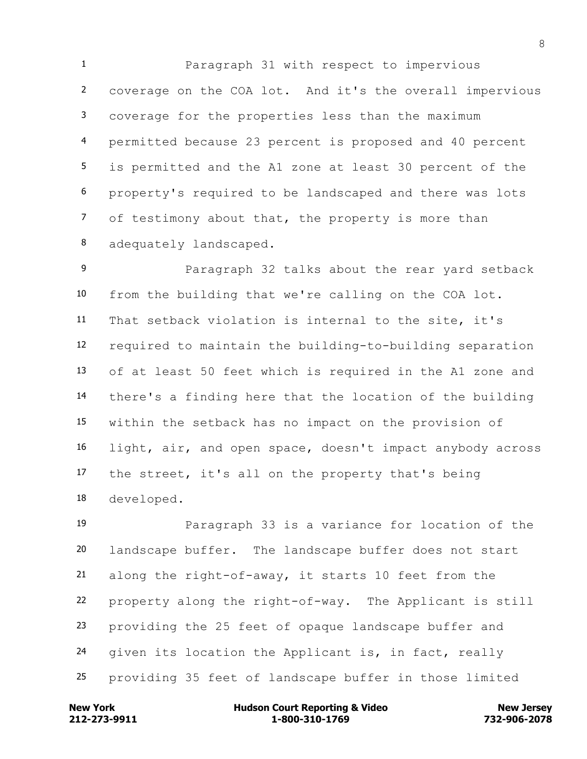Paragraph 31 with respect to impervious coverage on the COA lot. And it's the overall impervious coverage for the properties less than the maximum permitted because 23 percent is proposed and 40 percent is permitted and the A1 zone at least 30 percent of the property's required to be landscaped and there was lots of testimony about that, the property is more than adequately landscaped.

Paragraph 32 talks about the rear yard setback from the building that we're calling on the COA lot. That setback violation is internal to the site, it's required to maintain the building-to-building separation of at least 50 feet which is required in the A1 zone and there's a finding here that the location of the building within the setback has no impact on the provision of light, air, and open space, doesn't impact anybody across the street, it's all on the property that's being developed.

Paragraph 33 is a variance for location of the landscape buffer. The landscape buffer does not start along the right-of-away, it starts 10 feet from the property along the right-of-way. The Applicant is still providing the 25 feet of opaque landscape buffer and given its location the Applicant is, in fact, really providing 35 feet of landscape buffer in those limited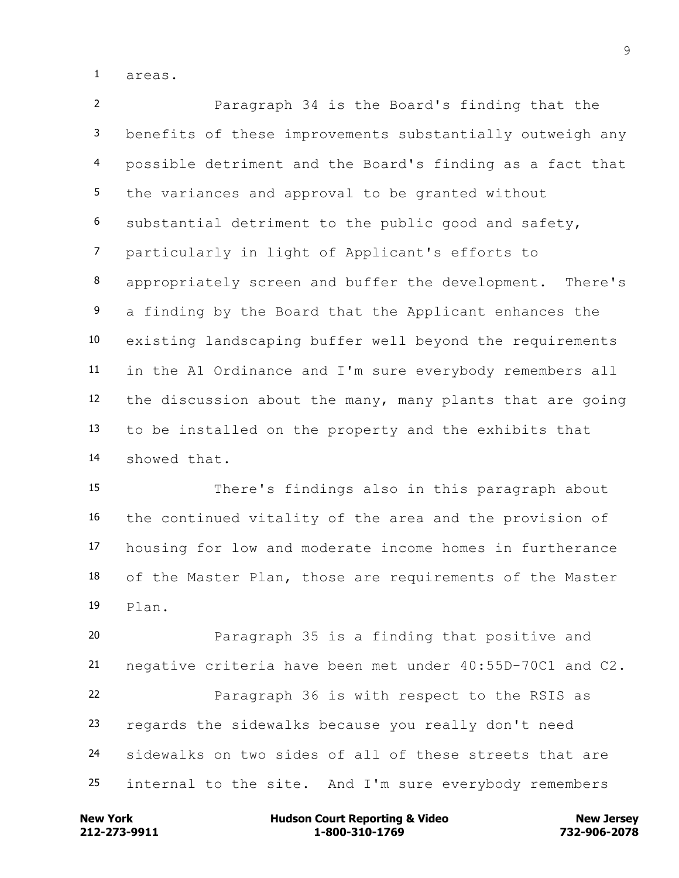areas.

Paragraph 34 is the Board's finding that the benefits of these improvements substantially outweigh any possible detriment and the Board's finding as a fact that the variances and approval to be granted without substantial detriment to the public good and safety, particularly in light of Applicant's efforts to appropriately screen and buffer the development. There's a finding by the Board that the Applicant enhances the existing landscaping buffer well beyond the requirements in the A1 Ordinance and I'm sure everybody remembers all the discussion about the many, many plants that are going to be installed on the property and the exhibits that showed that.

There's findings also in this paragraph about the continued vitality of the area and the provision of housing for low and moderate income homes in furtherance of the Master Plan, those are requirements of the Master Plan.

Paragraph 35 is a finding that positive and negative criteria have been met under 40:55D-70C1 and C2.

Paragraph 36 is with respect to the RSIS as regards the sidewalks because you really don't need sidewalks on two sides of all of these streets that are internal to the site. And I'm sure everybody remembers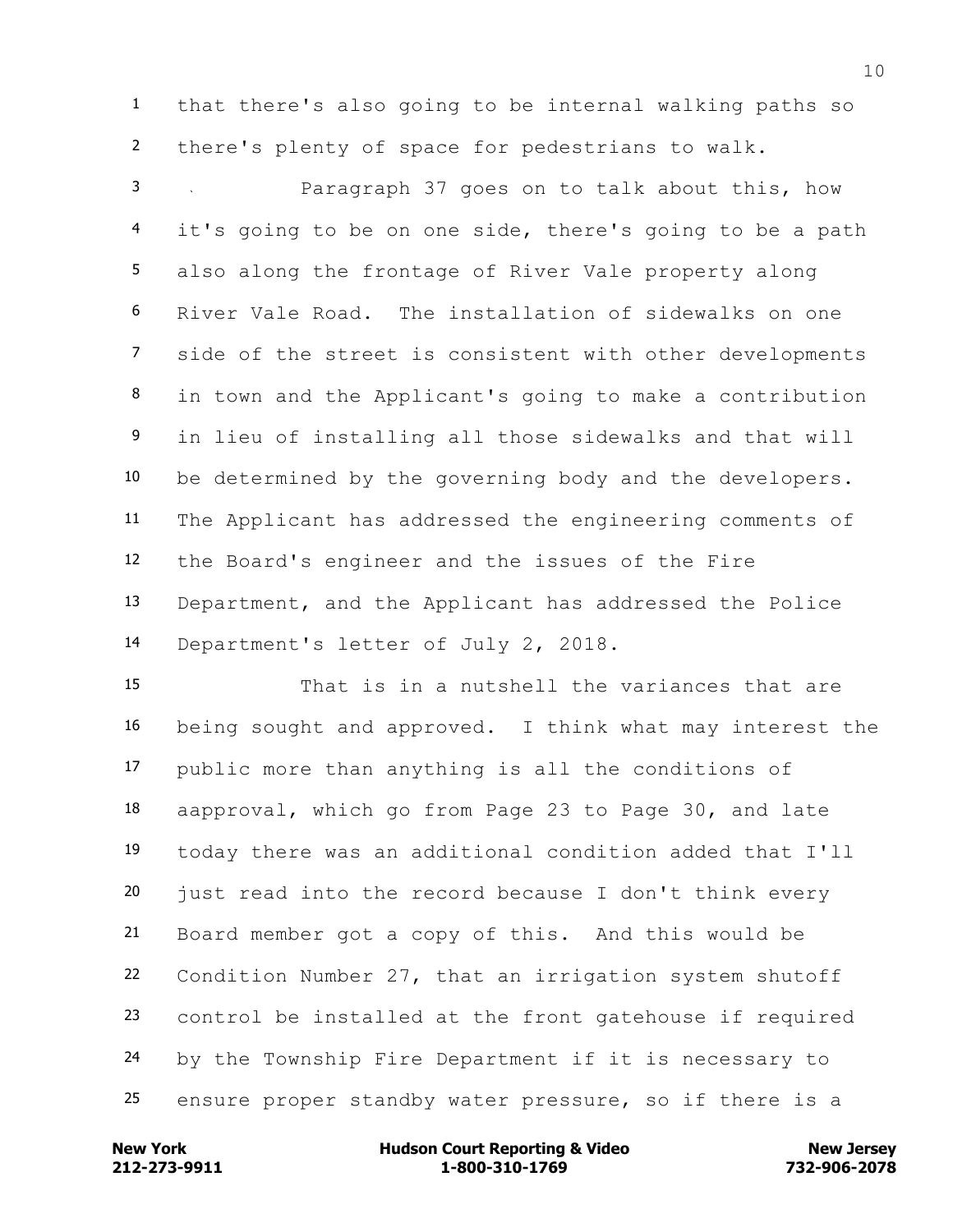that there's also going to be internal walking paths so there's plenty of space for pedestrians to walk.

Paragraph 37 goes on to talk about this, how it's going to be on one side, there's going to be a path also along the frontage of River Vale property along River Vale Road. The installation of sidewalks on one side of the street is consistent with other developments in town and the Applicant's going to make a contribution in lieu of installing all those sidewalks and that will be determined by the governing body and the developers. The Applicant has addressed the engineering comments of the Board's engineer and the issues of the Fire Department, and the Applicant has addressed the Police Department's letter of July 2, 2018.

That is in a nutshell the variances that are being sought and approved. I think what may interest the public more than anything is all the conditions of aapproval, which go from Page 23 to Page 30, and late today there was an additional condition added that I'll just read into the record because I don't think every Board member got a copy of this. And this would be Condition Number 27, that an irrigation system shutoff control be installed at the front gatehouse if required by the Township Fire Department if it is necessary to ensure proper standby water pressure, so if there is a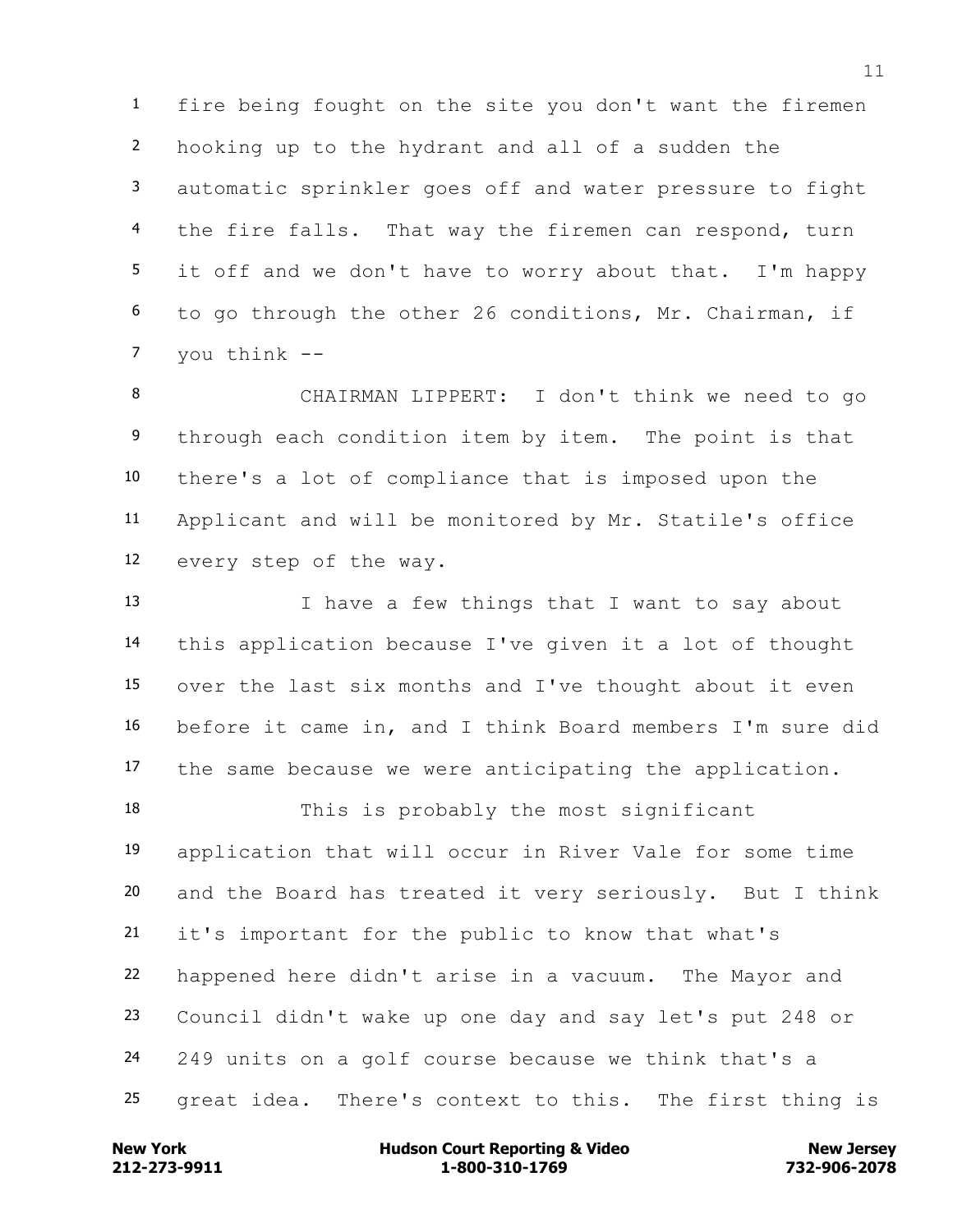fire being fought on the site you don't want the firemen hooking up to the hydrant and all of a sudden the automatic sprinkler goes off and water pressure to fight the fire falls. That way the firemen can respond, turn it off and we don't have to worry about that. I'm happy to go through the other 26 conditions, Mr. Chairman, if you think --

CHAIRMAN LIPPERT: I don't think we need to go through each condition item by item. The point is that there's a lot of compliance that is imposed upon the Applicant and will be monitored by Mr. Statile's office every step of the way.

I have a few things that I want to say about this application because I've given it a lot of thought over the last six months and I've thought about it even before it came in, and I think Board members I'm sure did the same because we were anticipating the application.

This is probably the most significant application that will occur in River Vale for some time and the Board has treated it very seriously. But I think it's important for the public to know that what's happened here didn't arise in a vacuum. The Mayor and Council didn't wake up one day and say let's put 248 or 249 units on a golf course because we think that's a great idea. There's context to this. The first thing is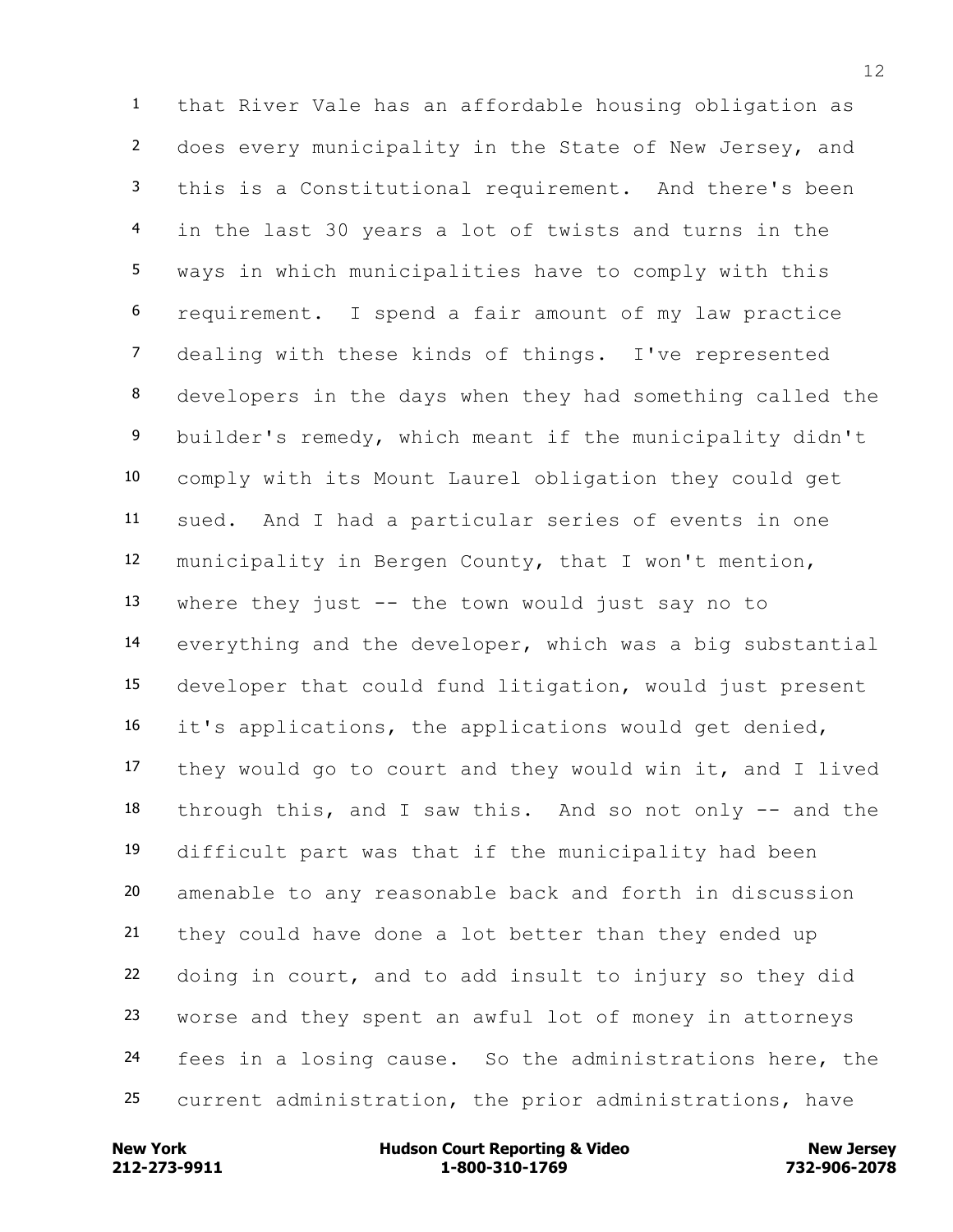that River Vale has an affordable housing obligation as does every municipality in the State of New Jersey, and this is a Constitutional requirement. And there's been in the last 30 years a lot of twists and turns in the ways in which municipalities have to comply with this requirement. I spend a fair amount of my law practice dealing with these kinds of things. I've represented developers in the days when they had something called the builder's remedy, which meant if the municipality didn't comply with its Mount Laurel obligation they could get sued. And I had a particular series of events in one municipality in Bergen County, that I won't mention, where they just -- the town would just say no to everything and the developer, which was a big substantial developer that could fund litigation, would just present it's applications, the applications would get denied, they would go to court and they would win it, and I lived through this, and I saw this. And so not only -- and the difficult part was that if the municipality had been amenable to any reasonable back and forth in discussion they could have done a lot better than they ended up doing in court, and to add insult to injury so they did worse and they spent an awful lot of money in attorneys fees in a losing cause. So the administrations here, the current administration, the prior administrations, have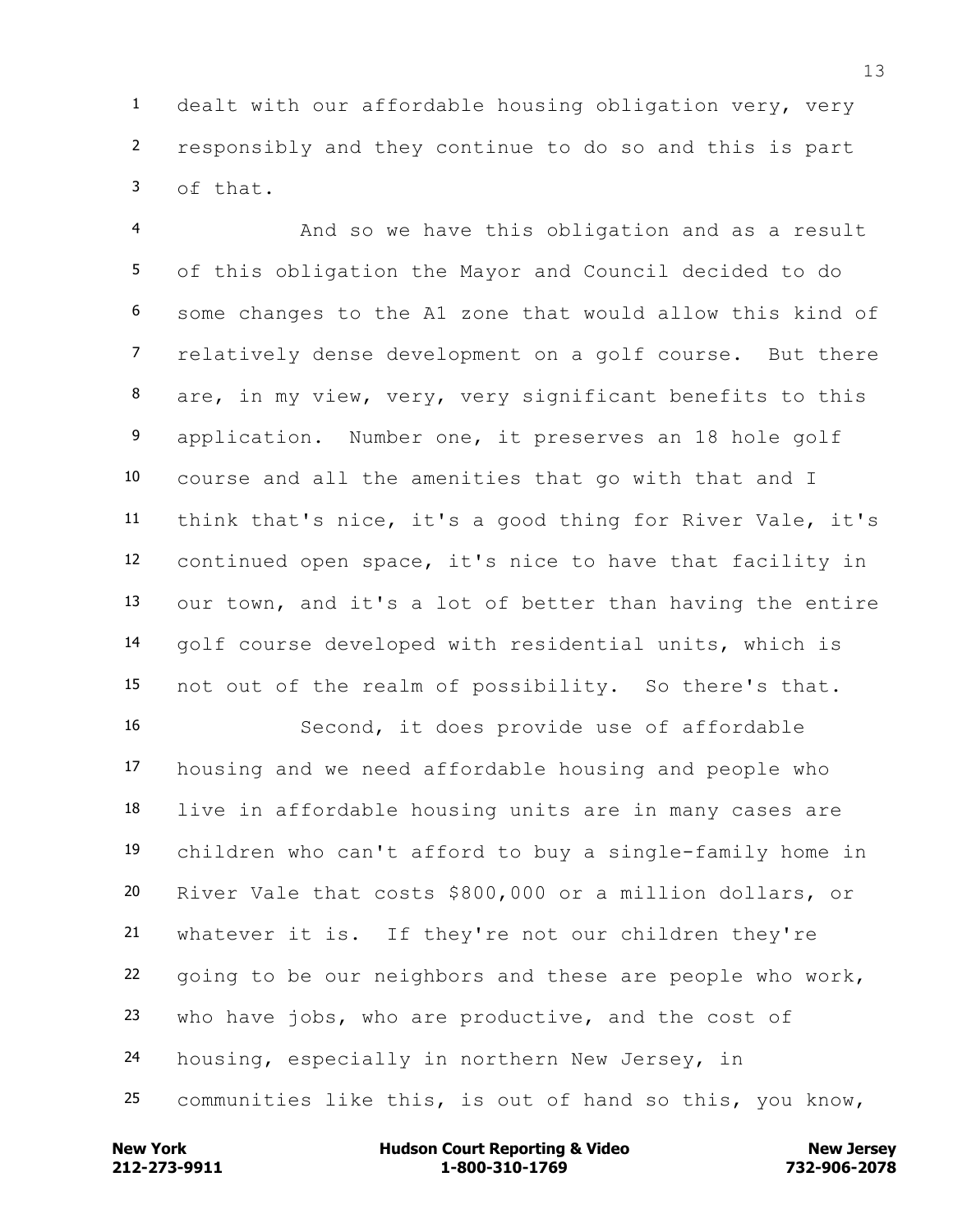dealt with our affordable housing obligation very, very responsibly and they continue to do so and this is part of that.

And so we have this obligation and as a result of this obligation the Mayor and Council decided to do some changes to the A1 zone that would allow this kind of relatively dense development on a golf course. But there are, in my view, very, very significant benefits to this application. Number one, it preserves an 18 hole golf course and all the amenities that go with that and I think that's nice, it's a good thing for River Vale, it's continued open space, it's nice to have that facility in our town, and it's a lot of better than having the entire golf course developed with residential units, which is not out of the realm of possibility. So there's that.

Second, it does provide use of affordable housing and we need affordable housing and people who live in affordable housing units are in many cases are children who can't afford to buy a single-family home in River Vale that costs $800,000 or a million dollars, or whatever it is. If they're not our children they're going to be our neighbors and these are people who work, who have jobs, who are productive, and the cost of housing, especially in northern New Jersey, in communities like this, is out of hand so this, you know,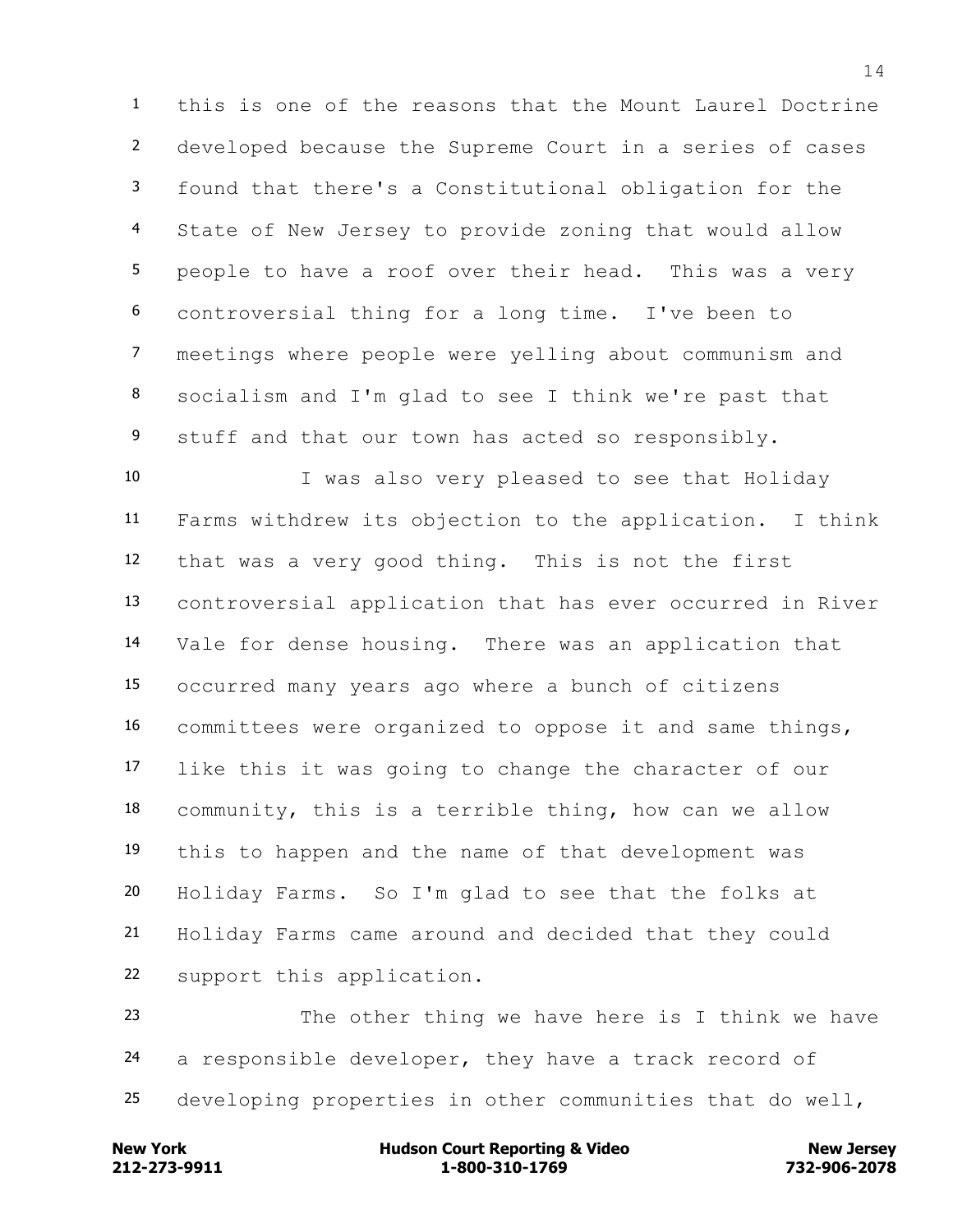this is one of the reasons that the Mount Laurel Doctrine developed because the Supreme Court in a series of cases found that there's a Constitutional obligation for the State of New Jersey to provide zoning that would allow people to have a roof over their head. This was a very controversial thing for a long time. I've been to meetings where people were yelling about communism and socialism and I'm glad to see I think we're past that stuff and that our town has acted so responsibly.

I was also very pleased to see that Holiday Farms withdrew its objection to the application. I think that was a very good thing. This is not the first controversial application that has ever occurred in River Vale for dense housing. There was an application that occurred many years ago where a bunch of citizens committees were organized to oppose it and same things, like this it was going to change the character of our community, this is a terrible thing, how can we allow this to happen and the name of that development was Holiday Farms. So I'm glad to see that the folks at Holiday Farms came around and decided that they could support this application.

The other thing we have here is I think we have a responsible developer, they have a track record of developing properties in other communities that do well,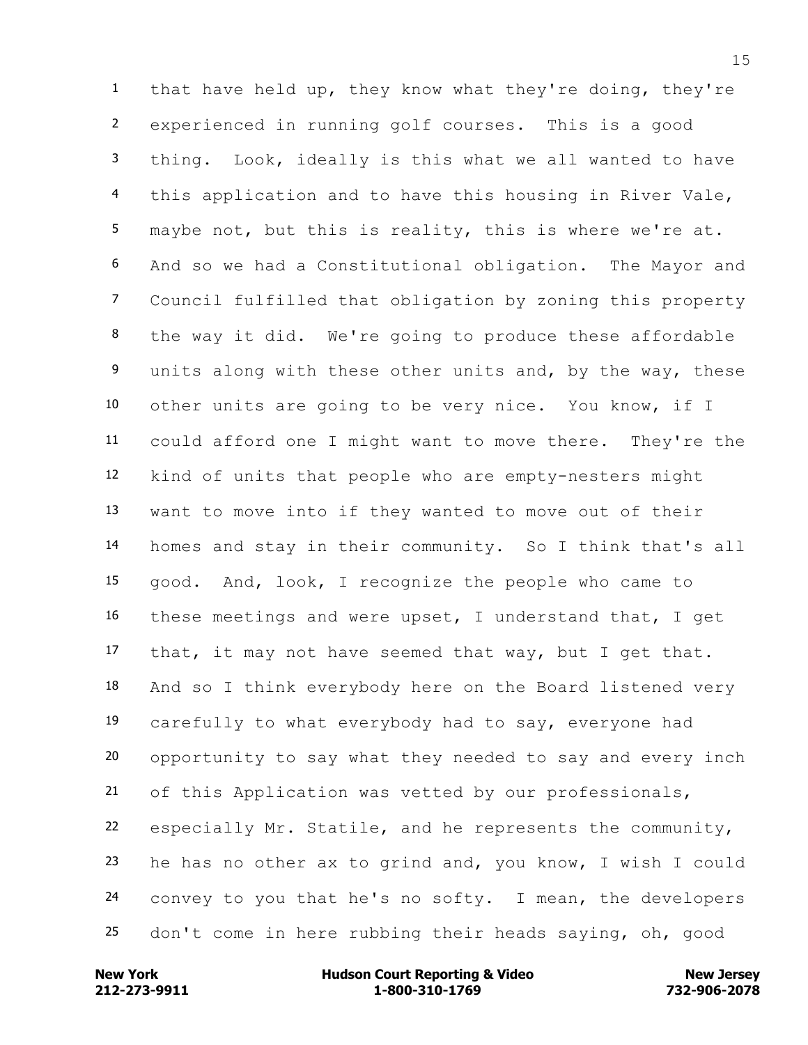that have held up, they know what they're doing, they're experienced in running golf courses. This is a good thing. Look, ideally is this what we all wanted to have this application and to have this housing in River Vale, maybe not, but this is reality, this is where we're at. And so we had a Constitutional obligation. The Mayor and Council fulfilled that obligation by zoning this property the way it did. We're going to produce these affordable units along with these other units and, by the way, these other units are going to be very nice. You know, if I could afford one I might want to move there. They're the kind of units that people who are empty-nesters might want to move into if they wanted to move out of their homes and stay in their community. So I think that's all good. And, look, I recognize the people who came to these meetings and were upset, I understand that, I get that, it may not have seemed that way, but I get that. And so I think everybody here on the Board listened very carefully to what everybody had to say, everyone had opportunity to say what they needed to say and every inch of this Application was vetted by our professionals, especially Mr. Statile, and he represents the community, he has no other ax to grind and, you know, I wish I could convey to you that he's no softy. I mean, the developers don't come in here rubbing their heads saying, oh, good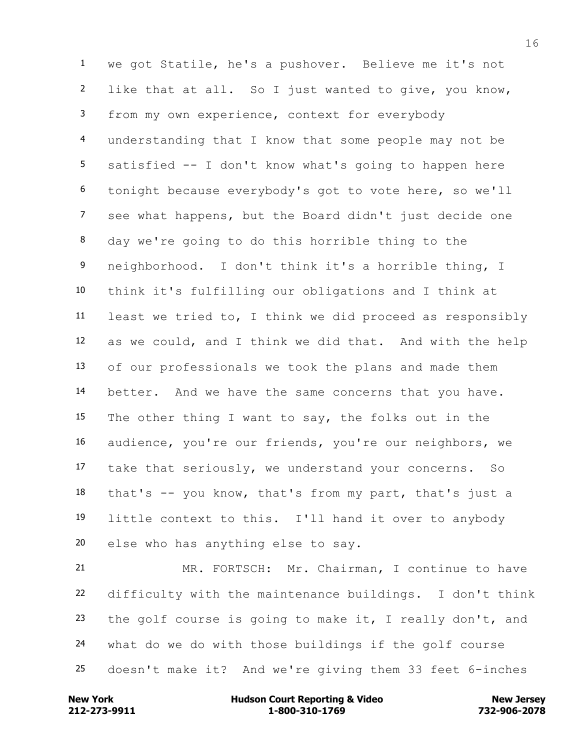we got Statile, he's a pushover. Believe me it's not like that at all. So I just wanted to give, you know, from my own experience, context for everybody understanding that I know that some people may not be satisfied -- I don't know what's going to happen here tonight because everybody's got to vote here, so we'll see what happens, but the Board didn't just decide one day we're going to do this horrible thing to the neighborhood. I don't think it's a horrible thing, I think it's fulfilling our obligations and I think at least we tried to, I think we did proceed as responsibly as we could, and I think we did that. And with the help of our professionals we took the plans and made them better. And we have the same concerns that you have. The other thing I want to say, the folks out in the audience, you're our friends, you're our neighbors, we take that seriously, we understand your concerns. So that's -- you know, that's from my part, that's just a little context to this. I'll hand it over to anybody else who has anything else to say.

MR. FORTSCH: Mr. Chairman, I continue to have difficulty with the maintenance buildings. I don't think the golf course is going to make it, I really don't, and what do we do with those buildings if the golf course doesn't make it? And we're giving them 33 feet 6-inches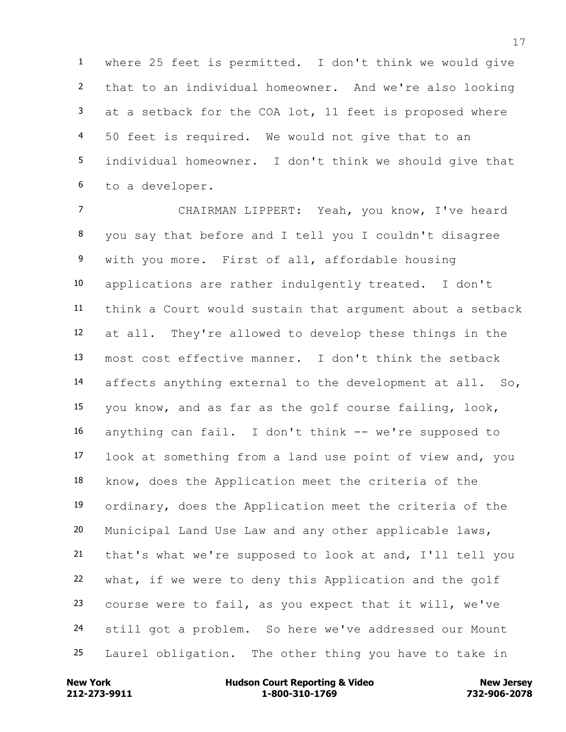where 25 feet is permitted. I don't think we would give that to an individual homeowner. And we're also looking at a setback for the COA lot, 11 feet is proposed where 50 feet is required. We would not give that to an individual homeowner. I don't think we should give that to a developer.

CHAIRMAN LIPPERT: Yeah, you know, I've heard you say that before and I tell you I couldn't disagree with you more. First of all, affordable housing applications are rather indulgently treated. I don't think a Court would sustain that argument about a setback at all. They're allowed to develop these things in the most cost effective manner. I don't think the setback affects anything external to the development at all. So, you know, and as far as the golf course failing, look, anything can fail. I don't think -- we're supposed to look at something from a land use point of view and, you know, does the Application meet the criteria of the ordinary, does the Application meet the criteria of the Municipal Land Use Law and any other applicable laws, that's what we're supposed to look at and, I'll tell you what, if we were to deny this Application and the golf course were to fail, as you expect that it will, we've still got a problem. So here we've addressed our Mount Laurel obligation. The other thing you have to take in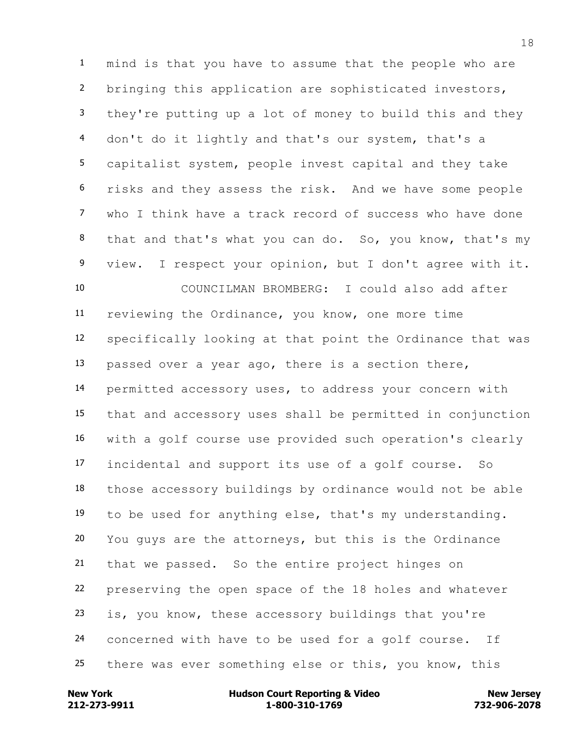mind is that you have to assume that the people who are bringing this application are sophisticated investors, they're putting up a lot of money to build this and they don't do it lightly and that's our system, that's a capitalist system, people invest capital and they take risks and they assess the risk. And we have some people who I think have a track record of success who have done that and that's what you can do. So, you know, that's my view. I respect your opinion, but I don't agree with it.

COUNCILMAN BROMBERG: I could also add after reviewing the Ordinance, you know, one more time specifically looking at that point the Ordinance that was passed over a year ago, there is a section there, permitted accessory uses, to address your concern with that and accessory uses shall be permitted in conjunction with a golf course use provided such operation's clearly incidental and support its use of a golf course. So those accessory buildings by ordinance would not be able to be used for anything else, that's my understanding. You guys are the attorneys, but this is the Ordinance that we passed. So the entire project hinges on preserving the open space of the 18 holes and whatever is, you know, these accessory buildings that you're concerned with have to be used for a golf course. If there was ever something else or this, you know, this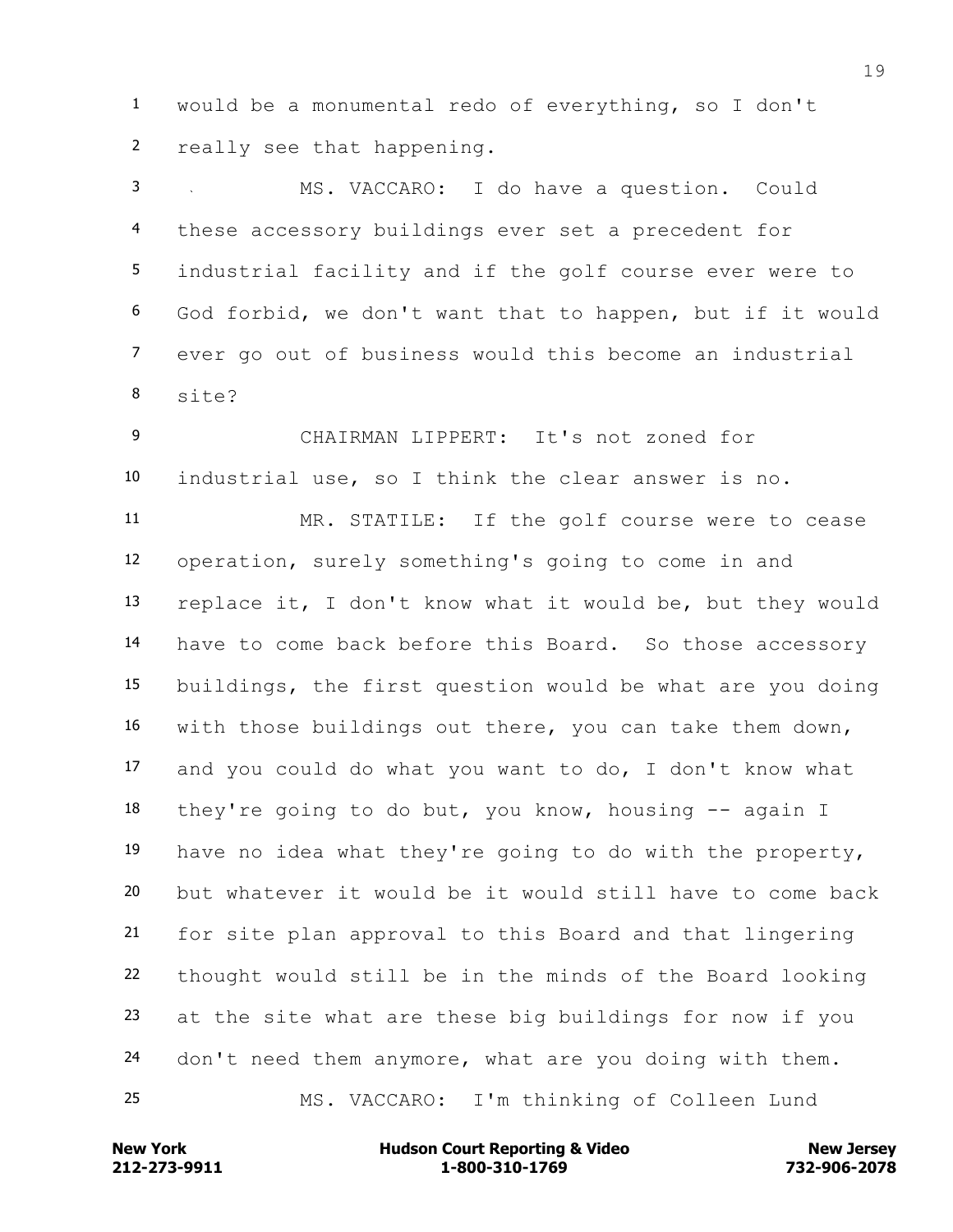would be a monumental redo of everything, so I don't really see that happening.

MS. VACCARO: I do have a question. Could these accessory buildings ever set a precedent for industrial facility and if the golf course ever were to God forbid, we don't want that to happen, but if it would ever go out of business would this become an industrial site?

CHAIRMAN LIPPERT: It's not zoned for industrial use, so I think the clear answer is no.

MR. STATILE: If the golf course were to cease operation, surely something's going to come in and replace it, I don't know what it would be, but they would have to come back before this Board. So those accessory buildings, the first question would be what are you doing with those buildings out there, you can take them down, and you could do what you want to do, I don't know what they're going to do but, you know, housing -- again I have no idea what they're going to do with the property, but whatever it would be it would still have to come back for site plan approval to this Board and that lingering thought would still be in the minds of the Board looking at the site what are these big buildings for now if you don't need them anymore, what are you doing with them.

MS. VACCARO: I'm thinking of Colleen Lund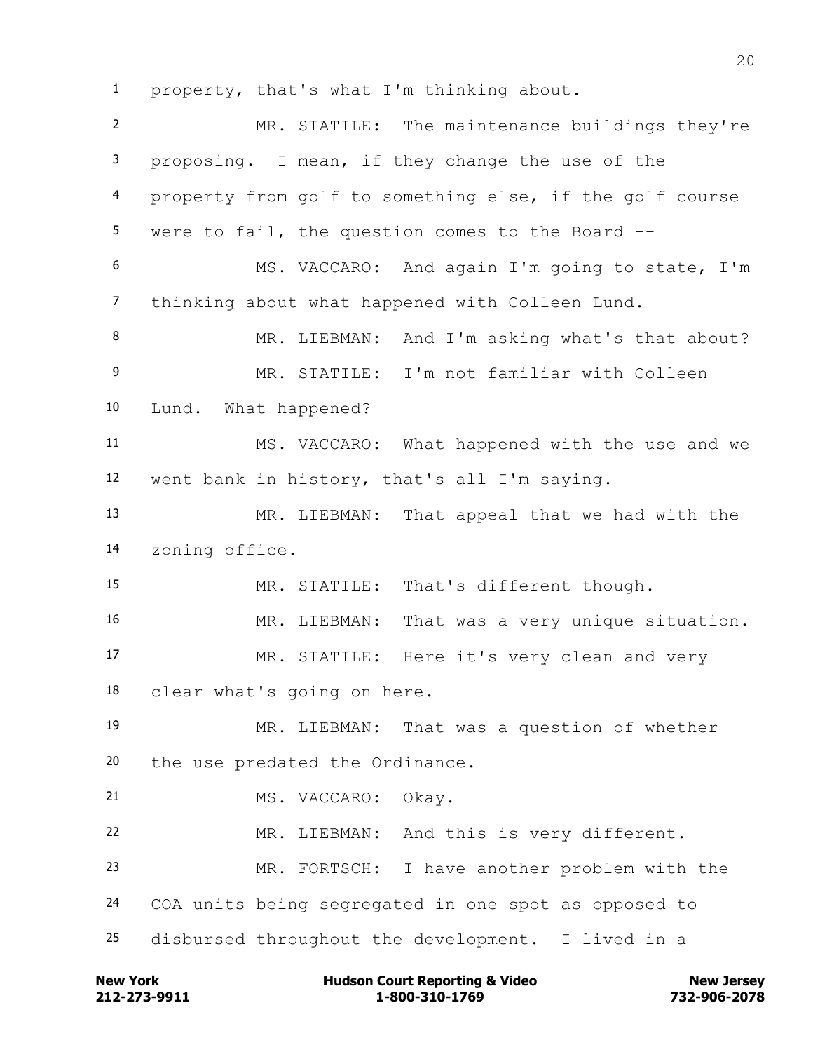property, that's what I'm thinking about.

MR. STATILE: The maintenance buildings they're proposing. I mean, if they change the use of the property from golf to something else, if the golf course were to fail, the question comes to the Board --

MS. VACCARO: And again I'm going to state, I'm thinking about what happened with Colleen Lund.

MR. LIEBMAN: And I'm asking what's that about?

MR. STATILE: I'm not familiar with Colleen Lund. What happened?

MS. VACCARO: What happened with the use and we went bank in history, that's all I'm saying.

MR. LIEBMAN: That appeal that we had with the zoning office.

MR. STATILE: That's different though.

MR. LIEBMAN: That was a very unique situation.

MR. STATILE: Here it's very clean and very clear what's going on here.

MR. LIEBMAN: That was a question of whether the use predated the Ordinance.

MS. VACCARO: Okay.

MR. LIEBMAN: And this is very different.

MR. FORTSCH: I have another problem with the COA units being segregated in one spot as opposed to disbursed throughout the development. I lived in a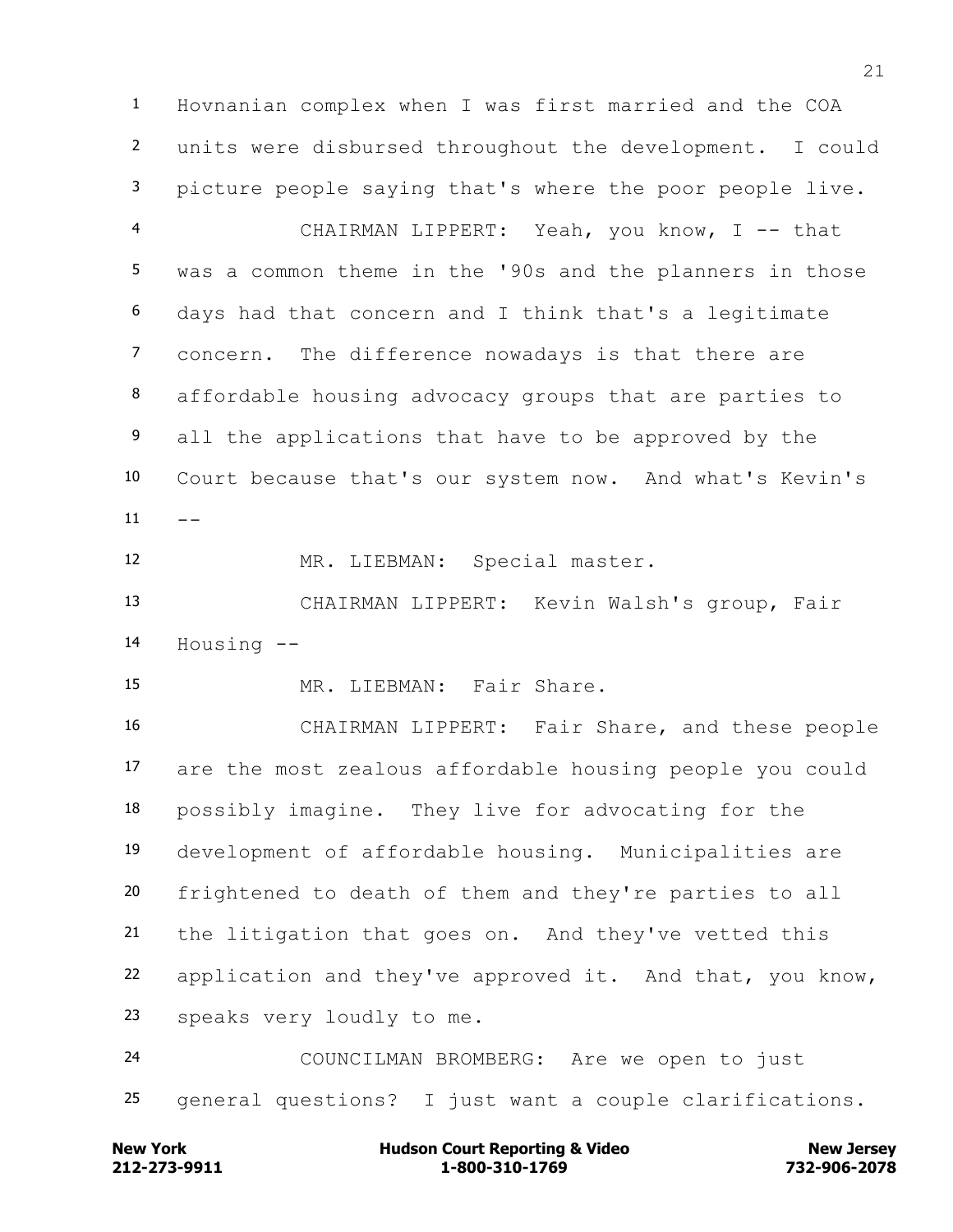Hovnanian complex when I was first married and the COA units were disbursed throughout the development. I could picture people saying that's where the poor people live.

CHAIRMAN LIPPERT: Yeah, you know, I -- that was a common theme in the '90s and the planners in those days had that concern and I think that's a legitimate concern. The difference nowadays is that there are affordable housing advocacy groups that are parties to all the applications that have to be approved by the Court because that's our system now. And what's Kevin's --

MR. LIEBMAN: Special master.

CHAIRMAN LIPPERT: Kevin Walsh's group, Fair Housing --

MR. LIEBMAN: Fair Share.

CHAIRMAN LIPPERT: Fair Share, and these people are the most zealous affordable housing people you could possibly imagine. They live for advocating for the development of affordable housing. Municipalities are frightened to death of them and they're parties to all the litigation that goes on. And they've vetted this application and they've approved it. And that, you know, speaks very loudly to me.

COUNCILMAN BROMBERG: Are we open to just general questions? I just want a couple clarifications.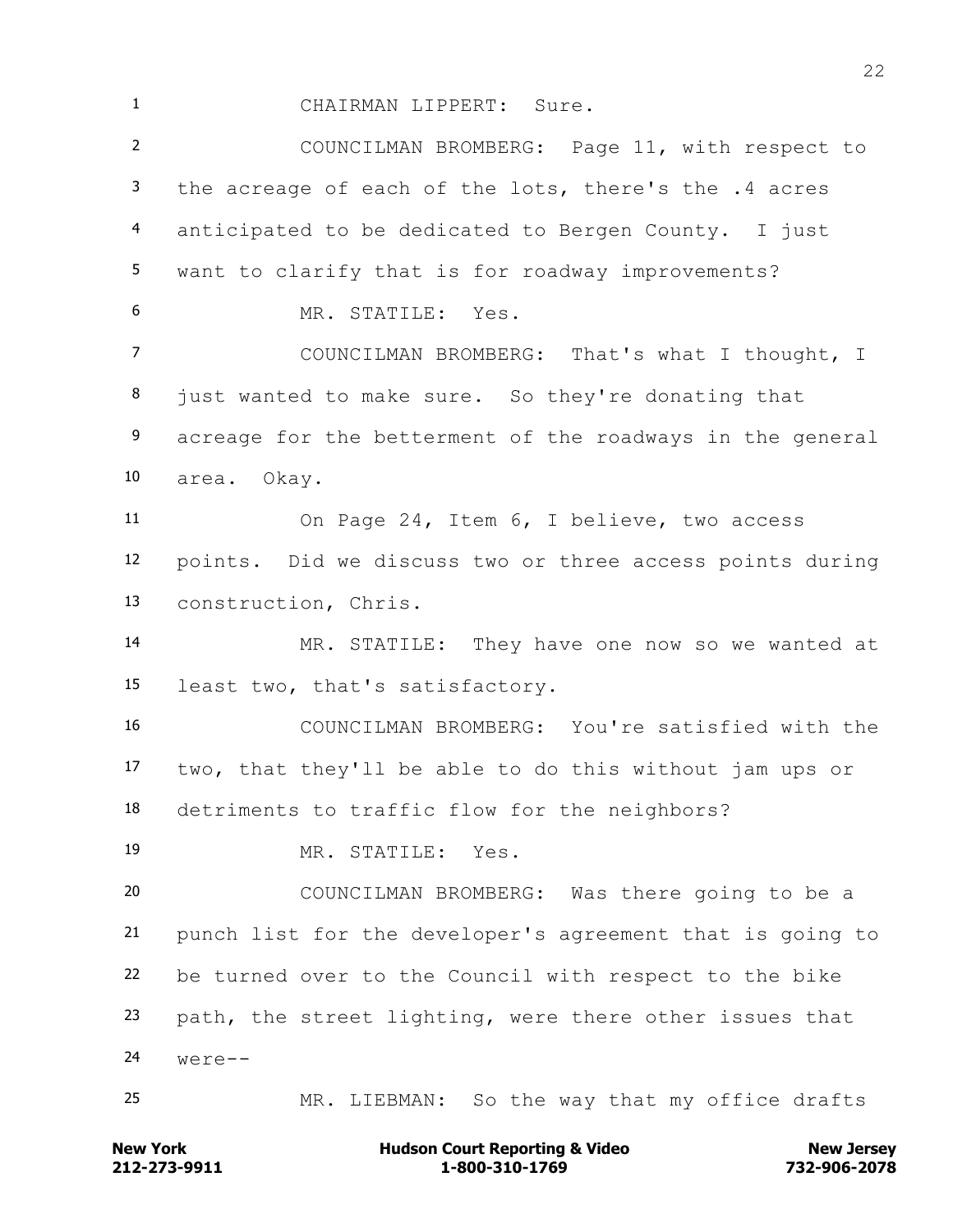CHAIRMAN LIPPERT: Sure.

COUNCILMAN BROMBERG: Page 11, with respect to the acreage of each of the lots, there's the .4 acres anticipated to be dedicated to Bergen County. I just want to clarify that is for roadway improvements?

MR. STATILE: Yes.

COUNCILMAN BROMBERG: That's what I thought, I just wanted to make sure. So they're donating that acreage for the betterment of the roadways in the general area. Okay.

On Page 24, Item 6, I believe, two access points. Did we discuss two or three access points during construction, Chris.

MR. STATILE: They have one now so we wanted at least two, that's satisfactory.

COUNCILMAN BROMBERG: You're satisfied with the two, that they'll be able to do this without jam ups or detriments to traffic flow for the neighbors?

MR. STATILE: Yes.

COUNCILMAN BROMBERG: Was there going to be a punch list for the developer's agreement that is going to be turned over to the Council with respect to the bike path, the street lighting, were there other issues that were--

MR. LIEBMAN: So the way that my office drafts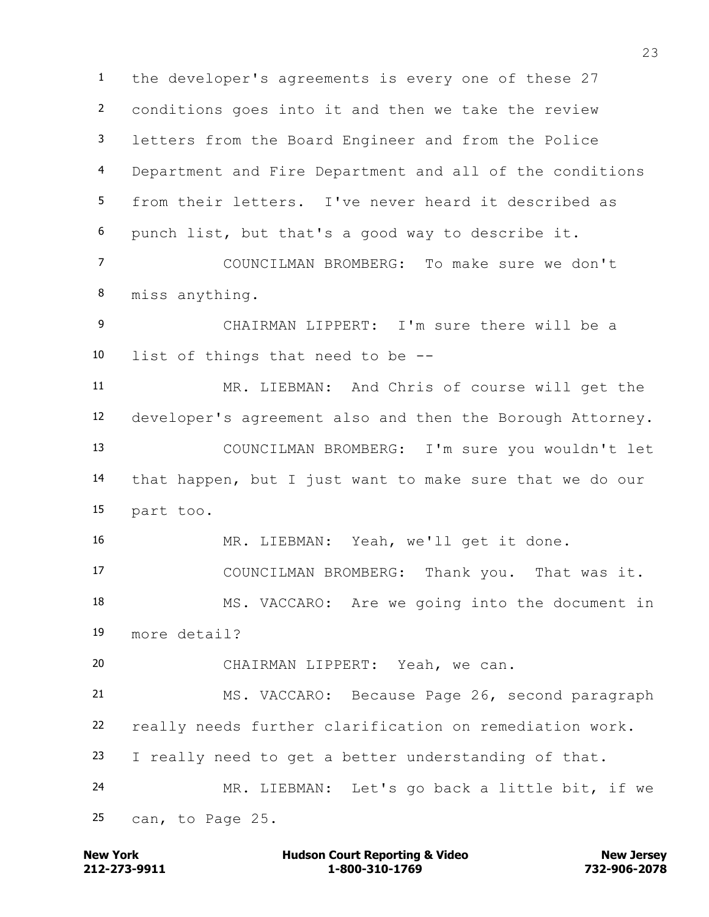the developer's agreements is every one of these 27 conditions goes into it and then we take the review letters from the Board Engineer and from the Police Department and Fire Department and all of the conditions from their letters. I've never heard it described as punch list, but that's a good way to describe it.

COUNCILMAN BROMBERG: To make sure we don't miss anything.

CHAIRMAN LIPPERT: I'm sure there will be a list of things that need to be --

MR. LIEBMAN: And Chris of course will get the developer's agreement also and then the Borough Attorney.

COUNCILMAN BROMBERG: I'm sure you wouldn't let that happen, but I just want to make sure that we do our part too.

MR. LIEBMAN: Yeah, we'll get it done.

COUNCILMAN BROMBERG: Thank you. That was it.

MS. VACCARO: Are we going into the document in more detail?

CHAIRMAN LIPPERT: Yeah, we can.

MS. VACCARO: Because Page 26, second paragraph really needs further clarification on remediation work. I really need to get a better understanding of that.

MR. LIEBMAN: Let's go back a little bit, if we can, to Page 25.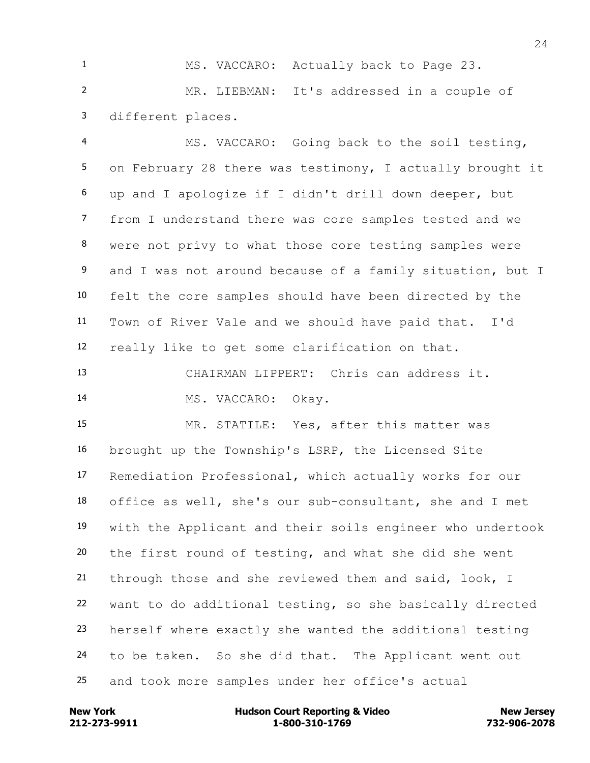MS. VACCARO: Actually back to Page 23.

MR. LIEBMAN: It's addressed in a couple of different places.

MS. VACCARO: Going back to the soil testing, on February 28 there was testimony, I actually brought it up and I apologize if I didn't drill down deeper, but from I understand there was core samples tested and we were not privy to what those core testing samples were and I was not around because of a family situation, but I felt the core samples should have been directed by the Town of River Vale and we should have paid that. I'd really like to get some clarification on that.

CHAIRMAN LIPPERT: Chris can address it.

MS. VACCARO: Okay.

MR. STATILE: Yes, after this matter was brought up the Township's LSRP, the Licensed Site Remediation Professional, which actually works for our office as well, she's our sub-consultant, she and I met with the Applicant and their soils engineer who undertook the first round of testing, and what she did she went through those and she reviewed them and said, look, I want to do additional testing, so she basically directed herself where exactly she wanted the additional testing to be taken. So she did that. The Applicant went out and took more samples under her office's actual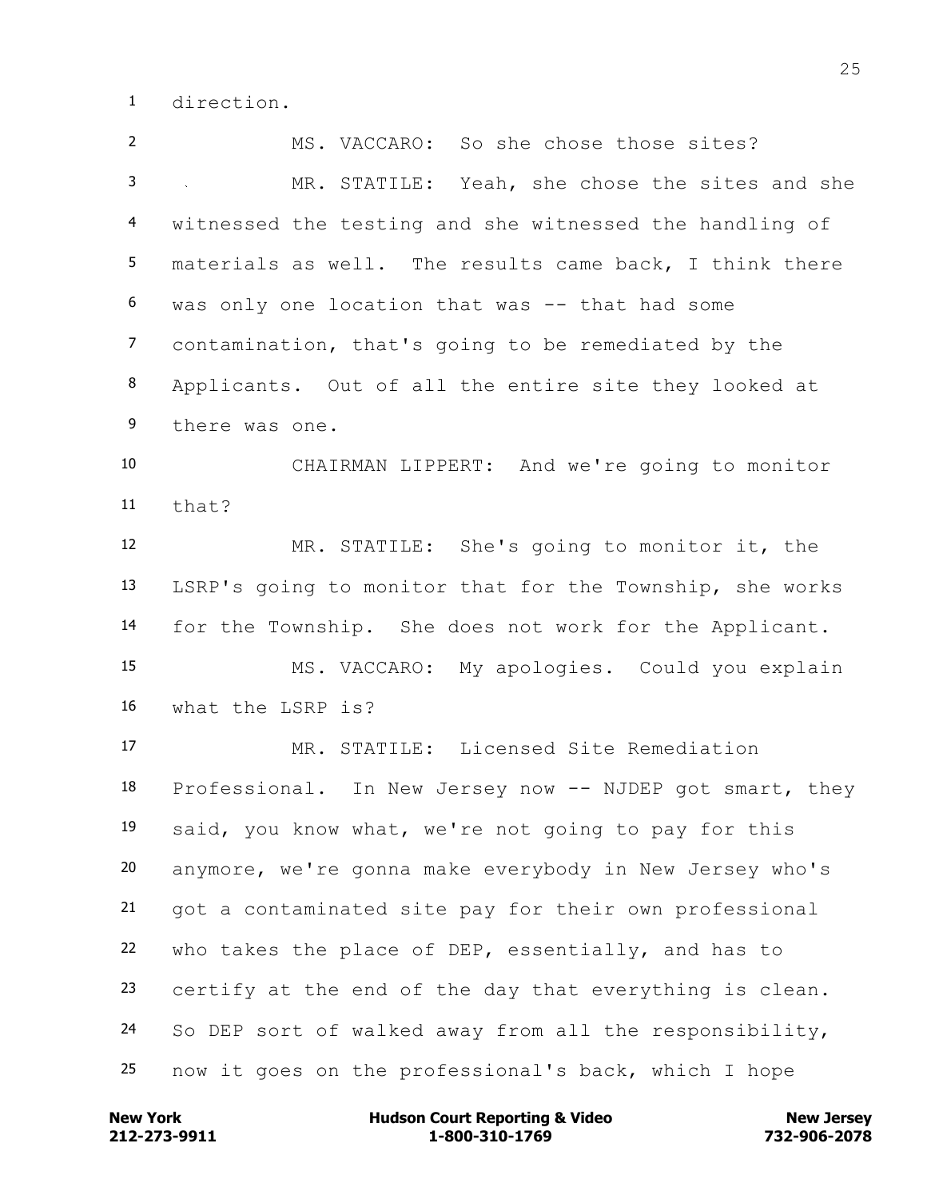direction.

MS. VACCARO: So she chose those sites?

MR. STATILE: Yeah, she chose the sites and she witnessed the testing and she witnessed the handling of materials as well. The results came back, I think there was only one location that was -- that had some contamination, that's going to be remediated by the Applicants. Out of all the entire site they looked at there was one.

CHAIRMAN LIPPERT: And we're going to monitor that?

MR. STATILE: She's going to monitor it, the LSRP's going to monitor that for the Township, she works for the Township. She does not work for the Applicant.

MS. VACCARO: My apologies. Could you explain what the LSRP is?

MR. STATILE: Licensed Site Remediation Professional. In New Jersey now -- NJDEP got smart, they said, you know what, we're not going to pay for this anymore, we're gonna make everybody in New Jersey who's got a contaminated site pay for their own professional who takes the place of DEP, essentially, and has to certify at the end of the day that everything is clean. So DEP sort of walked away from all the responsibility, now it goes on the professional's back, which I hope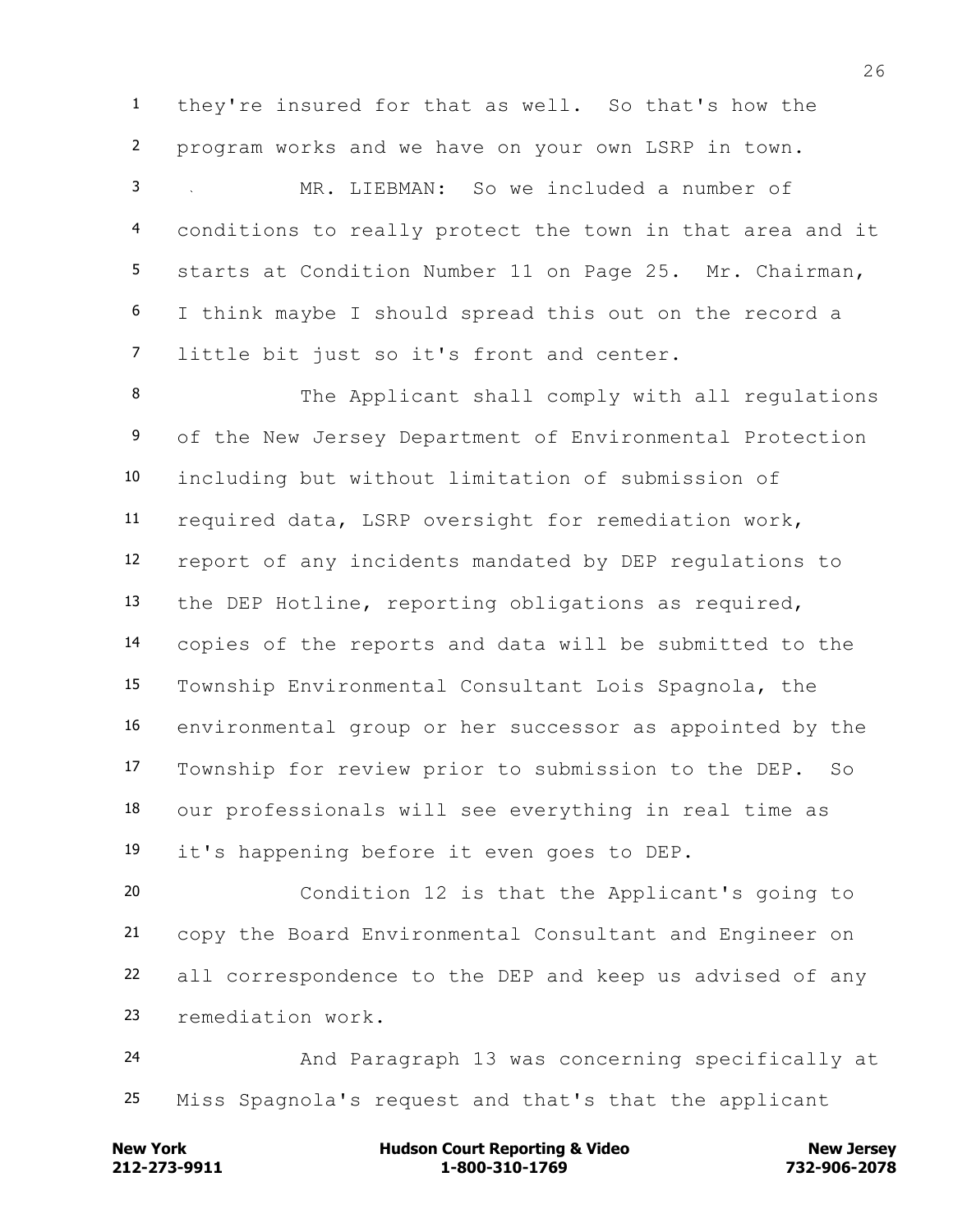they're insured for that as well. So that's how the program works and we have on your own LSRP in town.

MR. LIEBMAN: So we included a number of conditions to really protect the town in that area and it starts at Condition Number 11 on Page 25. Mr. Chairman, I think maybe I should spread this out on the record a little bit just so it's front and center.

The Applicant shall comply with all regulations of the New Jersey Department of Environmental Protection including but without limitation of submission of required data, LSRP oversight for remediation work, report of any incidents mandated by DEP regulations to the DEP Hotline, reporting obligations as required, copies of the reports and data will be submitted to the Township Environmental Consultant Lois Spagnola, the environmental group or her successor as appointed by the Township for review prior to submission to the DEP. So our professionals will see everything in real time as it's happening before it even goes to DEP.

Condition 12 is that the Applicant's going to copy the Board Environmental Consultant and Engineer on all correspondence to the DEP and keep us advised of any remediation work.

And Paragraph 13 was concerning specifically at Miss Spagnola's request and that's that the applicant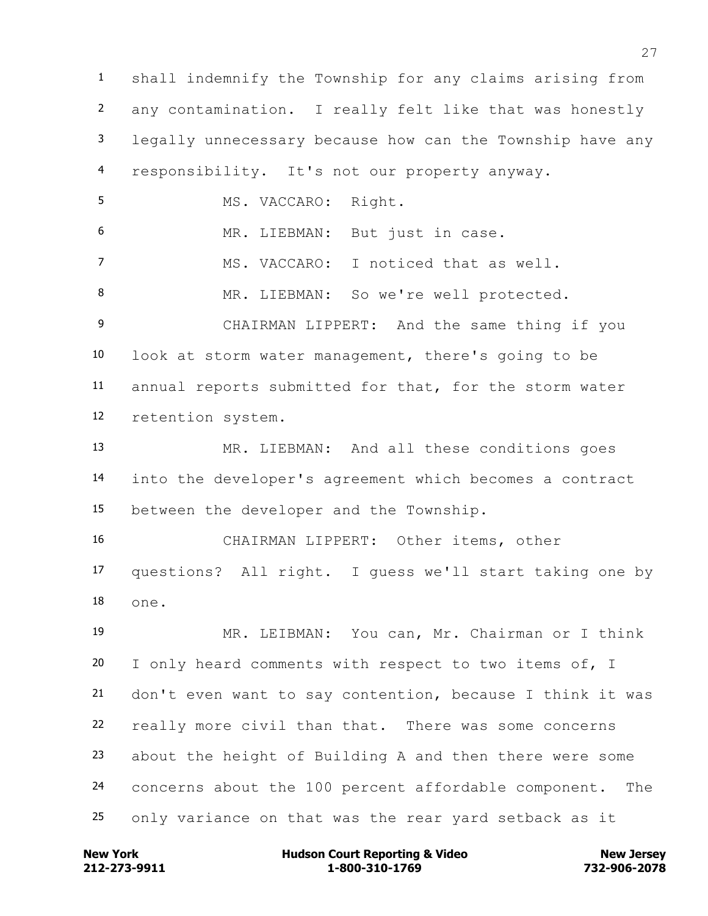shall indemnify the Township for any claims arising from any contamination. I really felt like that was honestly legally unnecessary because how can the Township have any responsibility. It's not our property anyway.

MS. VACCARO: Right.

MR. LIEBMAN: But just in case.

MS. VACCARO: I noticed that as well.

MR. LIEBMAN: So we're well protected.

CHAIRMAN LIPPERT: And the same thing if you look at storm water management, there's going to be annual reports submitted for that, for the storm water retention system.

MR. LIEBMAN: And all these conditions goes into the developer's agreement which becomes a contract between the developer and the Township.

CHAIRMAN LIPPERT: Other items, other questions? All right. I guess we'll start taking one by one.

MR. LEIBMAN: You can, Mr. Chairman or I think I only heard comments with respect to two items of, I don't even want to say contention, because I think it was really more civil than that. There was some concerns about the height of Building A and then there were some concerns about the 100 percent affordable component. The only variance on that was the rear yard setback as it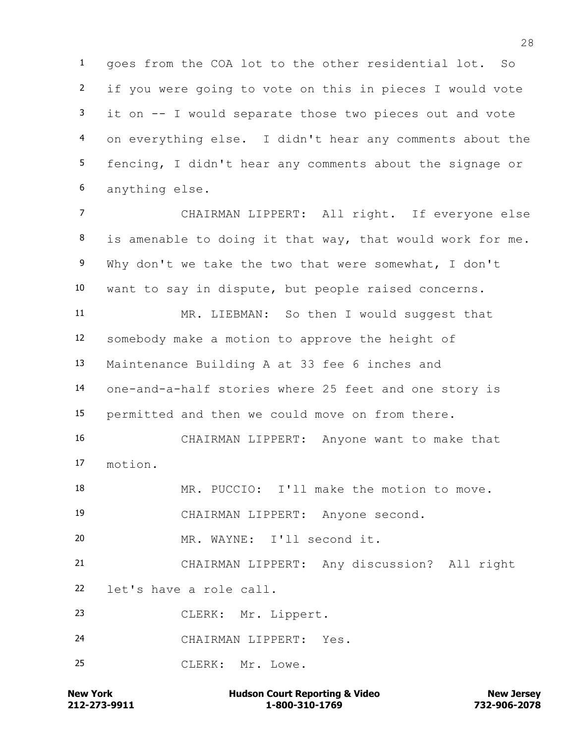goes from the COA lot to the other residential lot. So if you were going to vote on this in pieces I would vote it on -- I would separate those two pieces out and vote on everything else. I didn't hear any comments about the fencing, I didn't hear any comments about the signage or anything else.

CHAIRMAN LIPPERT: All right. If everyone else is amenable to doing it that way, that would work for me. Why don't we take the two that were somewhat, I don't want to say in dispute, but people raised concerns.

MR. LIEBMAN: So then I would suggest that somebody make a motion to approve the height of Maintenance Building A at 33 fee 6 inches and one-and-a-half stories where 25 feet and one story is permitted and then we could move on from there.

CHAIRMAN LIPPERT: Anyone want to make that motion.

MR. PUCCIO: I'll make the motion to move.

CHAIRMAN LIPPERT: Anyone second.

MR. WAYNE: I'll second it.

CHAIRMAN LIPPERT: Any discussion? All right let's have a role call.

CLERK: Mr. Lippert.

CHAIRMAN LIPPERT: Yes.

CLERK: Mr. Lowe.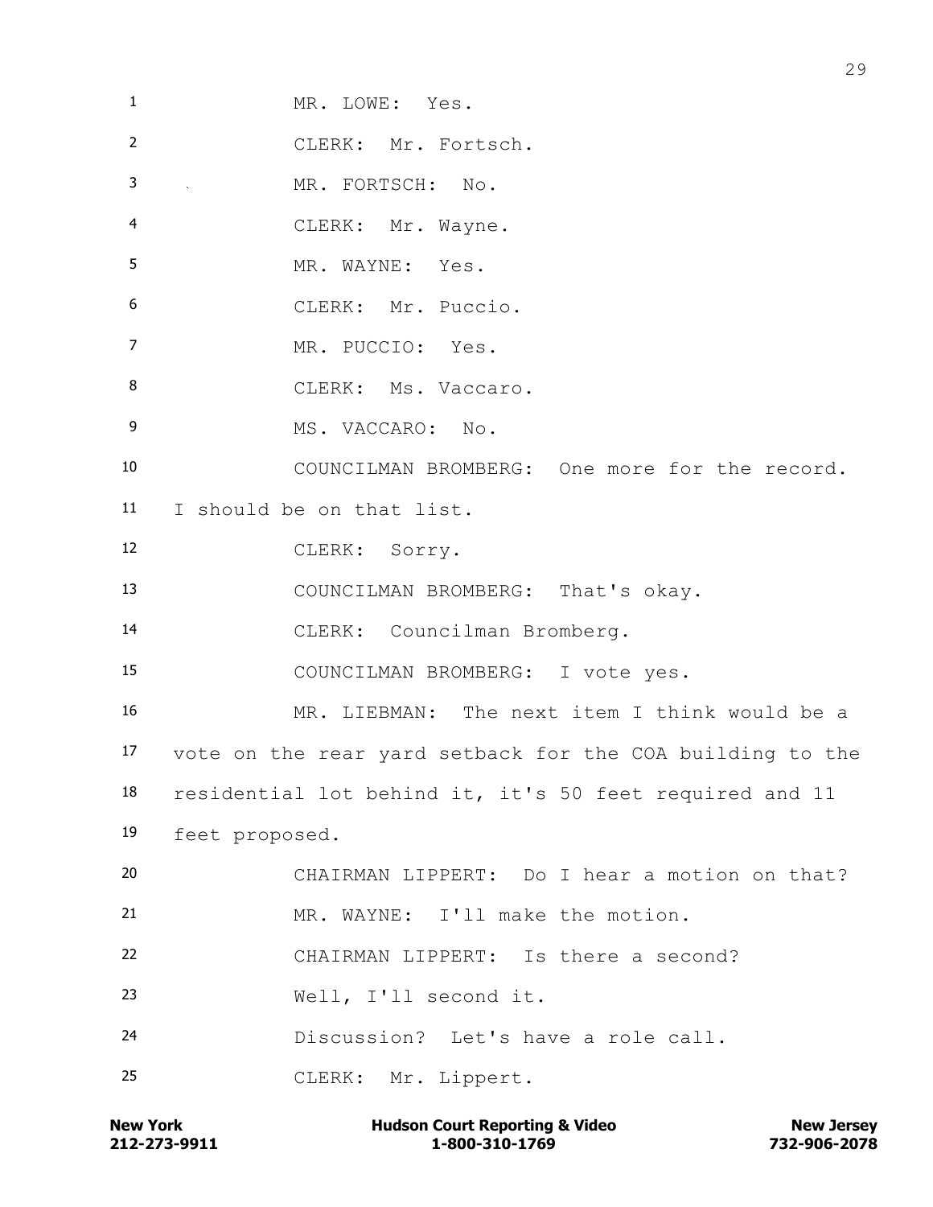1 MR. LOWE: Yes.

2 CLERK: Mr. Fortsch.

3 MR. FORTSCH: No.

4 CLERK: Mr. Wayne.

5 MR. WAYNE: Yes.

6 CLERK: Mr. Puccio.

7 MR. PUCCIO: Yes.

8 CLERK: Ms. Vaccaro.

9 MS. VACCARO: No.

10 COUNCILMAN BROMBERG: One more for the record.

11 I should be on that list.

12 CLERK: Sorry.

13 COUNCILMAN BROMBERG: That's okay.

14 CLERK: Councilman Bromberg.

15 COUNCILMAN BROMBERG: I vote yes.

16 MR. LIEBMAN: The next item I think would be a

17 vote on the rear yard setback for the COA building to the

18 residential lot behind it, it's 50 feet required and 11

19 feet proposed.

20 CHAIRMAN LIPPERT: Do I hear a motion on that?

21 MR. WAYNE: I'll make the motion.

22 CHAIRMAN LIPPERT: Is there a second?

23 Well, I'll second it.

24 Discussion? Let's have a role call.

25 CLERK: Mr. Lippert.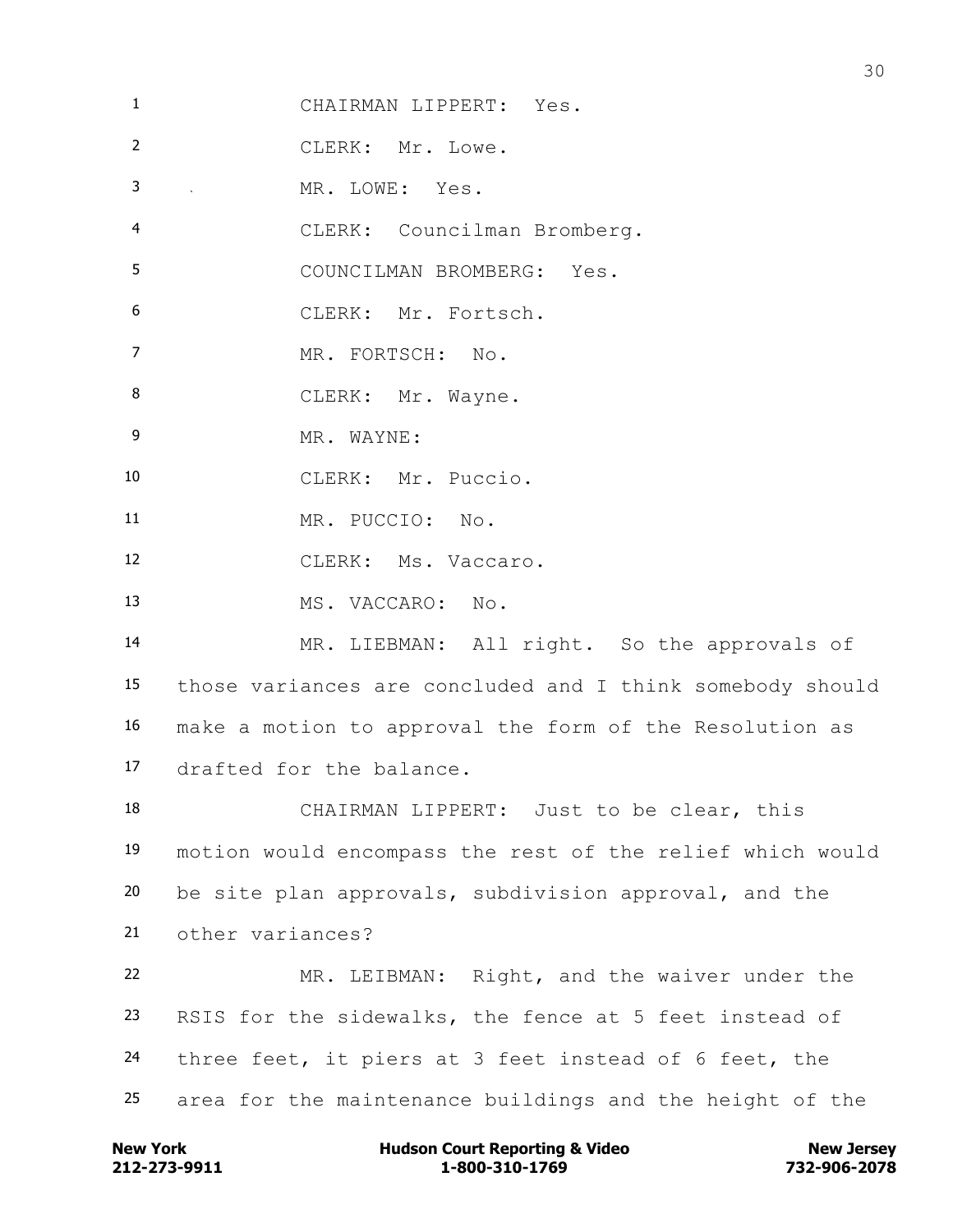CHAIRMAN LIPPERT: Yes.

CLERK: Mr. Lowe.

MR. LOWE: Yes.

CLERK: Councilman Bromberg.

COUNCILMAN BROMBERG: Yes.

CLERK: Mr. Fortsch.

MR. FORTSCH: No.

CLERK: Mr. Wayne.

MR. WAYNE:

CLERK: Mr. Puccio.

MR. PUCCIO: No.

CLERK: Ms. Vaccaro.

MS. VACCARO: No.

MR. LIEBMAN: All right. So the approvals of those variances are concluded and I think somebody should make a motion to approval the form of the Resolution as drafted for the balance.

CHAIRMAN LIPPERT: Just to be clear, this motion would encompass the rest of the relief which would be site plan approvals, subdivision approval, and the other variances?

MR. LEIBMAN: Right, and the waiver under the RSIS for the sidewalks, the fence at 5 feet instead of three feet, it piers at 3 feet instead of 6 feet, the area for the maintenance buildings and the height of the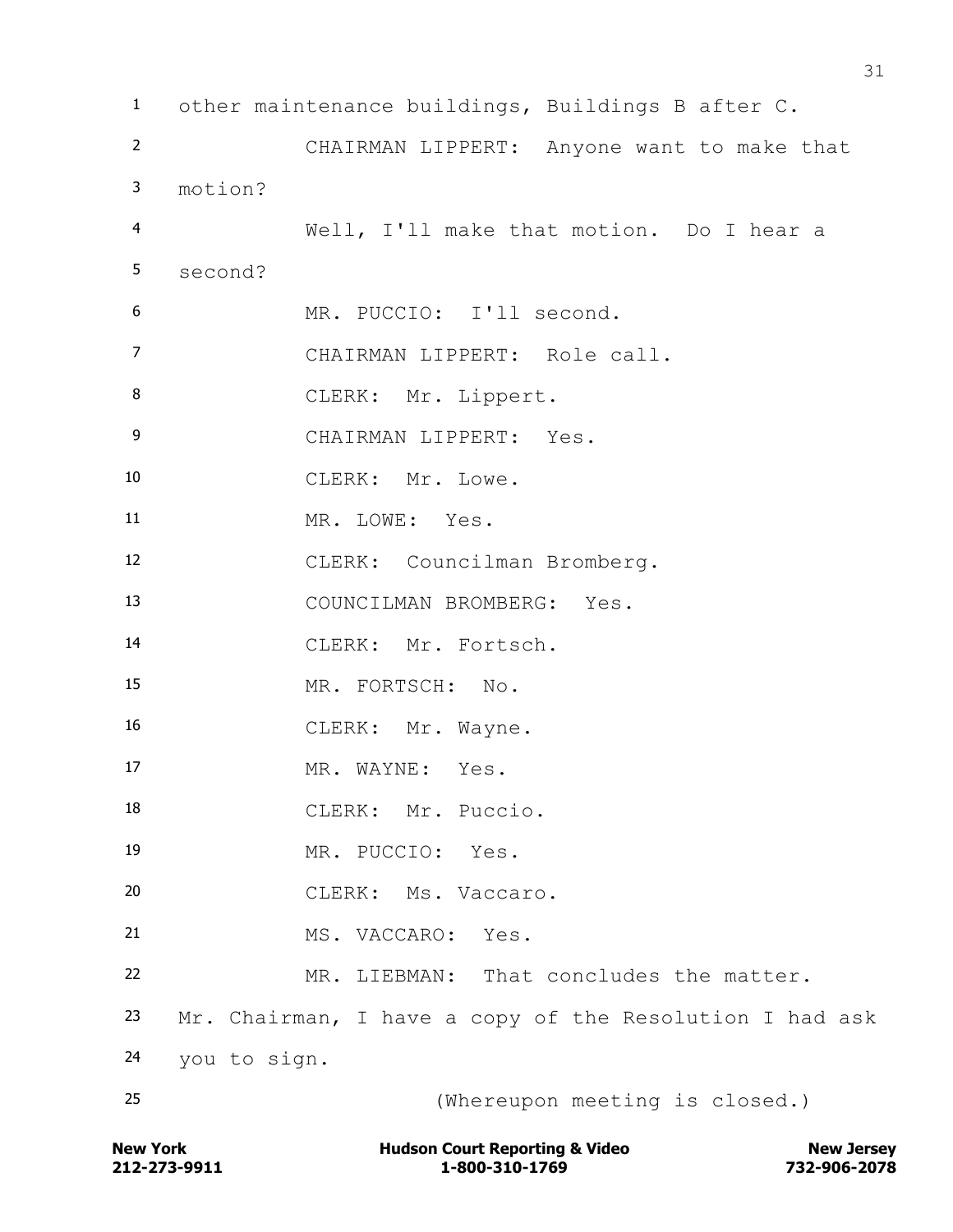other maintenance buildings, Buildings B after C.

CHAIRMAN LIPPERT: Anyone want to make that motion?

Well, I'll make that motion. Do I hear a second?

MR. PUCCIO: I'll second.

CHAIRMAN LIPPERT: Role call.

CLERK: Mr. Lippert.

CHAIRMAN LIPPERT: Yes.

CLERK: Mr. Lowe.

MR. LOWE: Yes.

CLERK: Councilman Bromberg.

COUNCILMAN BROMBERG: Yes.

CLERK: Mr. Fortsch.

MR. FORTSCH: No.

CLERK: Mr. Wayne.

MR. WAYNE: Yes.

CLERK: Mr. Puccio.

MR. PUCCIO: Yes.

CLERK: Ms. Vaccaro.

MS. VACCARO: Yes.

MR. LIEBMAN: That concludes the matter. Mr. Chairman, I have a copy of the Resolution I had ask you to sign.

(Whereupon meeting is closed.)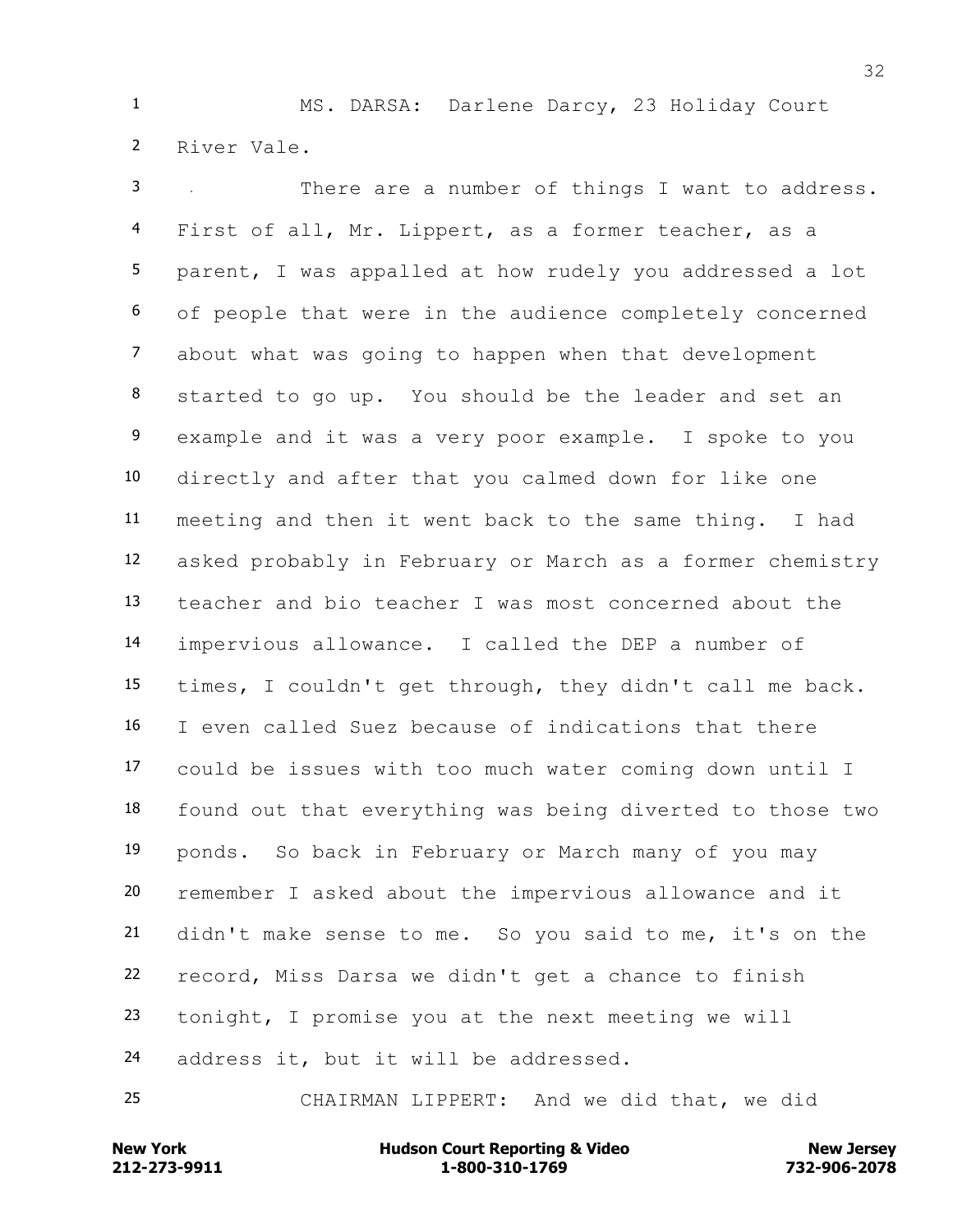MS. DARSA: Darlene Darcy, 23 Holiday Court River Vale.

There are a number of things I want to address. First of all, Mr. Lippert, as a former teacher, as a parent, I was appalled at how rudely you addressed a lot of people that were in the audience completely concerned about what was going to happen when that development started to go up. You should be the leader and set an example and it was a very poor example. I spoke to you directly and after that you calmed down for like one meeting and then it went back to the same thing. I had asked probably in February or March as a former chemistry teacher and bio teacher I was most concerned about the impervious allowance. I called the DEP a number of times, I couldn't get through, they didn't call me back. I even called Suez because of indications that there could be issues with too much water coming down until I found out that everything was being diverted to those two ponds. So back in February or March many of you may remember I asked about the impervious allowance and it didn't make sense to me. So you said to me, it's on the record, Miss Darsa we didn't get a chance to finish tonight, I promise you at the next meeting we will address it, but it will be addressed.

CHAIRMAN LIPPERT: And we did that, we did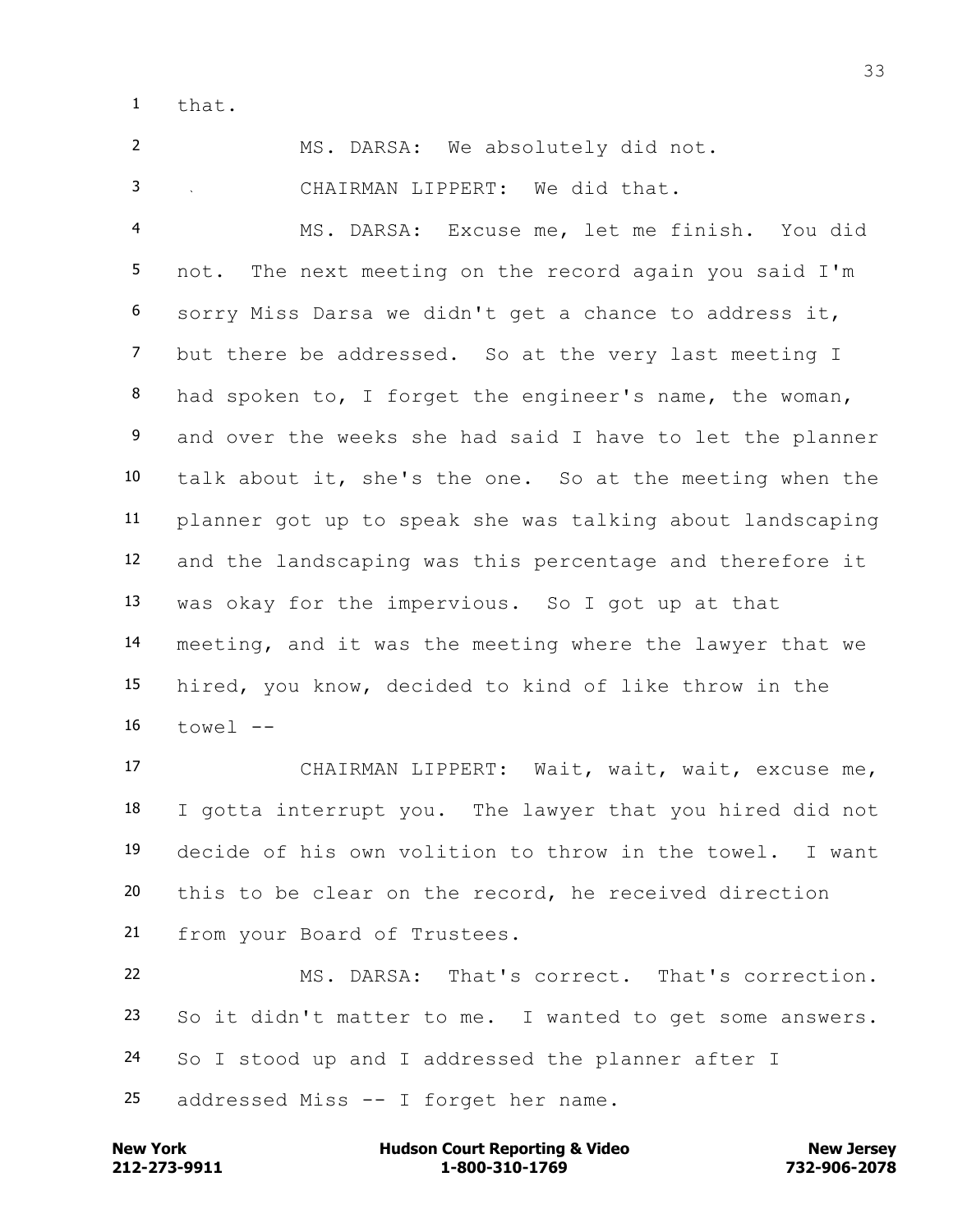that.

MS. DARSA: We absolutely did not.

CHAIRMAN LIPPERT: We did that.

MS. DARSA: Excuse me, let me finish. You did not. The next meeting on the record again you said I'm sorry Miss Darsa we didn't get a chance to address it, but there be addressed. So at the very last meeting I had spoken to, I forget the engineer's name, the woman, and over the weeks she had said I have to let the planner talk about it, she's the one. So at the meeting when the planner got up to speak she was talking about landscaping and the landscaping was this percentage and therefore it was okay for the impervious. So I got up at that meeting, and it was the meeting where the lawyer that we hired, you know, decided to kind of like throw in the towel --

CHAIRMAN LIPPERT: Wait, wait, wait, excuse me, I gotta interrupt you. The lawyer that you hired did not decide of his own volition to throw in the towel. I want this to be clear on the record, he received direction from your Board of Trustees.

MS. DARSA: That's correct. That's correction. So it didn't matter to me. I wanted to get some answers. So I stood up and I addressed the planner after I addressed Miss -- I forget her name.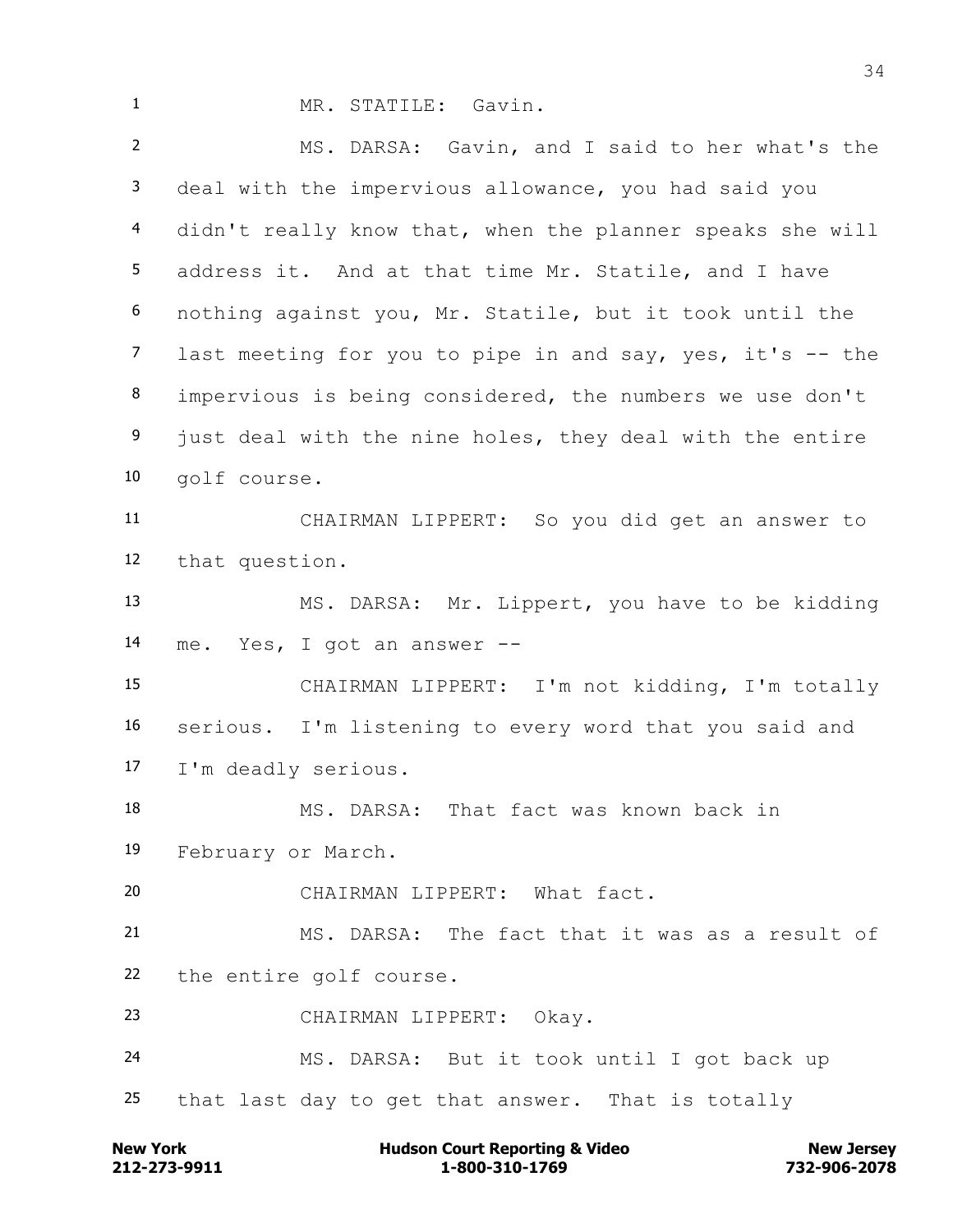MR. STATILE: Gavin.

MS. DARSA: Gavin, and I said to her what's the deal with the impervious allowance, you had said you didn't really know that, when the planner speaks she will address it. And at that time Mr. Statile, and I have nothing against you, Mr. Statile, but it took until the last meeting for you to pipe in and say, yes, it's -- the impervious is being considered, the numbers we use don't just deal with the nine holes, they deal with the entire golf course.

CHAIRMAN LIPPERT: So you did get an answer to that question.

MS. DARSA: Mr. Lippert, you have to be kidding me. Yes, I got an answer --

CHAIRMAN LIPPERT: I'm not kidding, I'm totally serious. I'm listening to every word that you said and I'm deadly serious.

MS. DARSA: That fact was known back in February or March.

CHAIRMAN LIPPERT: What fact.

MS. DARSA: The fact that it was as a result of the entire golf course.

CHAIRMAN LIPPERT: Okay.

MS. DARSA: But it took until I got back up that last day to get that answer. That is totally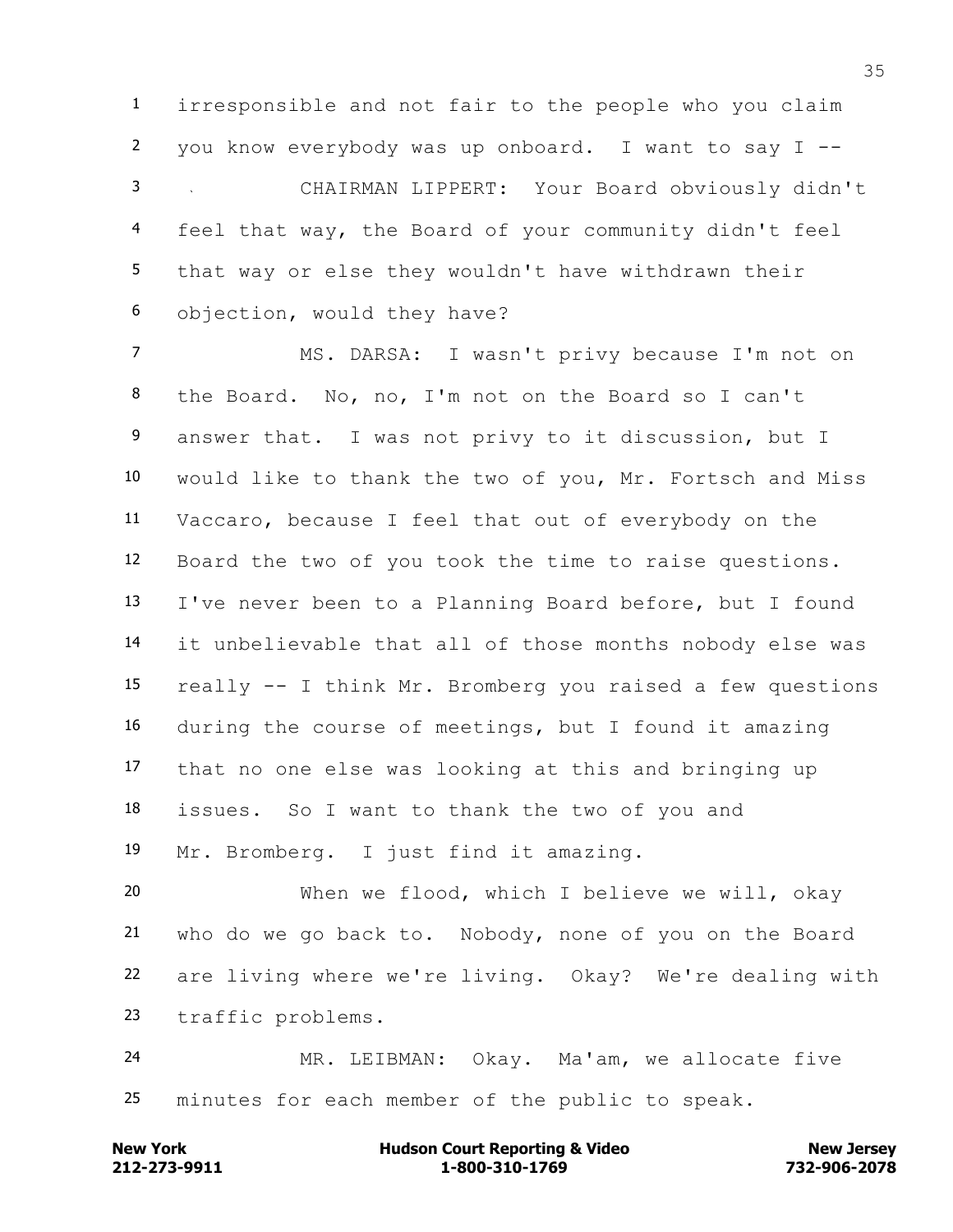irresponsible and not fair to the people who you claim you know everybody was up onboard. I want to say I --

CHAIRMAN LIPPERT: Your Board obviously didn't feel that way, the Board of your community didn't feel that way or else they wouldn't have withdrawn their objection, would they have?

MS. DARSA: I wasn't privy because I'm not on the Board. No, no, I'm not on the Board so I can't answer that. I was not privy to it discussion, but I would like to thank the two of you, Mr. Fortsch and Miss Vaccaro, because I feel that out of everybody on the Board the two of you took the time to raise questions. I've never been to a Planning Board before, but I found it unbelievable that all of those months nobody else was really -- I think Mr. Bromberg you raised a few questions during the course of meetings, but I found it amazing that no one else was looking at this and bringing up issues. So I want to thank the two of you and Mr. Bromberg. I just find it amazing.

When we flood, which I believe we will, okay who do we go back to. Nobody, none of you on the Board are living where we're living. Okay? We're dealing with traffic problems.

MR. LEIBMAN: Okay. Ma'am, we allocate five minutes for each member of the public to speak.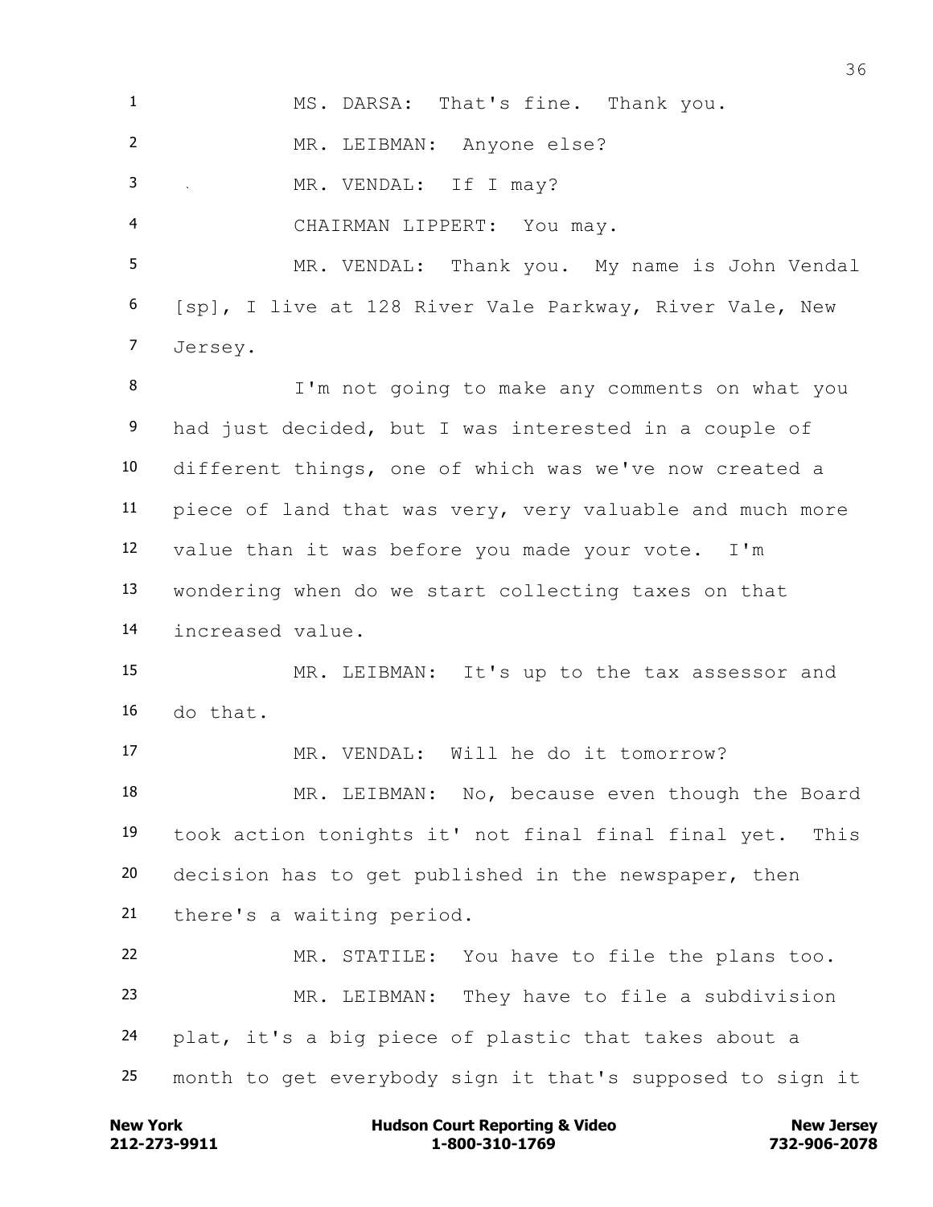MS. DARSA: That's fine. Thank you.

MR. LEIBMAN: Anyone else?

MR. VENDAL: If I may?

CHAIRMAN LIPPERT: You may.

MR. VENDAL: Thank you. My name is John Vendal [sp], I live at 128 River Vale Parkway, River Vale, New Jersey.

I'm not going to make any comments on what you had just decided, but I was interested in a couple of different things, one of which was we've now created a piece of land that was very, very valuable and much more value than it was before you made your vote. I'm wondering when do we start collecting taxes on that increased value.

MR. LEIBMAN: It's up to the tax assessor and do that.

MR. VENDAL: Will he do it tomorrow?

MR. LEIBMAN: No, because even though the Board took action tonights it' not final final final yet. This decision has to get published in the newspaper, then there's a waiting period.

MR. STATILE: You have to file the plans too.

MR. LEIBMAN: They have to file a subdivision plat, it's a big piece of plastic that takes about a month to get everybody sign it that's supposed to sign it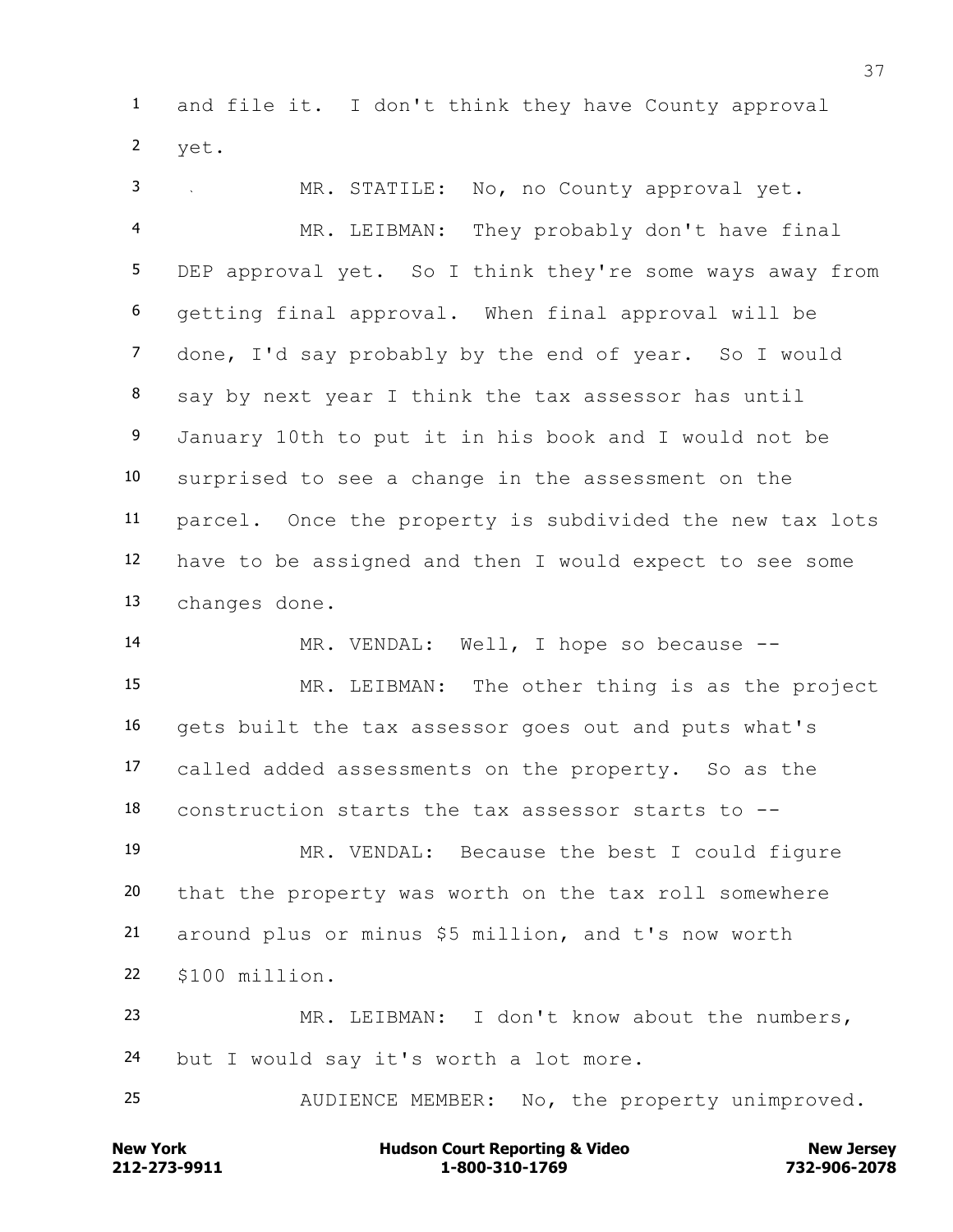and file it. I don't think they have County approval yet.

MR. STATILE: No, no County approval yet.

MR. LEIBMAN: They probably don't have final DEP approval yet. So I think they're some ways away from getting final approval. When final approval will be done, I'd say probably by the end of year. So I would say by next year I think the tax assessor has until January 10th to put it in his book and I would not be surprised to see a change in the assessment on the parcel. Once the property is subdivided the new tax lots have to be assigned and then I would expect to see some changes done.

MR. VENDAL: Well, I hope so because --

MR. LEIBMAN: The other thing is as the project gets built the tax assessor goes out and puts what's called added assessments on the property. So as the construction starts the tax assessor starts to --

MR. VENDAL: Because the best I could figure that the property was worth on the tax roll somewhere around plus or minus $5 million, and t's now worth $100 million.

MR. LEIBMAN: I don't know about the numbers, but I would say it's worth a lot more.

AUDIENCE MEMBER: No, the property unimproved.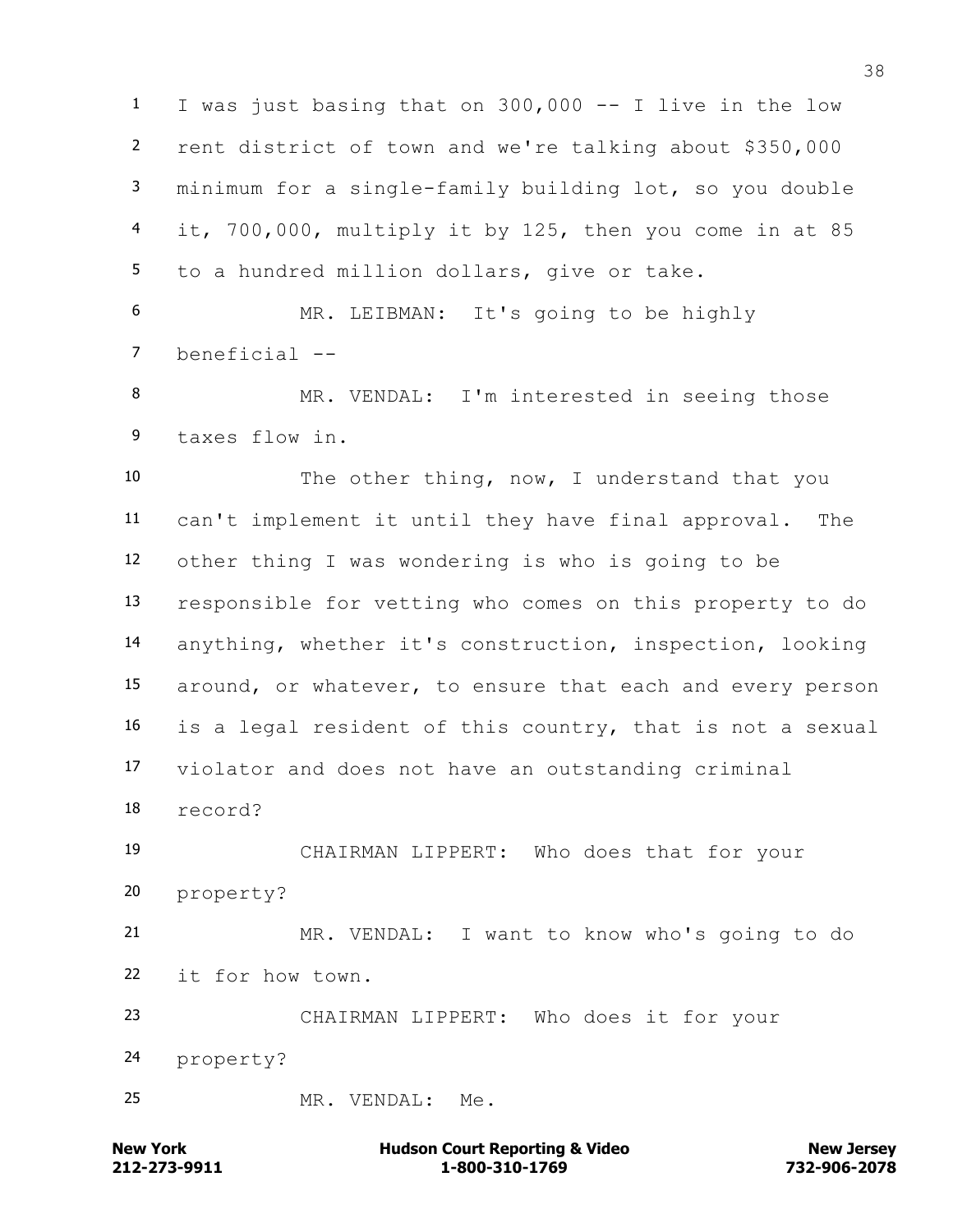I was just basing that on 300,000 -- I live in the low rent district of town and we're talking about $350,000 minimum for a single-family building lot, so you double it, 700,000, multiply it by 125, then you come in at 85 to a hundred million dollars, give or take.

MR. LEIBMAN: It's going to be highly beneficial --

MR. VENDAL: I'm interested in seeing those taxes flow in.

The other thing, now, I understand that you can't implement it until they have final approval. The other thing I was wondering is who is going to be responsible for vetting who comes on this property to do anything, whether it's construction, inspection, looking around, or whatever, to ensure that each and every person is a legal resident of this country, that is not a sexual violator and does not have an outstanding criminal record?

CHAIRMAN LIPPERT: Who does that for your property?

MR. VENDAL: I want to know who's going to do it for how town.

CHAIRMAN LIPPERT: Who does it for your property?

MR. VENDAL: Me.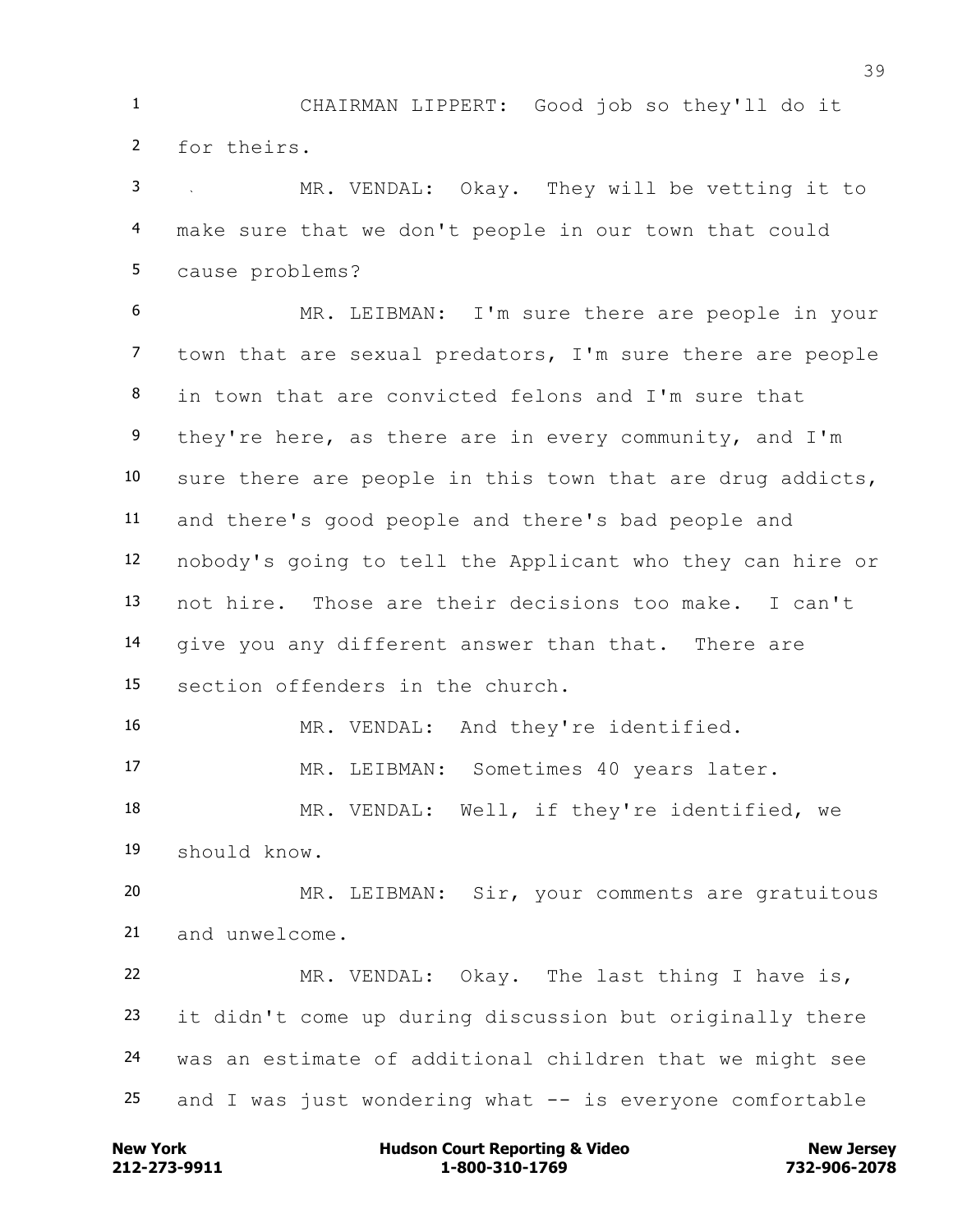CHAIRMAN LIPPERT: Good job so they'll do it for theirs.

MR. VENDAL: Okay. They will be vetting it to make sure that we don't people in our town that could cause problems?

MR. LEIBMAN: I'm sure there are people in your town that are sexual predators, I'm sure there are people in town that are convicted felons and I'm sure that they're here, as there are in every community, and I'm sure there are people in this town that are drug addicts, and there's good people and there's bad people and nobody's going to tell the Applicant who they can hire or not hire. Those are their decisions too make. I can't give you any different answer than that. There are section offenders in the church.

MR. VENDAL: And they're identified.

MR. LEIBMAN: Sometimes 40 years later.

MR. VENDAL: Well, if they're identified, we should know.

MR. LEIBMAN: Sir, your comments are gratuitous and unwelcome.

MR. VENDAL: Okay. The last thing I have is, it didn't come up during discussion but originally there was an estimate of additional children that we might see and I was just wondering what -- is everyone comfortable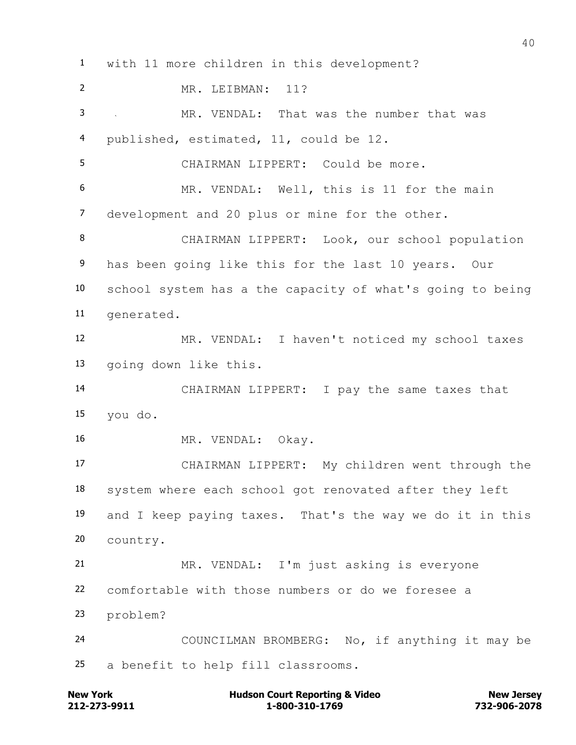with 11 more children in this development?

MR. LEIBMAN: 11?

MR. VENDAL: That was the number that was published, estimated, 11, could be 12.

CHAIRMAN LIPPERT: Could be more.

MR. VENDAL: Well, this is 11 for the main development and 20 plus or mine for the other.

CHAIRMAN LIPPERT: Look, our school population has been going like this for the last 10 years. Our school system has a the capacity of what's going to being generated.

MR. VENDAL: I haven't noticed my school taxes going down like this.

CHAIRMAN LIPPERT: I pay the same taxes that you do.

MR. VENDAL: Okay.

CHAIRMAN LIPPERT: My children went through the system where each school got renovated after they left and I keep paying taxes. That's the way we do it in this country.

MR. VENDAL: I'm just asking is everyone comfortable with those numbers or do we foresee a problem?

COUNCILMAN BROMBERG: No, if anything it may be a benefit to help fill classrooms.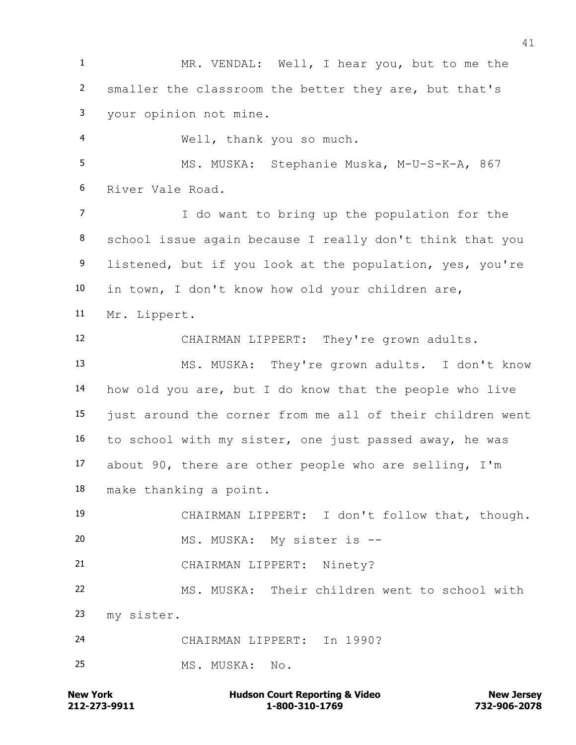MR. VENDAL: Well, I hear you, but to me the smaller the classroom the better they are, but that's your opinion not mine.

Well, thank you so much.

MS. MUSKA: Stephanie Muska, M-U-S-K-A, 867 River Vale Road.

I do want to bring up the population for the school issue again because I really don't think that you listened, but if you look at the population, yes, you're in town, I don't know how old your children are, Mr. Lippert.

CHAIRMAN LIPPERT: They're grown adults.

MS. MUSKA: They're grown adults. I don't know how old you are, but I do know that the people who live just around the corner from me all of their children went to school with my sister, one just passed away, he was about 90, there are other people who are selling, I'm make thanking a point.

CHAIRMAN LIPPERT: I don't follow that, though.

MS. MUSKA: My sister is --

CHAIRMAN LIPPERT: Ninety?

MS. MUSKA: Their children went to school with my sister.

CHAIRMAN LIPPERT: In 1990?

MS. MUSKA: No.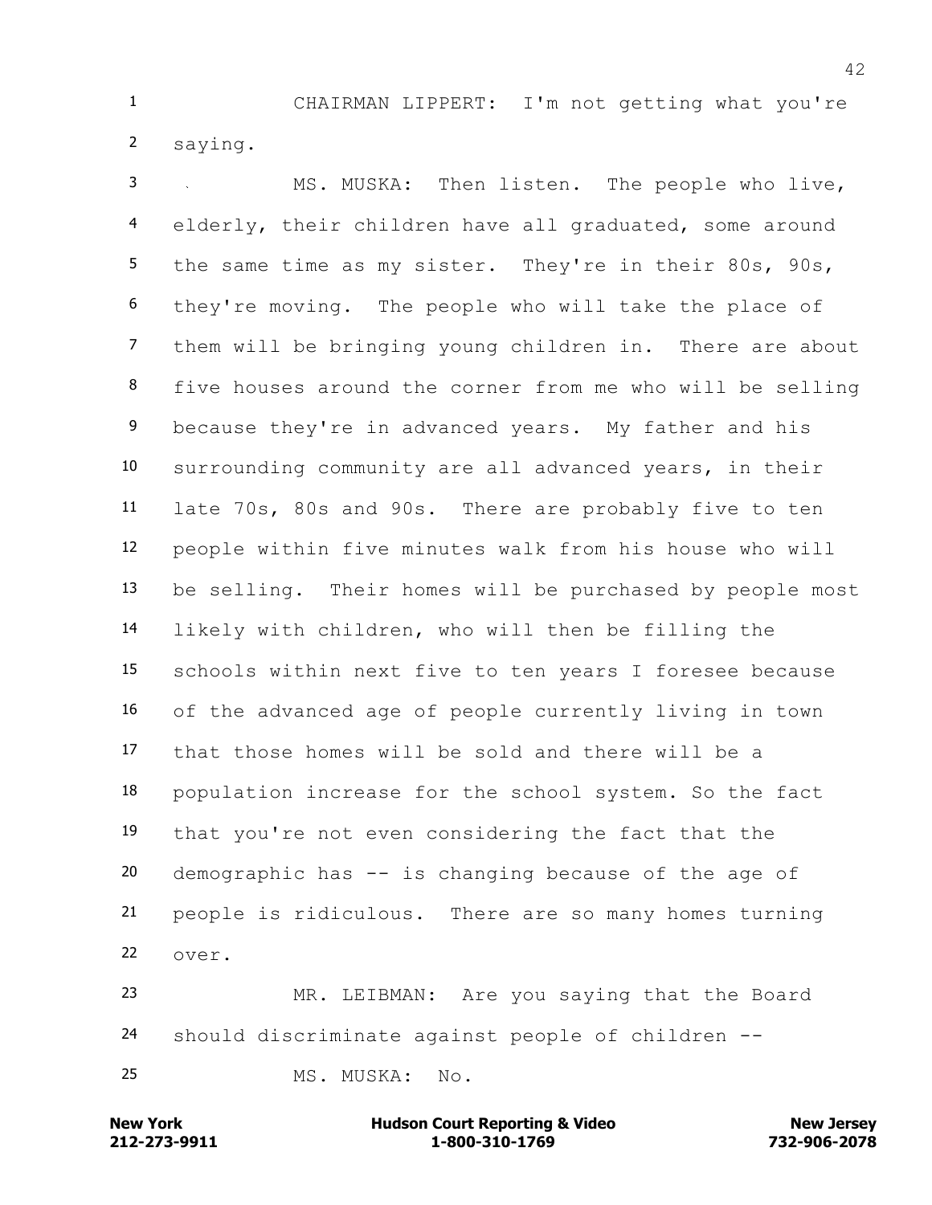CHAIRMAN LIPPERT: I'm not getting what you're saying.

MS. MUSKA: Then listen. The people who live, elderly, their children have all graduated, some around the same time as my sister. They're in their 80s, 90s, they're moving. The people who will take the place of them will be bringing young children in. There are about five houses around the corner from me who will be selling because they're in advanced years. My father and his surrounding community are all advanced years, in their late 70s, 80s and 90s. There are probably five to ten people within five minutes walk from his house who will be selling. Their homes will be purchased by people most likely with children, who will then be filling the schools within next five to ten years I foresee because of the advanced age of people currently living in town that those homes will be sold and there will be a population increase for the school system. So the fact that you're not even considering the fact that the demographic has -- is changing because of the age of people is ridiculous. There are so many homes turning over.

MR. LEIBMAN: Are you saying that the Board should discriminate against people of children --

MS. MUSKA: No.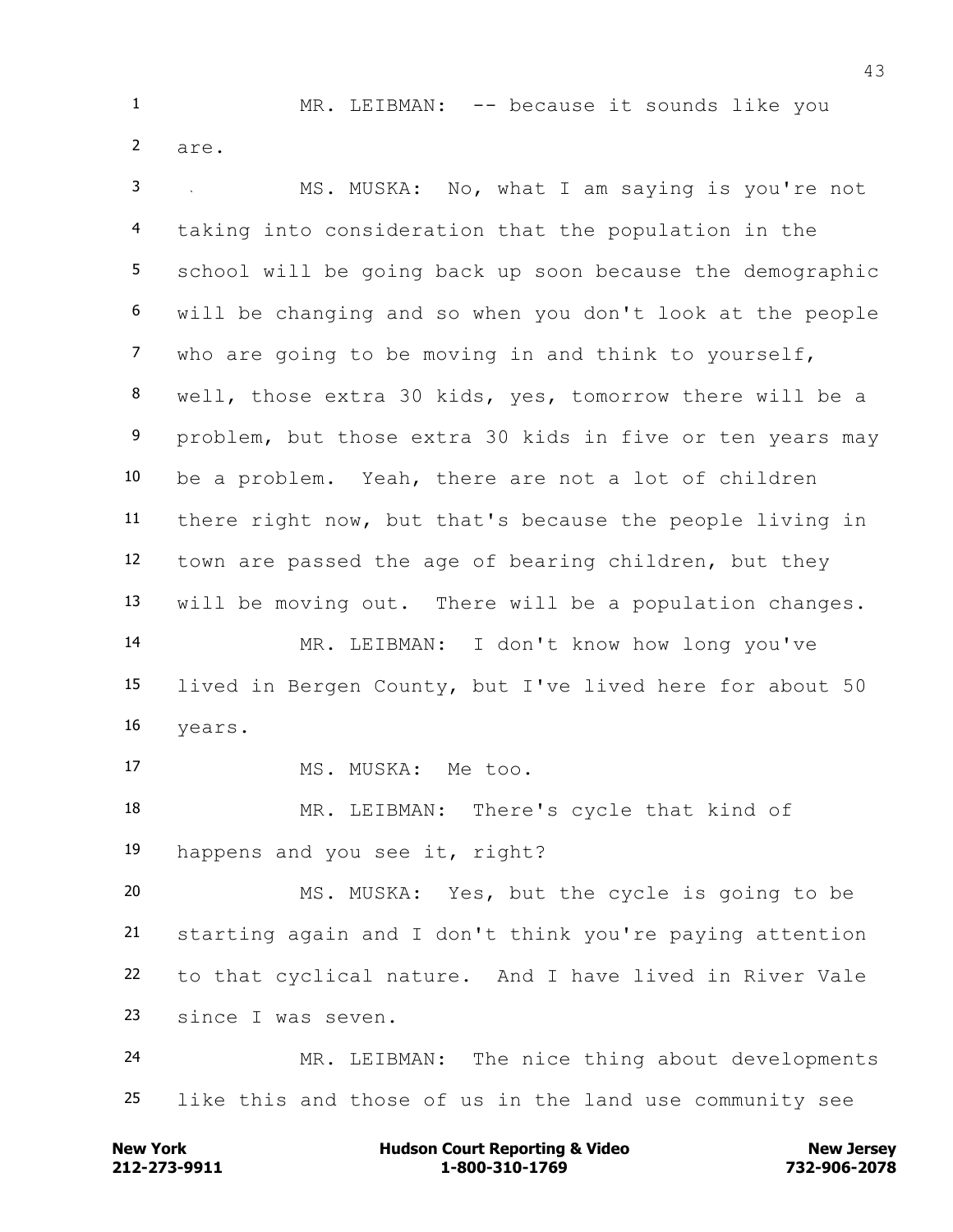MR. LEIBMAN: -- because it sounds like you are.

MS. MUSKA: No, what I am saying is you're not taking into consideration that the population in the school will be going back up soon because the demographic will be changing and so when you don't look at the people who are going to be moving in and think to yourself, well, those extra 30 kids, yes, tomorrow there will be a problem, but those extra 30 kids in five or ten years may be a problem. Yeah, there are not a lot of children there right now, but that's because the people living in town are passed the age of bearing children, but they will be moving out. There will be a population changes.

MR. LEIBMAN: I don't know how long you've lived in Bergen County, but I've lived here for about 50 years.

MS. MUSKA: Me too.

MR. LEIBMAN: There's cycle that kind of happens and you see it, right?

MS. MUSKA: Yes, but the cycle is going to be starting again and I don't think you're paying attention to that cyclical nature. And I have lived in River Vale since I was seven.

MR. LEIBMAN: The nice thing about developments like this and those of us in the land use community see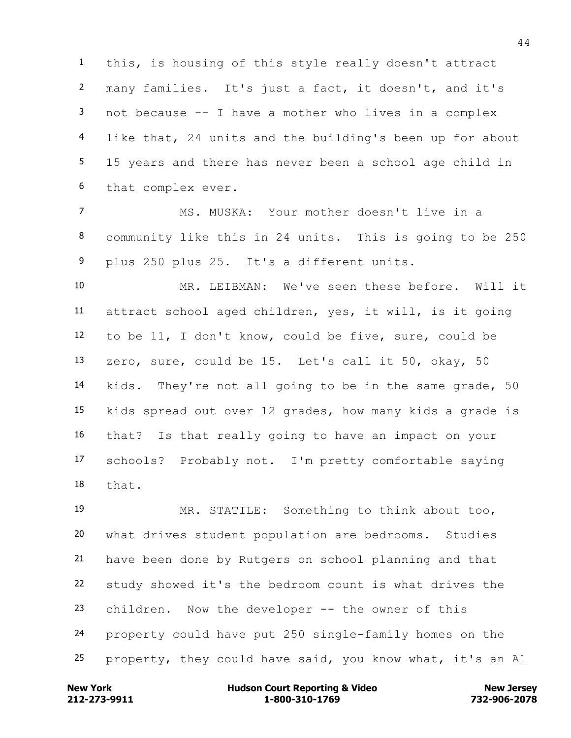this, is housing of this style really doesn't attract many families. It's just a fact, it doesn't, and it's not because -- I have a mother who lives in a complex like that, 24 units and the building's been up for about 15 years and there has never been a school age child in that complex ever.

MS. MUSKA: Your mother doesn't live in a community like this in 24 units. This is going to be 250 plus 250 plus 25. It's a different units.

MR. LEIBMAN: We've seen these before. Will it attract school aged children, yes, it will, is it going to be 11, I don't know, could be five, sure, could be zero, sure, could be 15. Let's call it 50, okay, 50 kids. They're not all going to be in the same grade, 50 kids spread out over 12 grades, how many kids a grade is that? Is that really going to have an impact on your schools? Probably not. I'm pretty comfortable saying that.

MR. STATILE: Something to think about too, what drives student population are bedrooms. Studies have been done by Rutgers on school planning and that study showed it's the bedroom count is what drives the children. Now the developer -- the owner of this property could have put 250 single-family homes on the property, they could have said, you know what, it's an A1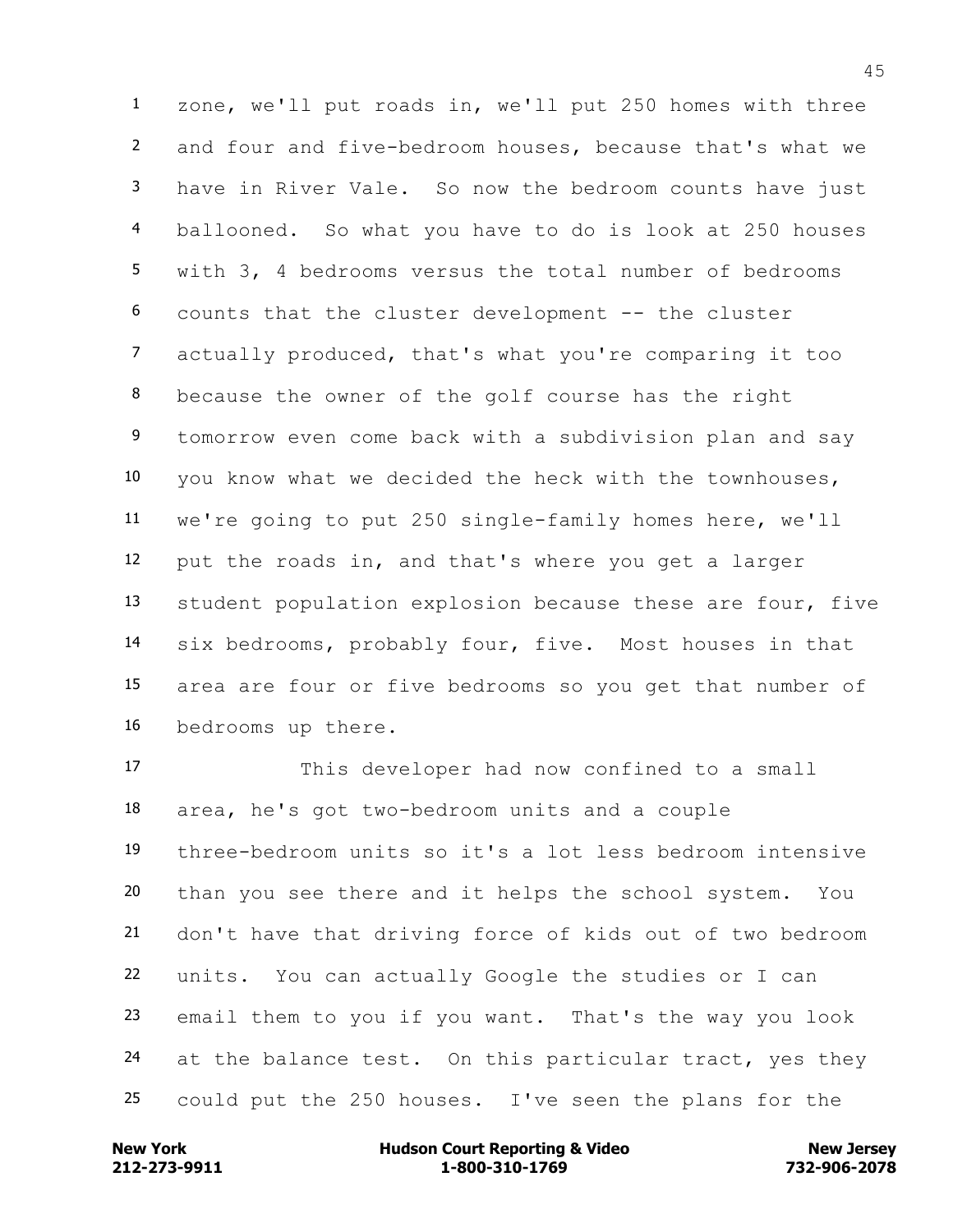zone, we'll put roads in, we'll put 250 homes with three and four and five-bedroom houses, because that's what we have in River Vale. So now the bedroom counts have just ballooned. So what you have to do is look at 250 houses with 3, 4 bedrooms versus the total number of bedrooms counts that the cluster development -- the cluster actually produced, that's what you're comparing it too because the owner of the golf course has the right tomorrow even come back with a subdivision plan and say you know what we decided the heck with the townhouses, we're going to put 250 single-family homes here, we'll put the roads in, and that's where you get a larger student population explosion because these are four, five six bedrooms, probably four, five. Most houses in that area are four or five bedrooms so you get that number of bedrooms up there.

This developer had now confined to a small area, he's got two-bedroom units and a couple three-bedroom units so it's a lot less bedroom intensive than you see there and it helps the school system. You don't have that driving force of kids out of two bedroom units. You can actually Google the studies or I can email them to you if you want. That's the way you look at the balance test. On this particular tract, yes they could put the 250 houses. I've seen the plans for the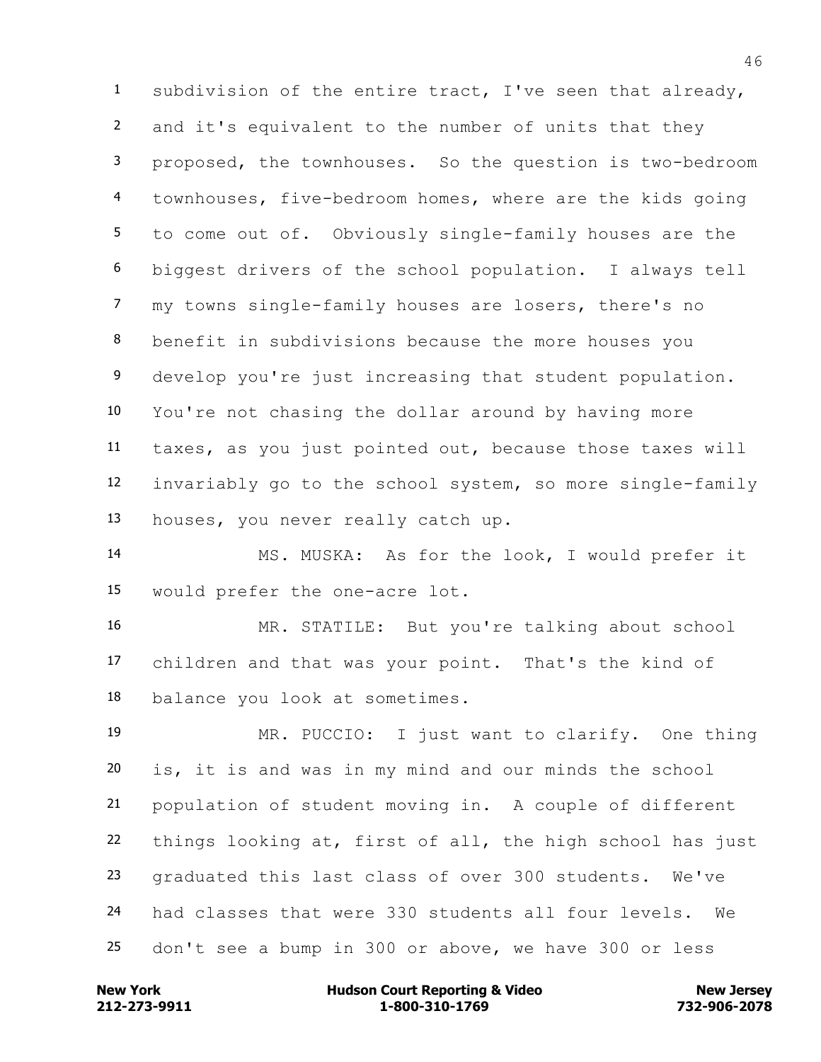subdivision of the entire tract, I've seen that already, and it's equivalent to the number of units that they proposed, the townhouses. So the question is two-bedroom townhouses, five-bedroom homes, where are the kids going to come out of. Obviously single-family houses are the biggest drivers of the school population. I always tell my towns single-family houses are losers, there's no benefit in subdivisions because the more houses you develop you're just increasing that student population. You're not chasing the dollar around by having more taxes, as you just pointed out, because those taxes will invariably go to the school system, so more single-family houses, you never really catch up.

MS. MUSKA: As for the look, I would prefer it would prefer the one-acre lot.

MR. STATILE: But you're talking about school children and that was your point. That's the kind of balance you look at sometimes.

MR. PUCCIO: I just want to clarify. One thing is, it is and was in my mind and our minds the school population of student moving in. A couple of different things looking at, first of all, the high school has just graduated this last class of over 300 students. We've had classes that were 330 students all four levels. We don't see a bump in 300 or above, we have 300 or less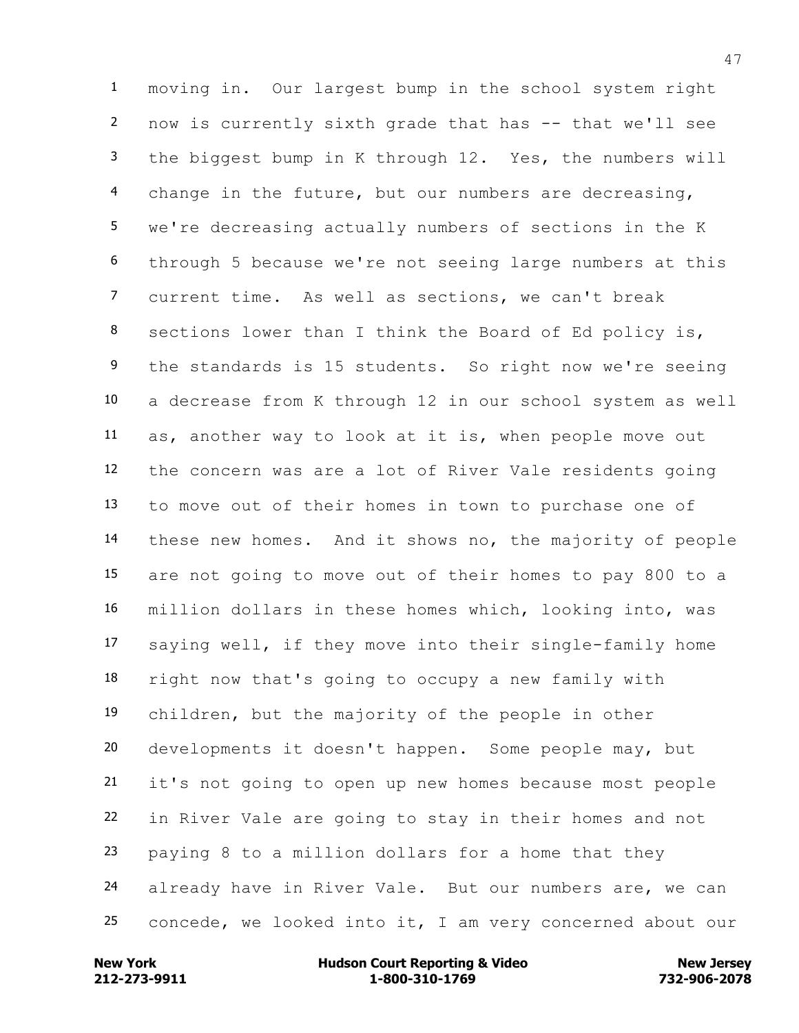1 moving in. Our largest bump in the school system right
2 now is currently sixth grade that has -- that we'll see
3 the biggest bump in K through 12. Yes, the numbers will
4 change in the future, but our numbers are decreasing,
5 we're decreasing actually numbers of sections in the K
6 through 5 because we're not seeing large numbers at this
7 current time. As well as sections, we can't break
8 sections lower than I think the Board of Ed policy is,
9 the standards is 15 students. So right now we're seeing
10 a decrease from K through 12 in our school system as well
11 as, another way to look at it is, when people move out
12 the concern was are a lot of River Vale residents going
13 to move out of their homes in town to purchase one of
14 these new homes. And it shows no, the majority of people
15 are not going to move out of their homes to pay 800 to a
16 million dollars in these homes which, looking into, was
17 saying well, if they move into their single-family home
18 right now that's going to occupy a new family with
19 children, but the majority of the people in other
20 developments it doesn't happen. Some people may, but
21 it's not going to open up new homes because most people
22 in River Vale are going to stay in their homes and not
23 paying 8 to a million dollars for a home that they
24 already have in River Vale. But our numbers are, we can
25 concede, we looked into it, I am very concerned about our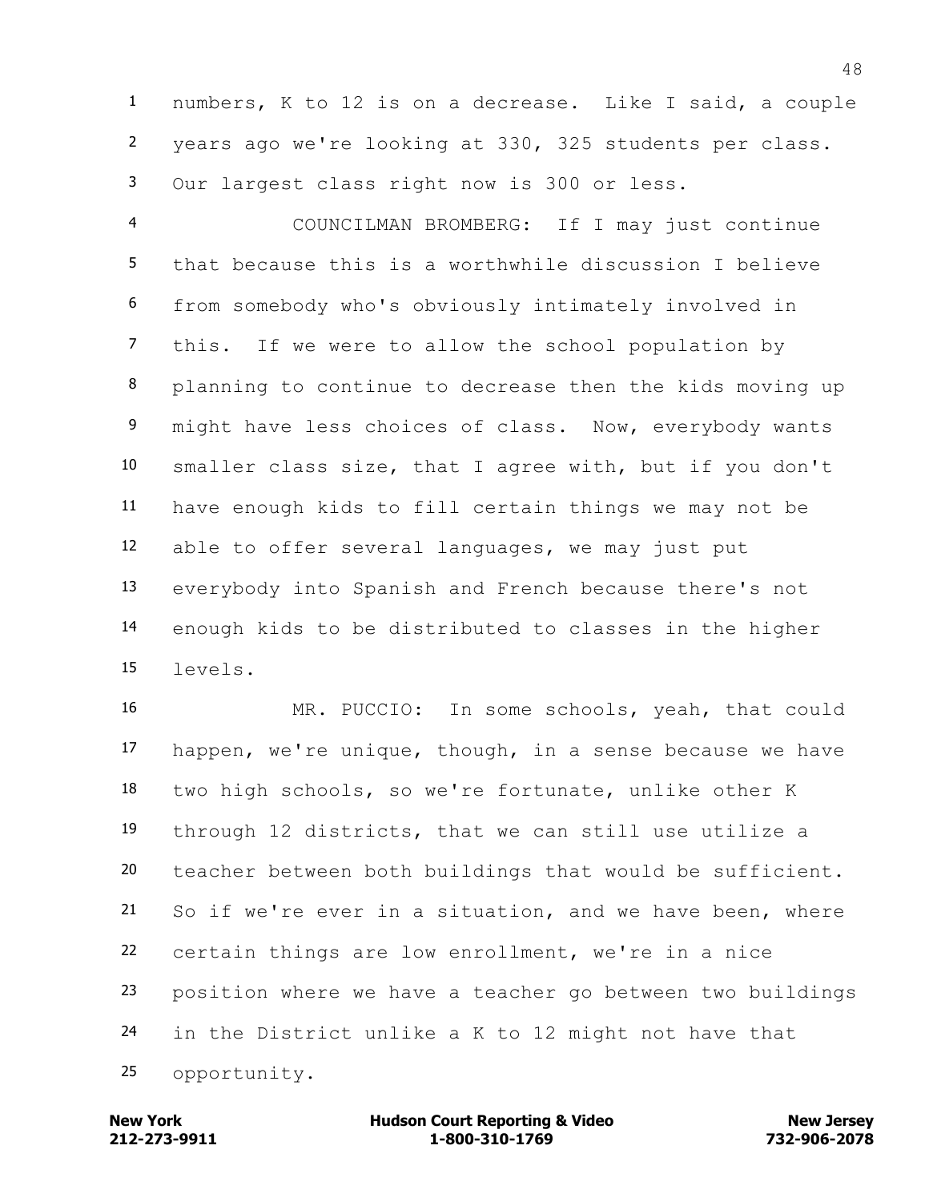numbers, K to 12 is on a decrease. Like I said, a couple years ago we're looking at 330, 325 students per class. Our largest class right now is 300 or less.

COUNCILMAN BROMBERG: If I may just continue that because this is a worthwhile discussion I believe from somebody who's obviously intimately involved in this. If we were to allow the school population by planning to continue to decrease then the kids moving up might have less choices of class. Now, everybody wants smaller class size, that I agree with, but if you don't have enough kids to fill certain things we may not be able to offer several languages, we may just put everybody into Spanish and French because there's not enough kids to be distributed to classes in the higher levels.

MR. PUCCIO: In some schools, yeah, that could happen, we're unique, though, in a sense because we have two high schools, so we're fortunate, unlike other K through 12 districts, that we can still use utilize a teacher between both buildings that would be sufficient. So if we're ever in a situation, and we have been, where certain things are low enrollment, we're in a nice position where we have a teacher go between two buildings in the District unlike a K to 12 might not have that opportunity.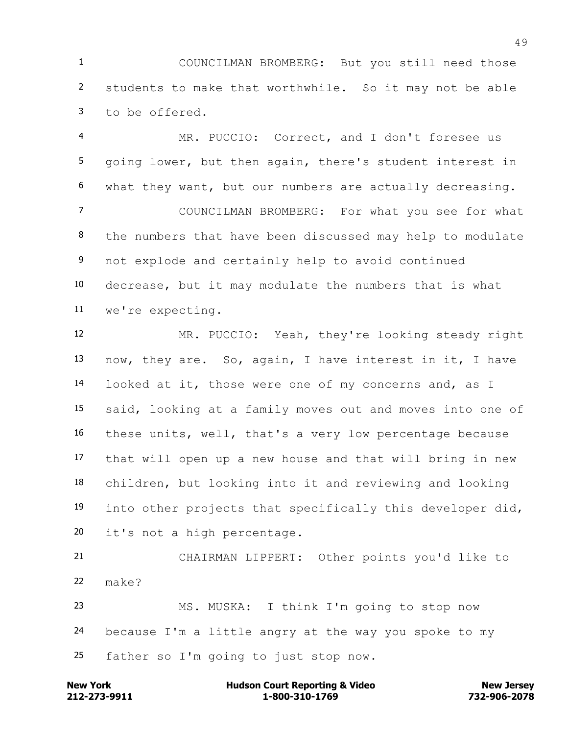COUNCILMAN BROMBERG: But you still need those students to make that worthwhile. So it may not be able to be offered.

MR. PUCCIO: Correct, and I don't foresee us going lower, but then again, there's student interest in what they want, but our numbers are actually decreasing.

COUNCILMAN BROMBERG: For what you see for what the numbers that have been discussed may help to modulate not explode and certainly help to avoid continued decrease, but it may modulate the numbers that is what we're expecting.

MR. PUCCIO: Yeah, they're looking steady right now, they are. So, again, I have interest in it, I have looked at it, those were one of my concerns and, as I said, looking at a family moves out and moves into one of these units, well, that's a very low percentage because that will open up a new house and that will bring in new children, but looking into it and reviewing and looking into other projects that specifically this developer did, it's not a high percentage.

CHAIRMAN LIPPERT: Other points you'd like to make?

MS. MUSKA: I think I'm going to stop now because I'm a little angry at the way you spoke to my father so I'm going to just stop now.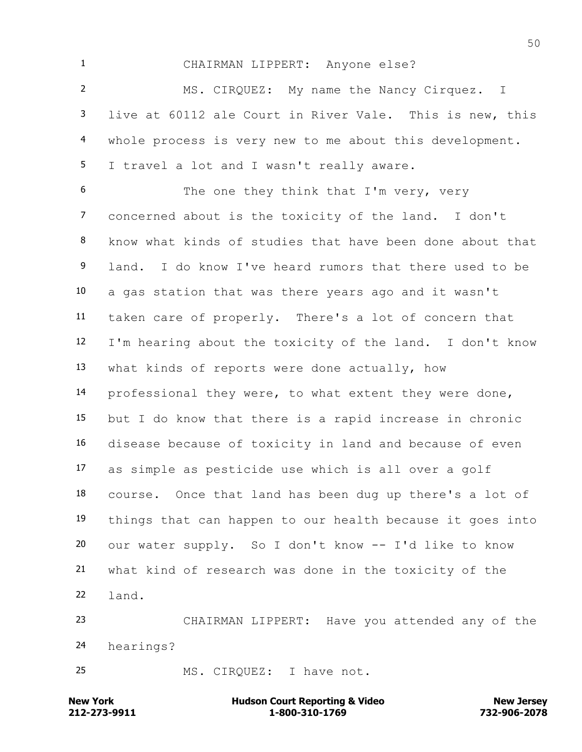CHAIRMAN LIPPERT: Anyone else?

MS. CIRQUEZ: My name the Nancy Cirquez. I live at 60112 ale Court in River Vale. This is new, this whole process is very new to me about this development. I travel a lot and I wasn't really aware.

The one they think that I'm very, very concerned about is the toxicity of the land. I don't know what kinds of studies that have been done about that land. I do know I've heard rumors that there used to be a gas station that was there years ago and it wasn't taken care of properly. There's a lot of concern that I'm hearing about the toxicity of the land. I don't know what kinds of reports were done actually, how professional they were, to what extent they were done, but I do know that there is a rapid increase in chronic disease because of toxicity in land and because of even as simple as pesticide use which is all over a golf course. Once that land has been dug up there's a lot of things that can happen to our health because it goes into our water supply. So I don't know -- I'd like to know what kind of research was done in the toxicity of the land.

CHAIRMAN LIPPERT: Have you attended any of the hearings?

MS. CIRQUEZ: I have not.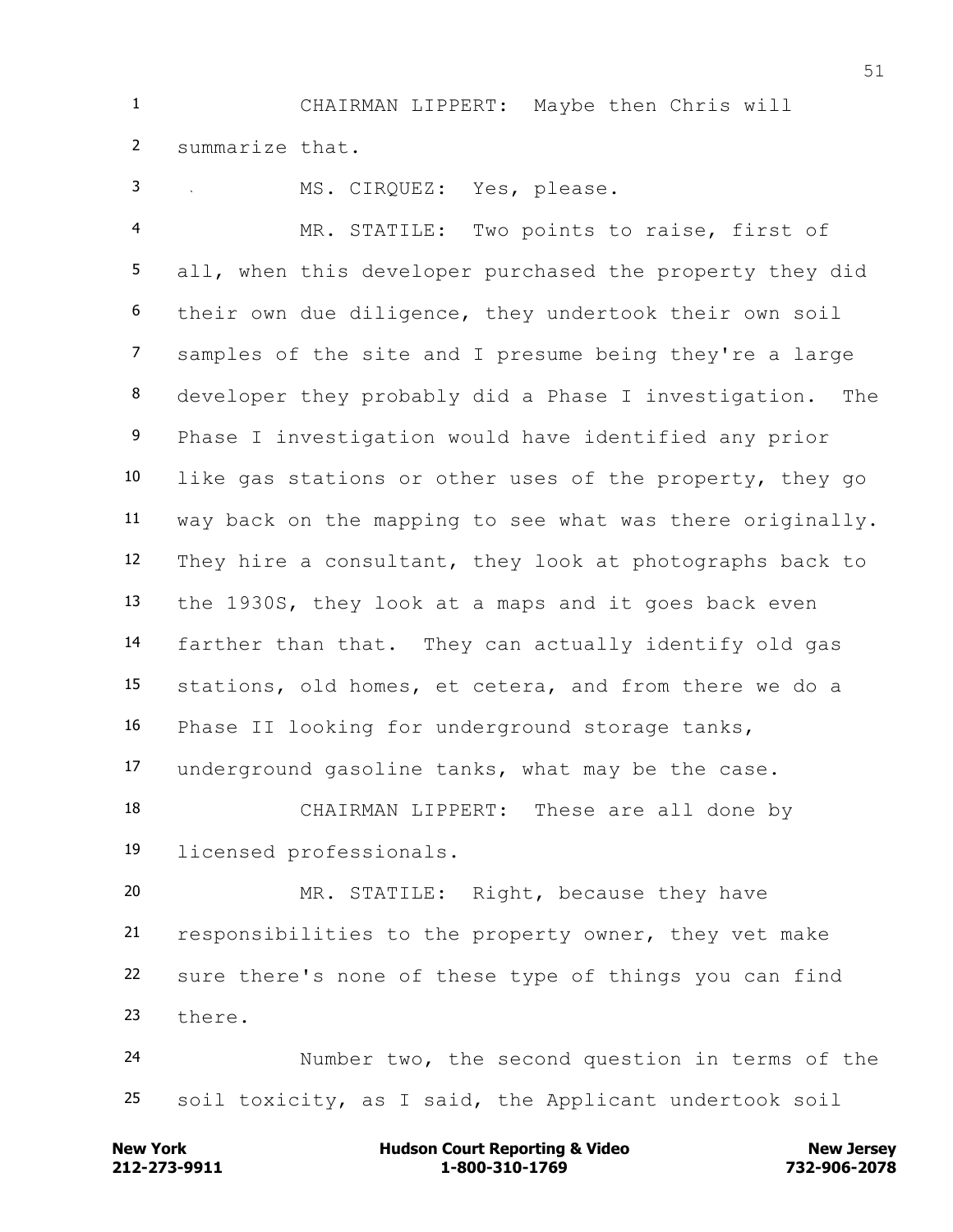CHAIRMAN LIPPERT: Maybe then Chris will summarize that.

MS. CIRQUEZ: Yes, please.

MR. STATILE: Two points to raise, first of all, when this developer purchased the property they did their own due diligence, they undertook their own soil samples of the site and I presume being they're a large developer they probably did a Phase I investigation. The Phase I investigation would have identified any prior like gas stations or other uses of the property, they go way back on the mapping to see what was there originally. They hire a consultant, they look at photographs back to the 1930S, they look at a maps and it goes back even farther than that. They can actually identify old gas stations, old homes, et cetera, and from there we do a Phase II looking for underground storage tanks, underground gasoline tanks, what may be the case.

CHAIRMAN LIPPERT: These are all done by licensed professionals.

MR. STATILE: Right, because they have responsibilities to the property owner, they vet make sure there's none of these type of things you can find there.

Number two, the second question in terms of the soil toxicity, as I said, the Applicant undertook soil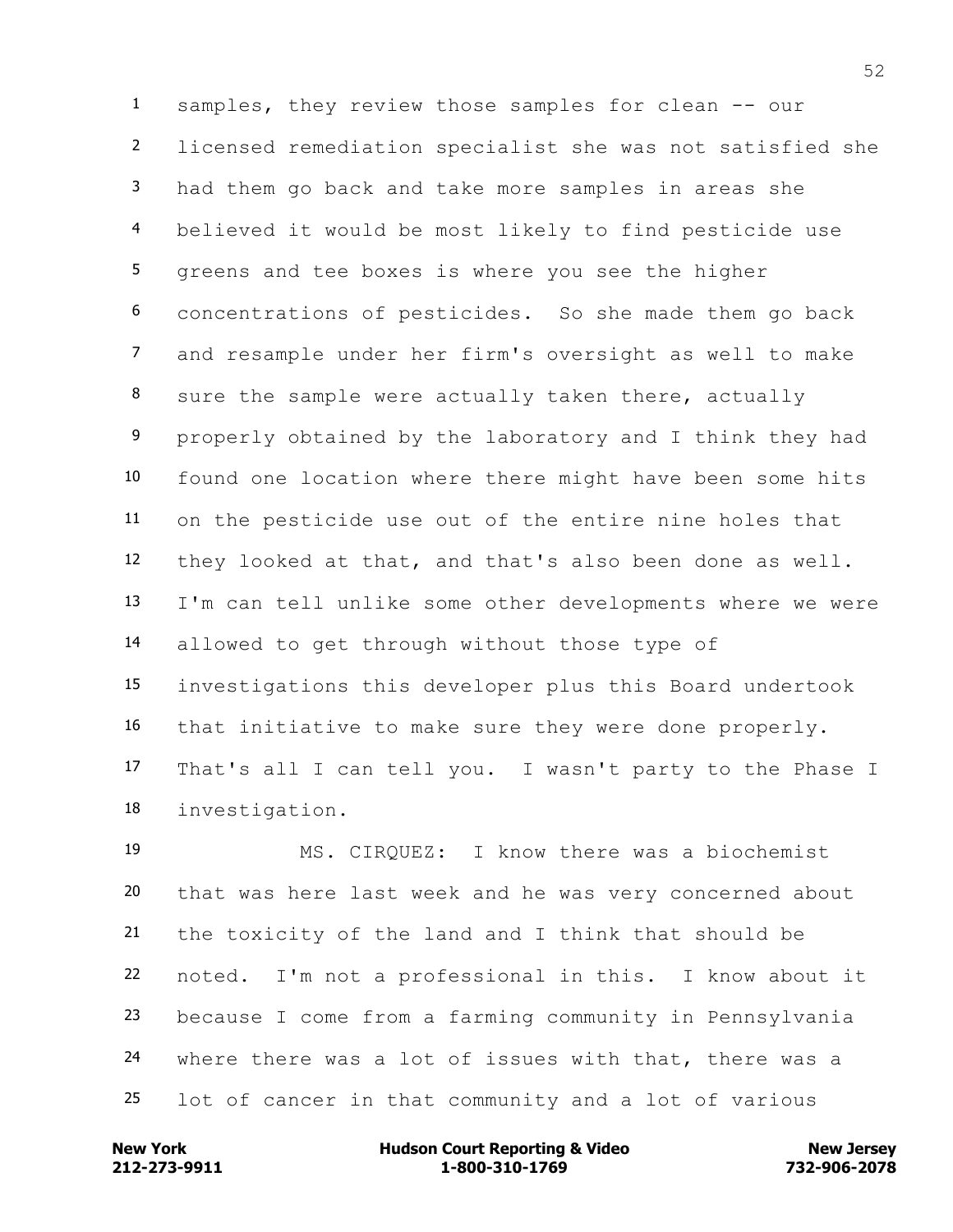samples, they review those samples for clean -- our licensed remediation specialist she was not satisfied she had them go back and take more samples in areas she believed it would be most likely to find pesticide use greens and tee boxes is where you see the higher concentrations of pesticides. So she made them go back and resample under her firm's oversight as well to make sure the sample were actually taken there, actually properly obtained by the laboratory and I think they had found one location where there might have been some hits on the pesticide use out of the entire nine holes that they looked at that, and that's also been done as well. I'm can tell unlike some other developments where we were allowed to get through without those type of investigations this developer plus this Board undertook that initiative to make sure they were done properly. That's all I can tell you. I wasn't party to the Phase I investigation.

MS. CIRQUEZ: I know there was a biochemist that was here last week and he was very concerned about the toxicity of the land and I think that should be noted. I'm not a professional in this. I know about it because I come from a farming community in Pennsylvania where there was a lot of issues with that, there was a lot of cancer in that community and a lot of various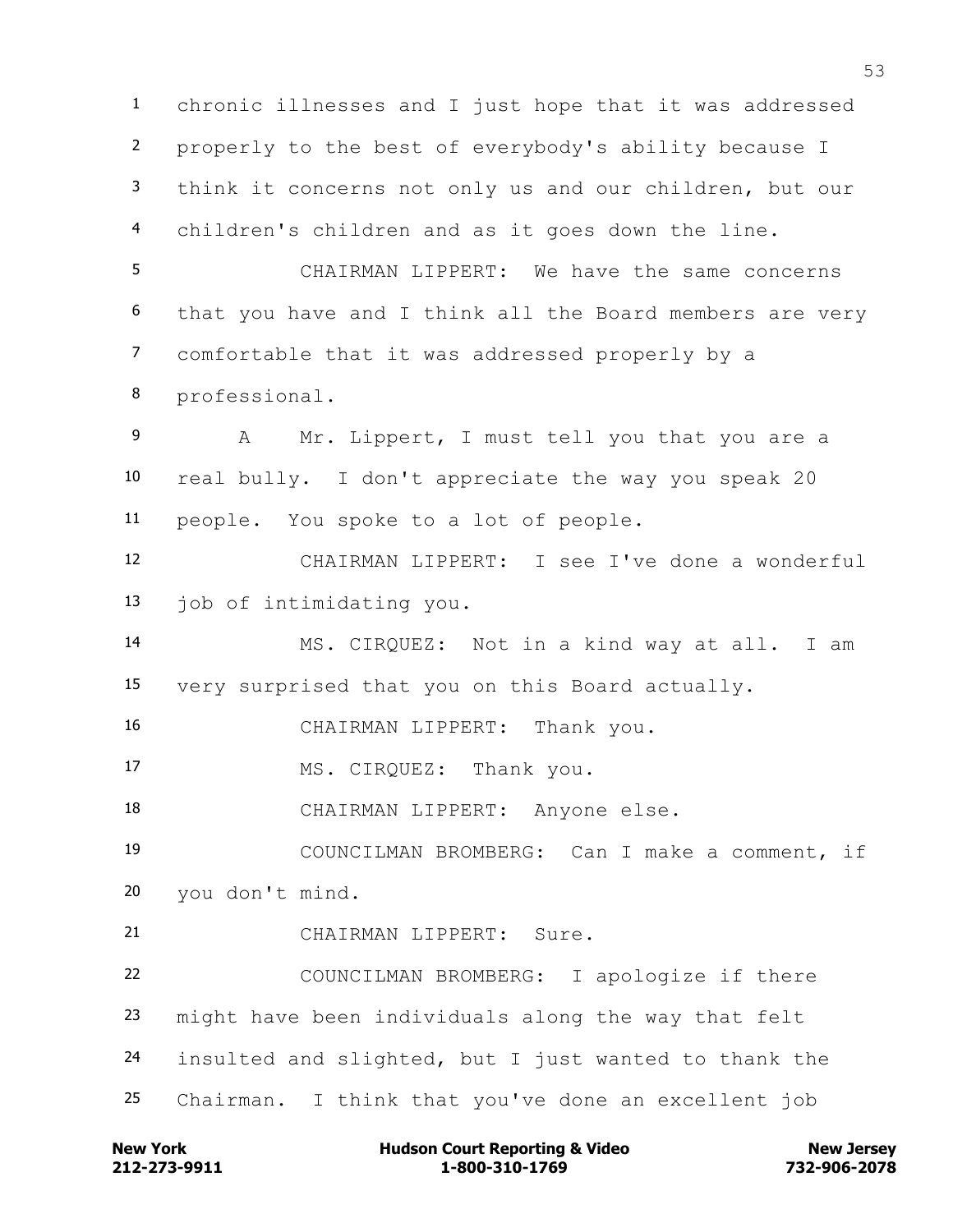chronic illnesses and I just hope that it was addressed properly to the best of everybody's ability because I think it concerns not only us and our children, but our children's children and as it goes down the line.

CHAIRMAN LIPPERT: We have the same concerns that you have and I think all the Board members are very comfortable that it was addressed properly by a professional.

A Mr. Lippert, I must tell you that you are a real bully. I don't appreciate the way you speak 20 people. You spoke to a lot of people.

CHAIRMAN LIPPERT: I see I've done a wonderful job of intimidating you.

MS. CIRQUEZ: Not in a kind way at all. I am very surprised that you on this Board actually.

CHAIRMAN LIPPERT: Thank you.

MS. CIRQUEZ: Thank you.

CHAIRMAN LIPPERT: Anyone else.

COUNCILMAN BROMBERG: Can I make a comment, if you don't mind.

CHAIRMAN LIPPERT: Sure.

COUNCILMAN BROMBERG: I apologize if there might have been individuals along the way that felt insulted and slighted, but I just wanted to thank the Chairman. I think that you've done an excellent job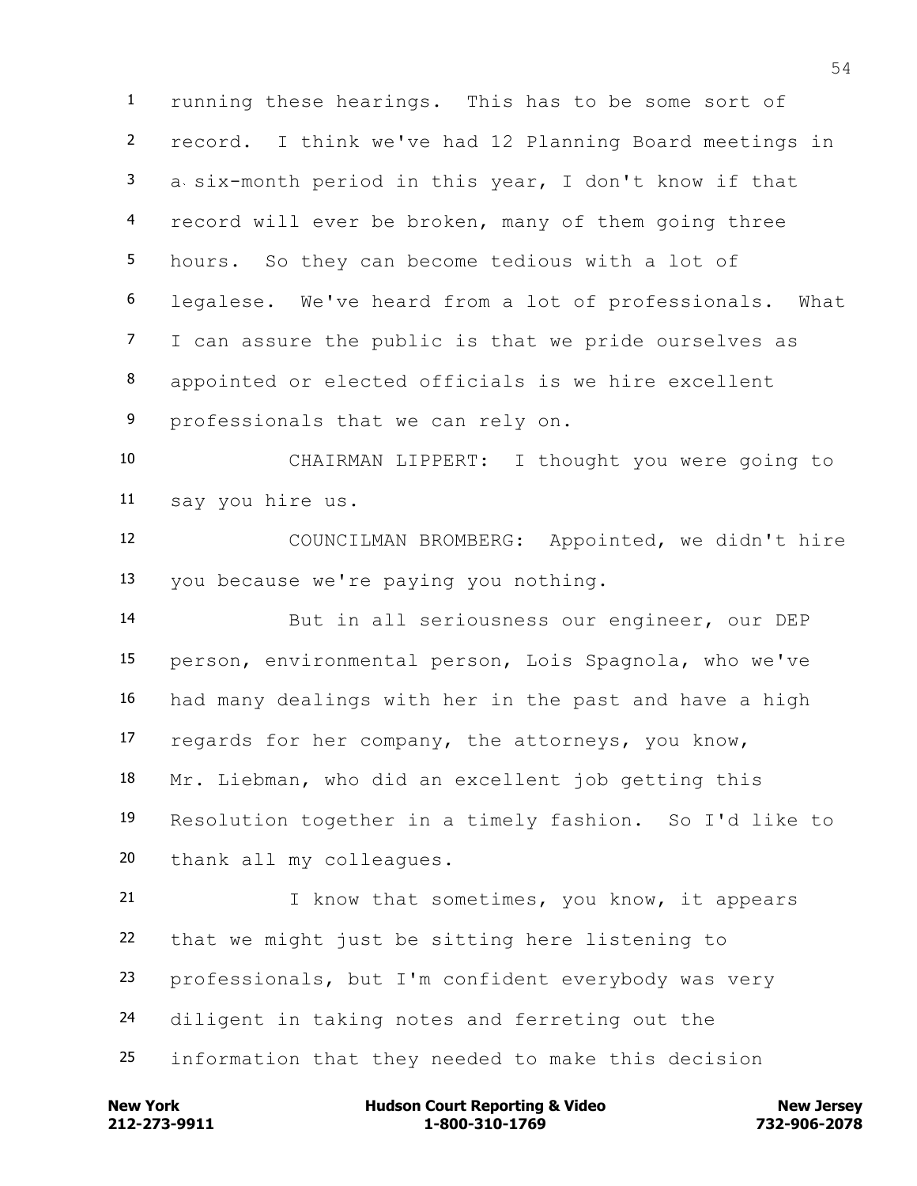running these hearings. This has to be some sort of record. I think we've had 12 Planning Board meetings in a six-month period in this year, I don't know if that record will ever be broken, many of them going three hours. So they can become tedious with a lot of legalese. We've heard from a lot of professionals. What I can assure the public is that we pride ourselves as appointed or elected officials is we hire excellent professionals that we can rely on.

CHAIRMAN LIPPERT: I thought you were going to say you hire us.

COUNCILMAN BROMBERG: Appointed, we didn't hire you because we're paying you nothing.

But in all seriousness our engineer, our DEP person, environmental person, Lois Spagnola, who we've had many dealings with her in the past and have a high regards for her company, the attorneys, you know, Mr. Liebman, who did an excellent job getting this Resolution together in a timely fashion. So I'd like to thank all my colleagues.

I know that sometimes, you know, it appears that we might just be sitting here listening to professionals, but I'm confident everybody was very diligent in taking notes and ferreting out the information that they needed to make this decision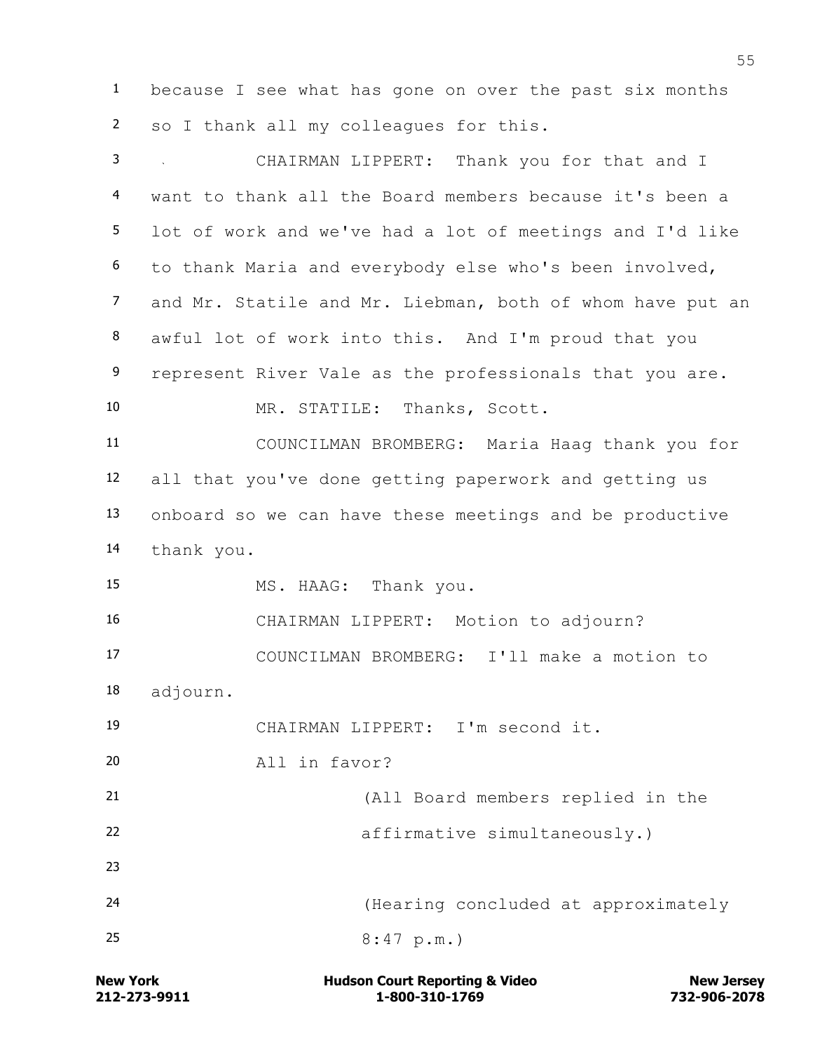because I see what has gone on over the past six months so I thank all my colleagues for this.

CHAIRMAN LIPPERT: Thank you for that and I want to thank all the Board members because it's been a lot of work and we've had a lot of meetings and I'd like to thank Maria and everybody else who's been involved, and Mr. Statile and Mr. Liebman, both of whom have put an awful lot of work into this. And I'm proud that you represent River Vale as the professionals that you are.

MR. STATILE: Thanks, Scott.

COUNCILMAN BROMBERG: Maria Haag thank you for all that you've done getting paperwork and getting us onboard so we can have these meetings and be productive thank you.

MS. HAAG: Thank you.

CHAIRMAN LIPPERT: Motion to adjourn?

COUNCILMAN BROMBERG: I'll make a motion to adjourn.

CHAIRMAN LIPPERT: I'm second it.

All in favor?

(All Board members replied in the affirmative simultaneously.)

(Hearing concluded at approximately 8:47 p.m.)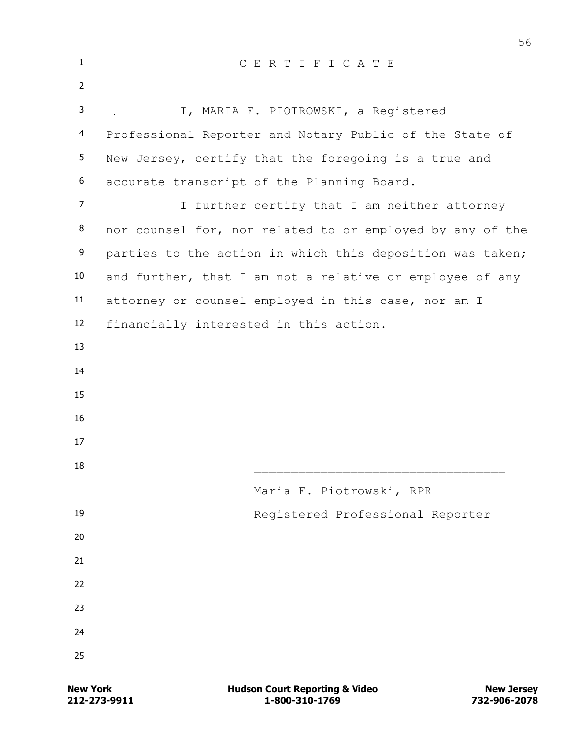# C E R T I F I C A T E

I, MARIA F. PIOTROWSKI, a Registered Professional Reporter and Notary Public of the State of New Jersey, certify that the foregoing is a true and accurate transcript of the Planning Board.

I further certify that I am neither attorney nor counsel for, nor related to or employed by any of the parties to the action in which this deposition was taken; and further, that I am not a relative or employee of any attorney or counsel employed in this case, nor am I financially interested in this action.

\_\_\_\_\_\_\_\_\_\_\_\_\_\_\_\_\_\_\_\_\_\_\_\_\_\_\_\_\_\_\_\_\_\_

Maria F. Piotrowski, RPR

Registered Professional Reporter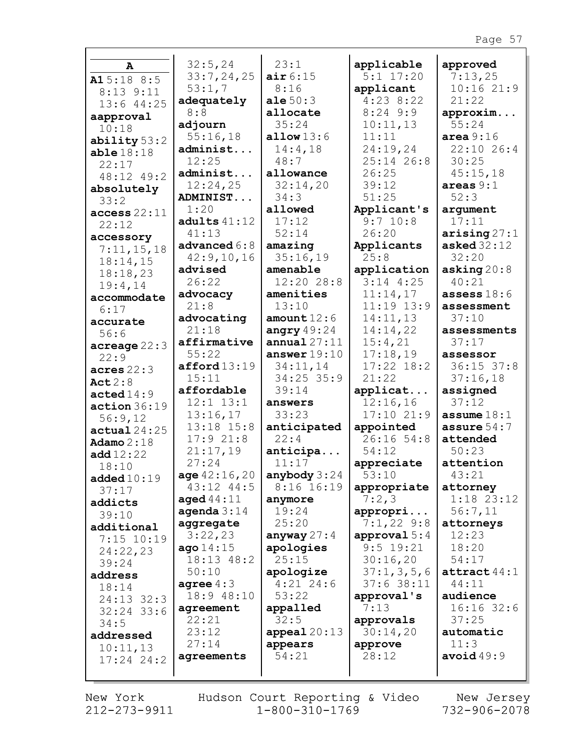**A**

**A1** 5:18 8:5 8:13 9:11 13:6 44:25
**aapproval** 10:18
**ability** 53:2
**able** 18:18 22:17 48:12 49:2
**absolutely** 33:2
**access** 22:11 22:12
**accessory** 7:11,15,18 18:14,15 18:18,23 19:4,14
**accommodate** 6:17
**accurate** 56:6
**acreage** 22:3 22:9
**acres** 22:3
**Act** 2:8
**acted** 14:9
**action** 36:19 56:9,12
**actual** 24:25
**Adamo** 2:18
**add** 12:22 18:10
**added** 10:19 37:17
**addicts** 39:10
**additional** 7:15 10:19 24:22,23 39:24
**address** 18:14 24:13 32:3 32:24 33:6 34:5
**addressed** 10:11,13 17:24 24:2 32:5,24 33:7,24,25 53:1,7
**adequately** 8:8
**adjourn** 55:16,18
**administ...** 12:25
**administ...** 12:24,25
**ADMINIST...** 1:20
**adults** 41:12 41:13
**advanced** 6:8 42:9,10,16
**advised** 26:22
**advocacy** 21:8
**advocating** 21:18
**affirmative** 55:22
**afford** 13:19 15:11
**affordable** 12:1 13:1 13:16,17 13:18 15:8 17:9 21:8 21:17,19 27:24
**age** 42:16,20 43:12 44:5
**aged** 44:11
**agenda** 3:14
**aggregate** 3:22,23
**ago** 14:15 18:13 48:2 50:10
**agree** 4:3 18:9 48:10
**agreement** 22:21 23:12 27:14
**agreements** 23:1
**air** 6:15 8:16
**ale** 50:3
**allocate** 35:24
**allow** 13:6 14:4,18 48:7
**allowance** 32:14,20 34:3
**allowed** 17:12 52:14
**amazing** 35:16,19
**amenable** 12:20 28:8
**amenities** 13:10
**amount** 12:6
**angry** 49:24
**annual** 27:11
**answer** 19:10 34:11,14 34:25 35:9 39:14
**answers** 33:23
**anticipated** 22:4
**anticipa...** 11:17
**anybody** 3:24 8:16 16:19
**anymore** 19:24 25:20
**anyway** 27:4
**apologies** 25:15
**apologize** 4:21 24:6 53:22
**appalled** 32:5
**appeal** 20:13
**appears** 54:21
**applicable** 5:1 17:20
**applicant** 4:23 8:22 8:24 9:9 10:11,13 11:11 24:19,24 25:14 26:8 26:25 39:12 51:25
**Applicant's** 9:7 10:8 26:20
**Applicants** 25:8
**application** 3:14 4:25 11:14,17 11:19 13:9 14:11,13 14:14,22 15:4,21 17:18,19 17:22 18:2 21:22
**applicat...** 12:16,16 17:10 21:9
**appointed** 26:16 54:8 54:12
**appreciate** 53:10
**appropriate** 7:2,3
**appropri...** 7:1,22 9:8
**approval** 5:4 9:5 19:21 30:16,20 37:1,3,5,6 37:6 38:11
**approval's** 7:13
**approvals** 30:14,20
**approve** 28:12
**approved** 7:13,25 10:16 21:9 21:22
**approxim...** 55:24
**area** 9:16 22:10 26:4 30:25 45:15,18
**areas** 9:1 52:3
**argument** 17:11
**arising** 27:1
**asked** 32:12 32:20
**asking** 20:8 40:21
**assess** 18:6
**assessment** 37:10
**assessments** 37:17
**assessor** 36:15 37:8 37:16,18
**assigned** 37:12
**assume** 18:1
**assure** 54:7
**attended** 50:23
**attention** 43:21
**attorney** 1:18 23:12 56:7,11
**attorneys** 12:23 18:20 54:17
**attract** 44:1 44:11
**audience** 16:16 32:6 37:25
**automatic** 11:3
**avoid** 49:9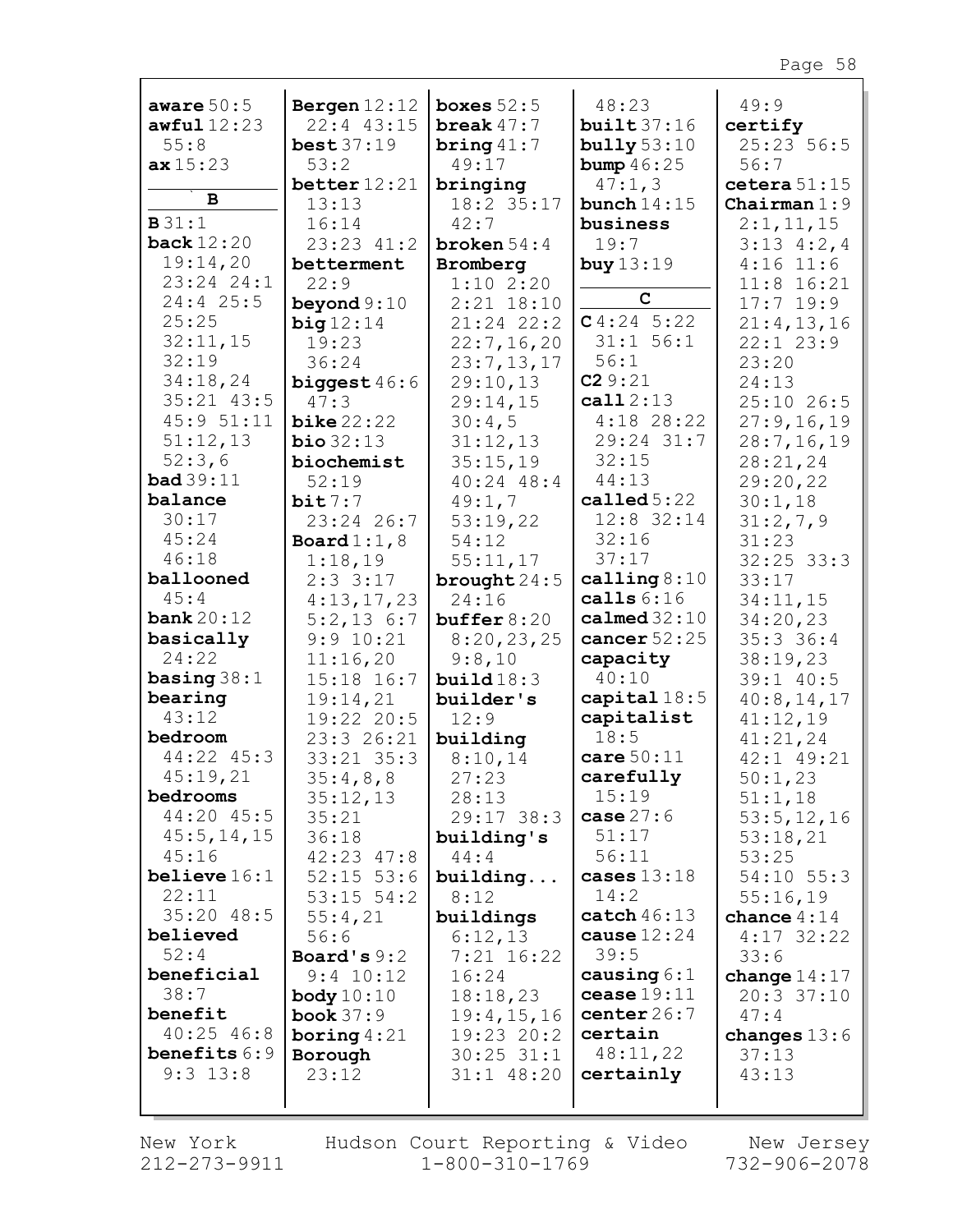**aware** 50:5
**awful** 12:23 55:8
**ax** 15:23

**B**

**B** 31:1
**back** 12:20 19:14,20 23:24 24:1 24:4 25:5 25:25 32:11,15 32:19 34:18,24 35:21 43:5 45:9 51:11 51:12,13 52:3,6
**bad** 39:11
**balance** 30:17 45:24 46:18
**ballooned** 45:4
**bank** 20:12
**basically** 24:22
**basing** 38:1
**bearing** 43:12
**bedroom** 44:22 45:3 45:19,21
**bedrooms** 44:20 45:5 45:5,14,15 45:16
**believe** 16:1 22:11 35:20 48:5
**believed** 52:4
**beneficial** 38:7
**benefit** 40:25 46:8
**benefits** 6:9 9:3 13:8
**Bergen** 12:12 22:4 43:15
**best** 37:19 53:2
**better** 12:21 13:13 16:14 23:23 41:2
**betterment** 22:9
**beyond** 9:10
**big** 12:14 19:23 36:24
**biggest** 46:6 47:3
**bike** 22:22
**bio** 32:13
**biochemist** 52:19
**bit** 7:7 23:24 26:7
**Board** 1:1,8 1:18,19 2:3 3:17 4:13,17,23 5:2,13 6:7 9:9 10:21 11:16,20 15:18 16:7 19:14,21 19:22 20:5 23:3 26:21 33:21 35:3 35:4,8,8 35:12,13 35:21 36:18 42:23 47:8 52:15 53:6 53:15 54:2 55:4,21 56:6
**Board's** 9:2 9:4 10:12
**body** 10:10
**book** 37:9
**boring** 4:21
**Borough** 23:12
**boxes** 52:5
**break** 47:7
**bring** 41:7 49:17
**bringing** 18:2 35:17 42:7
**broken** 54:4
**Bromberg** 1:10 2:20 2:21 18:10 21:24 22:2 22:7,16,20 23:7,13,17 29:10,13 29:14,15 30:4,5 31:12,13 35:15,19 40:24 48:4 49:1,7 53:19,22 54:12 55:11,17
**brought** 24:5 24:16
**buffer** 8:20 8:20,23,25 9:8,10
**build** 18:3
**builder's** 12:9
**building** 8:10,14 27:23 28:13 29:17 38:3
**building's** 44:4
**building...** 8:12
**buildings** 6:12,13 7:21 16:22 16:24 18:18,23 19:4,15,16 19:23 20:2 30:25 31:1 31:1 48:20 48:23
**built** 37:16
**bully** 53:10
**bump** 46:25 47:1,3
**bunch** 14:15
**business** 19:7
**buy** 13:19

**C**

**C** 4:24 5:22 31:1 56:1 56:1
**C2** 9:21
**call** 2:13 4:18 28:22 29:24 31:7 32:15 44:13
**called** 5:22 12:8 32:14 32:16 37:17
**calling** 8:10
**calls** 6:16
**calmed** 32:10
**cancer** 52:25
**capacity** 40:10
**capital** 18:5
**capitalist** 18:5
**care** 50:11
**carefully** 15:19
**case** 27:6 51:17 56:11
**cases** 13:18 14:2
**catch** 46:13
**cause** 12:24 39:5
**causing** 6:1
**cease** 19:11
**center** 26:7
**certain** 48:11,22
**certainly** 49:9
**certify** 25:23 56:5 56:7
**cetera** 51:15
**Chairman** 1:9 2:1,11,15 3:13 4:2,4 4:16 11:6 11:8 16:21 17:7 19:9 21:4,13,16 22:1 23:9 23:20 24:13 25:10 26:5 27:9,16,19 28:7,16,19 28:21,24 29:20,22 30:1,18 31:2,7,9 31:23 32:25 33:3 33:17 34:11,15 34:20,23 35:3 36:4 38:19,23 39:1 40:5 40:8,14,17 41:12,19 41:21,24 42:1 49:21 50:1,23 51:1,18 53:5,12,16 53:18,21 53:25 54:10 55:3 55:16,19
**chance** 4:14 4:17 32:22 33:6
**change** 14:17 20:3 37:10 47:4
**changes** 13:6 37:13 43:13

New York 212-273-9911 | Hudson Court Reporting & Video 1-800-310-1769 | New Jersey 732-906-2078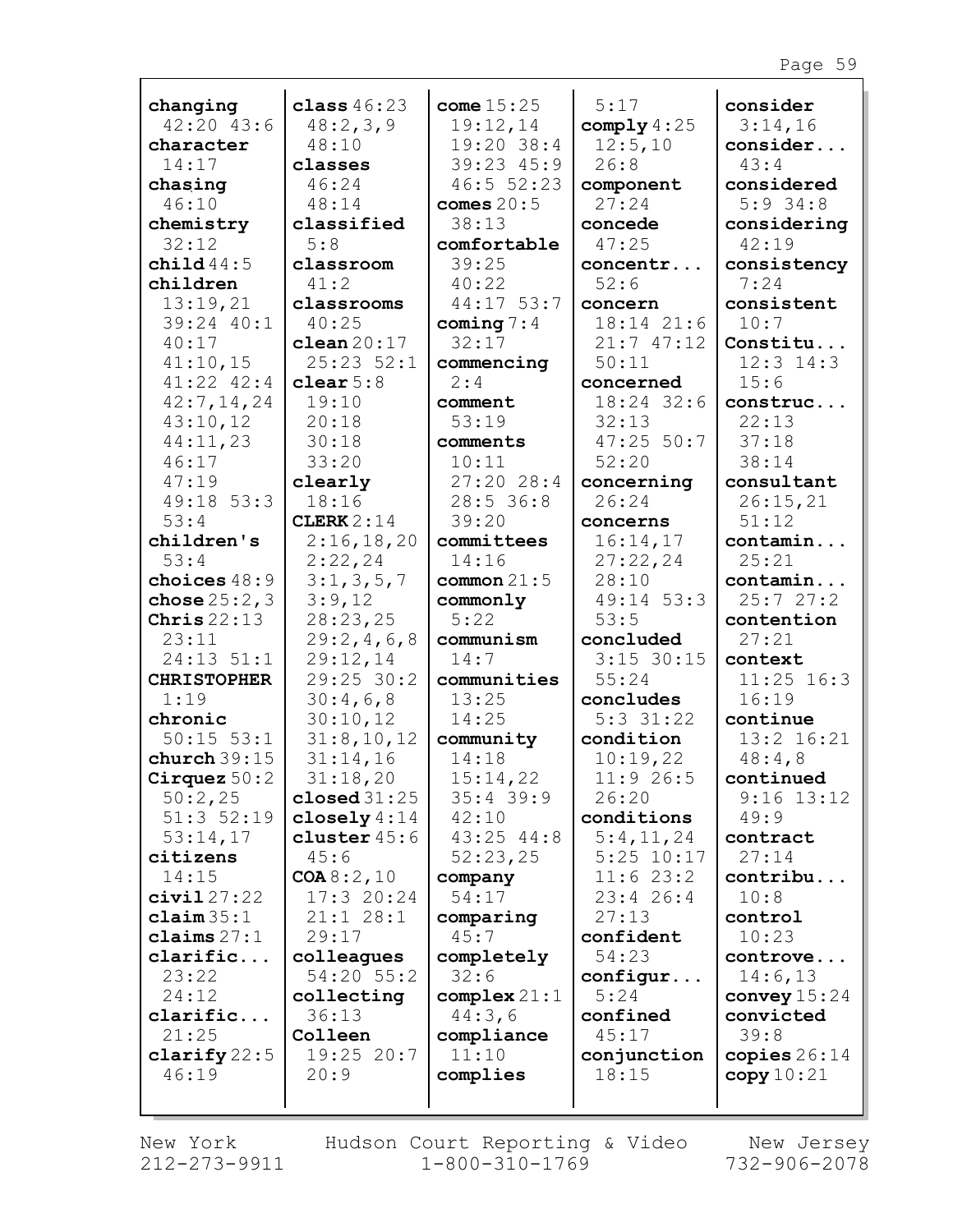**changing** 42:20 43:6
**character** 14:17
**chasing** 46:10
**chemistry** 32:12
**child** 44:5
**children** 13:19,21 39:24 40:1 40:17 41:10,15 41:22 42:4 42:7,14,24 43:10,12 44:11,23 46:17 47:19 49:18 53:3 53:4
**children's** 53:4
**choices** 48:9
**chose** 25:2,3
**Chris** 22:13 23:11 24:13 51:1
**CHRISTOPHER** 1:19
**chronic** 50:15 53:1
**church** 39:15
**Cirquez** 50:2 50:2,25 51:3 52:19 53:14,17
**citizens** 14:15
**civil** 27:22
**claim** 35:1
**claims** 27:1
**clarific...** 23:22 24:12
**clarific...** 21:25
**clarify** 22:5 46:19

**class** 46:23 48:2,3,9 48:10
**classes** 46:24 48:14
**classified** 5:8
**classroom** 41:2
**classrooms** 40:25
**clean** 20:17 25:23 52:1
**clear** 5:8 19:10 20:18 30:18 33:20
**clearly** 18:16
**CLERK** 2:14 2:16,18,20 2:22,24 3:1,3,5,7 3:9,12 28:23,25 29:2,4,6,8 29:12,14 29:25 30:2 30:4,6,8 30:10,12 31:8,10,12 31:14,16 31:18,20
**closed** 31:25
**closely** 4:14
**cluster** 45:6 45:6
**COA** 8:2,10 17:3 20:24 21:1 28:1 29:17
**colleagues** 54:20 55:2
**collecting** 36:13
**Colleen** 19:25 20:7 20:9

**come** 15:25 19:12,14 19:20 38:4 39:23 45:9 46:5 52:23
**comes** 20:5 38:13
**comfortable** 39:25 40:22 44:17 53:7
**coming** 7:4 32:17
**commencing** 2:4
**comment** 53:19
**comments** 10:11 27:20 28:4 28:5 36:8 39:20
**committees** 14:16
**common** 21:5
**commonly** 5:22
**communism** 14:7
**communities** 13:25 14:25
**community** 14:18 15:14,22 35:4 39:9 42:10 43:25 44:8 52:23,25
**company** 54:17
**comparing** 45:7
**completely** 32:6
**complex** 21:1 44:3,6
**compliance** 11:10
**complies** 5:17

**comply** 4:25 12:5,10 26:8
**component** 27:24
**concede** 47:25
**concentr...** 52:6
**concern** 18:14 21:6 21:7 47:12 50:11
**concerned** 18:24 32:6 32:13 47:25 50:7 52:20
**concerning** 26:24
**concerns** 16:14,17 27:22,24 28:10 49:14 53:3 53:5
**concluded** 3:15 30:15 55:24
**concludes** 5:3 31:22
**condition** 10:19,22 11:9 26:5 26:20
**conditions** 5:4,11,24 5:25 10:17 11:6 23:2 23:4 26:4 27:13
**confident** 54:23
**configur...** 5:24
**confined** 45:17
**conjunction** 18:15

**consider** 3:14,16
**consider...** 43:4
**considered** 5:9 34:8
**considering** 42:19
**consistency** 7:24
**consistent** 10:7
**Constitu...** 12:3 14:3 15:6
**construc...** 22:13 37:18 38:14
**consultant** 26:15,21 51:12
**contamin...** 25:21
**contamin...** 25:7 27:2
**contention** 27:21
**context** 11:25 16:3 16:19
**continue** 13:2 16:21 48:4,8
**continued** 9:16 13:12 49:9
**contract** 27:14
**contribu...** 10:8
**control** 10:23
**controve...** 14:6,13
**convey** 15:24
**convicted** 39:8
**copies** 26:14
**copy** 10:21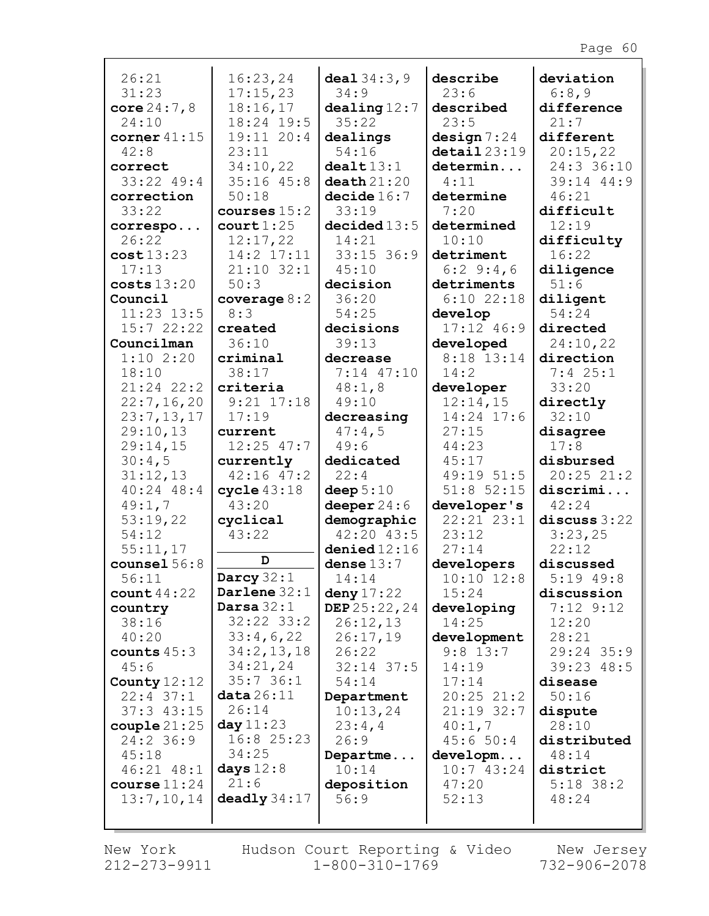26:21
31:23
**core** 24:7,8
24:10
**corner** 41:15
42:8
**correct**
33:22 49:4
**correction**
33:22
**correspo...**
26:22
**cost** 13:23
17:13
**costs** 13:20
**Council**
11:23 13:5
15:7 22:22
**Councilman**
1:10 2:20
18:10
21:24 22:2
22:7,16,20
23:7,13,17
29:10,13
29:14,15
30:4,5
31:12,13
40:24 48:4
49:1,7
53:19,22
54:12
55:11,17
**counsel** 56:8
56:11
**count** 44:22
**country**
38:16
40:20
**counts** 45:3
45:6
**County** 12:12
22:4 37:1
37:3 43:15
**couple** 21:25
24:2 36:9
45:18
46:21 48:1
**course** 11:24
13:7,10,14

16:23,24
17:15,23
18:16,17
18:24 19:5
19:11 20:4
23:11
34:10,22
35:16 45:8
50:18
**courses** 15:2
**court** 1:25
12:17,22
14:2 17:11
21:10 32:1
50:3
**coverage** 8:2
8:3
**created**
36:10
**criminal**
38:17
**criteria**
9:21 17:18
17:19
**current**
12:25 47:7
**currently**
42:16 47:2
**cycle** 43:18
43:20
**cyclical**
43:22

**D**

**Darcy** 32:1
**Darlene** 32:1
**Darsa** 32:1
32:22 33:2
33:4,6,22
34:2,13,18
34:21,24
35:7 36:1
**data** 26:11
26:14
**day** 11:23
16:8 25:23
34:25
**days** 12:8
21:6
**deadly** 34:17

**deal** 34:3,9
34:9
**dealing** 12:7
35:22
**dealings**
54:16
**dealt** 13:1
**death** 21:20
**decide** 16:7
33:19
**decided** 13:5
14:21
33:15 36:9
45:10
**decision**
36:20
54:25
**decisions**
39:13
**decrease**
7:14 47:10
48:1,8
49:10
**decreasing**
47:4,5
49:6
**dedicated**
22:4
**deep** 5:10
**deeper** 24:6
**demographic**
42:20 43:5
**denied** 12:16
**dense** 13:7
14:14
**deny** 17:22
**DEP** 25:22,24
26:12,13
26:17,19
26:22
32:14 37:5
54:14
**Department**
10:13,24
23:4,4
26:9
**Departme...**
10:14
**deposition**
56:9

**describe**
23:6
**described**
23:5
**design** 7:24
**detail** 23:19
**determin...**
4:11
**determine**
7:20
**determined**
10:10
**detriment**
6:2 9:4,6
**detriments**
6:10 22:18
**develop**
17:12 46:9
**developed**
8:18 13:14
14:2
**developer**
12:14,15
14:24 17:6
27:15
44:23
45:17
49:19 51:5
51:8 52:15
**developer's**
22:21 23:1
23:12
27:14
**developers**
10:10 12:8
15:24
**developing**
14:25
**development**
9:8 13:7
14:19
17:14
20:25 21:2
21:19 32:7
40:1,7
45:6 50:4
**developm...**
10:7 43:24
47:20
52:13

**deviation**
6:8,9
**difference**
21:7
**different**
20:15,22
24:3 36:10
39:14 44:9
46:21
**difficult**
12:19
**difficulty**
16:22
**diligence**
51:6
**diligent**
54:24
**directed**
24:10,22
**direction**
7:4 25:1
33:20
**directly**
32:10
**disagree**
17:8
**disbursed**
20:25 21:2
**discrimi...**
42:24
**discuss** 3:22
3:23,25
22:12
**discussed**
5:19 49:8
**discussion**
7:12 9:12
12:20
28:21
29:24 35:9
39:23 48:5
**disease**
50:16
**dispute**
28:10
**distributed**
48:14
**district**
5:18 38:2
48:24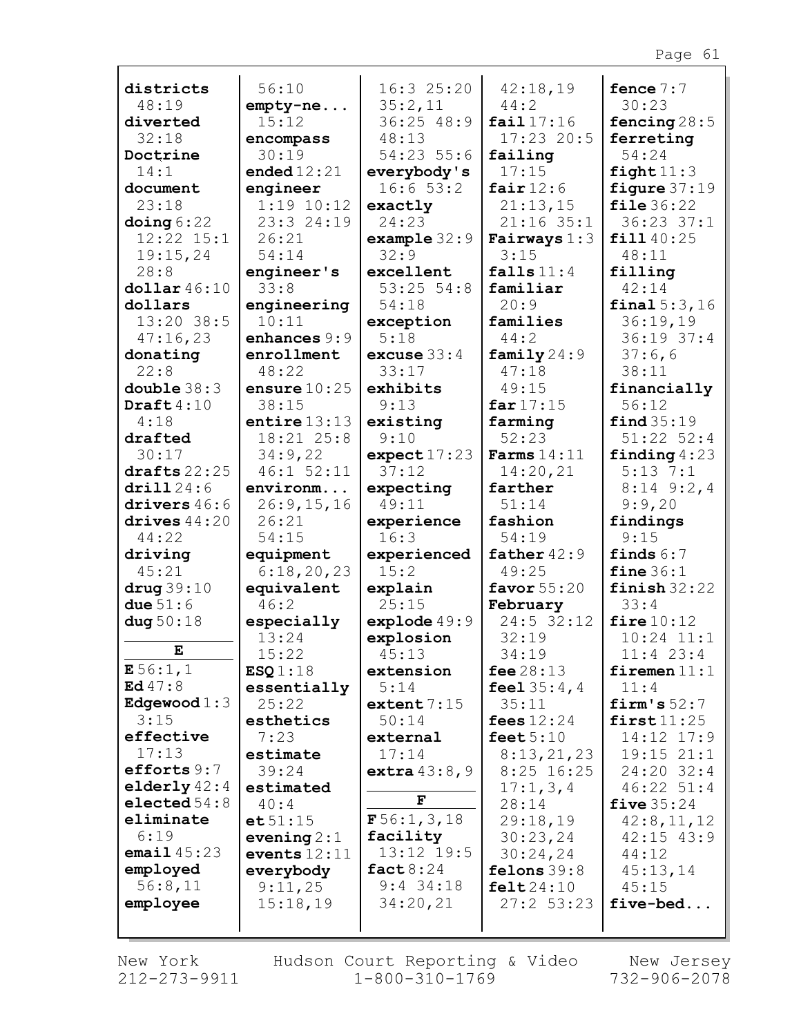**districts** 48:19
**diverted** 32:18
**Doctrine** 14:1
**document** 23:18
**doing** 6:22 12:22 15:1 19:15,24 28:8
**dollar** 46:10
**dollars** 13:20 38:5 47:16,23
**donating** 22:8
**double** 38:3
**Draft** 4:10 4:18
**drafted** 30:17
**drafts** 22:25
**drill** 24:6
**drivers** 46:6
**drives** 44:20 44:22
**driving** 45:21
**drug** 39:10
**due** 51:6
**dug** 50:18

**E**

**E** 56:1,1
**Ed** 47:8
**Edgewood** 1:3 3:15
**effective** 17:13
**efforts** 9:7
**elderly** 42:4
**elected** 54:8
**eliminate** 6:19
**email** 45:23
**employed** 56:8,11
**employee** 56:10
**empty-ne...** 15:12
**encompass** 30:19
**ended** 12:21
**engineer** 1:19 10:12 23:3 24:19 26:21 54:14
**engineer's** 33:8
**engineering** 10:11
**enhances** 9:9
**enrollment** 48:22
**ensure** 10:25 38:15
**entire** 13:13 18:21 25:8 34:9,22 46:1 52:11
**environm...** 26:9,15,16 26:21 54:15
**equipment** 6:18,20,23
**equivalent** 46:2
**especially** 13:24 15:22
**ESQ** 1:18
**essentially** 25:22
**esthetics** 7:23
**estimate** 39:24
**estimated** 40:4
**et** 51:15
**evening** 2:1
**events** 12:11
**everybody** 9:11,25 15:18,19 16:3 25:20 35:2,11 36:25 48:9 48:13 54:23 55:6
**everybody's** 16:6 53:2
**exactly** 24:23
**example** 32:9 32:9
**excellent** 53:25 54:8 54:18
**exception** 5:18
**excuse** 33:4 33:17
**exhibits** 9:13
**existing** 9:10
**expect** 17:23 37:12
**expecting** 49:11
**experience** 16:3
**experienced** 15:2
**explain** 25:15
**explode** 49:9
**explosion** 45:13
**extension** 5:14
**extent** 7:15 50:14
**external** 17:14
**extra** 43:8,9

**F**

**F** 56:1,3,18
**facility** 13:12 19:5
**fact** 8:24 9:4 34:18 34:20,21 42:18,19 44:2
**fail** 17:16 17:23 20:5
**failing** 17:15
**fair** 12:6 21:13,15 21:16 35:1
**Fairways** 1:3 3:15
**falls** 11:4
**familiar** 20:9
**families** 44:2
**family** 24:9 47:18 49:15
**far** 17:15
**farming** 52:23
**Farms** 14:11 14:20,21
**farther** 51:14
**fashion** 54:19
**father** 42:9 49:25
**favor** 55:20
**February** 24:5 32:12 32:19 34:19
**fee** 28:13
**feel** 35:4,4 35:11
**fees** 12:24
**feet** 5:10 8:13,21,23 8:25 16:25 17:1,3,4 28:14 29:18,19 30:23,24 30:24,24
**felons** 39:8
**felt** 24:10 27:2 53:23
**fence** 7:7 30:23
**fencing** 28:5
**ferreting** 54:24
**fight** 11:3
**figure** 37:19
**file** 36:22 36:23 37:1
**fill** 40:25 48:11
**filling** 42:14
**final** 5:3,16 36:19,19 36:19 37:4 37:6,6 38:11
**financially** 56:12
**find** 35:19 51:22 52:4
**finding** 4:23 5:13 7:1 8:14 9:2,4 9:9,20
**findings** 9:15
**finds** 6:7
**fine** 36:1
**finish** 32:22 33:4
**fire** 10:12 10:24 11:1 11:4 23:4
**firemen** 11:1 11:4
**firm's** 52:7
**first** 11:25 14:12 17:9 19:15 21:1 24:20 32:4 46:22 51:4
**five** 35:24 42:8,11,12 42:15 43:9 44:12 45:13,14 45:15
**five-bed...**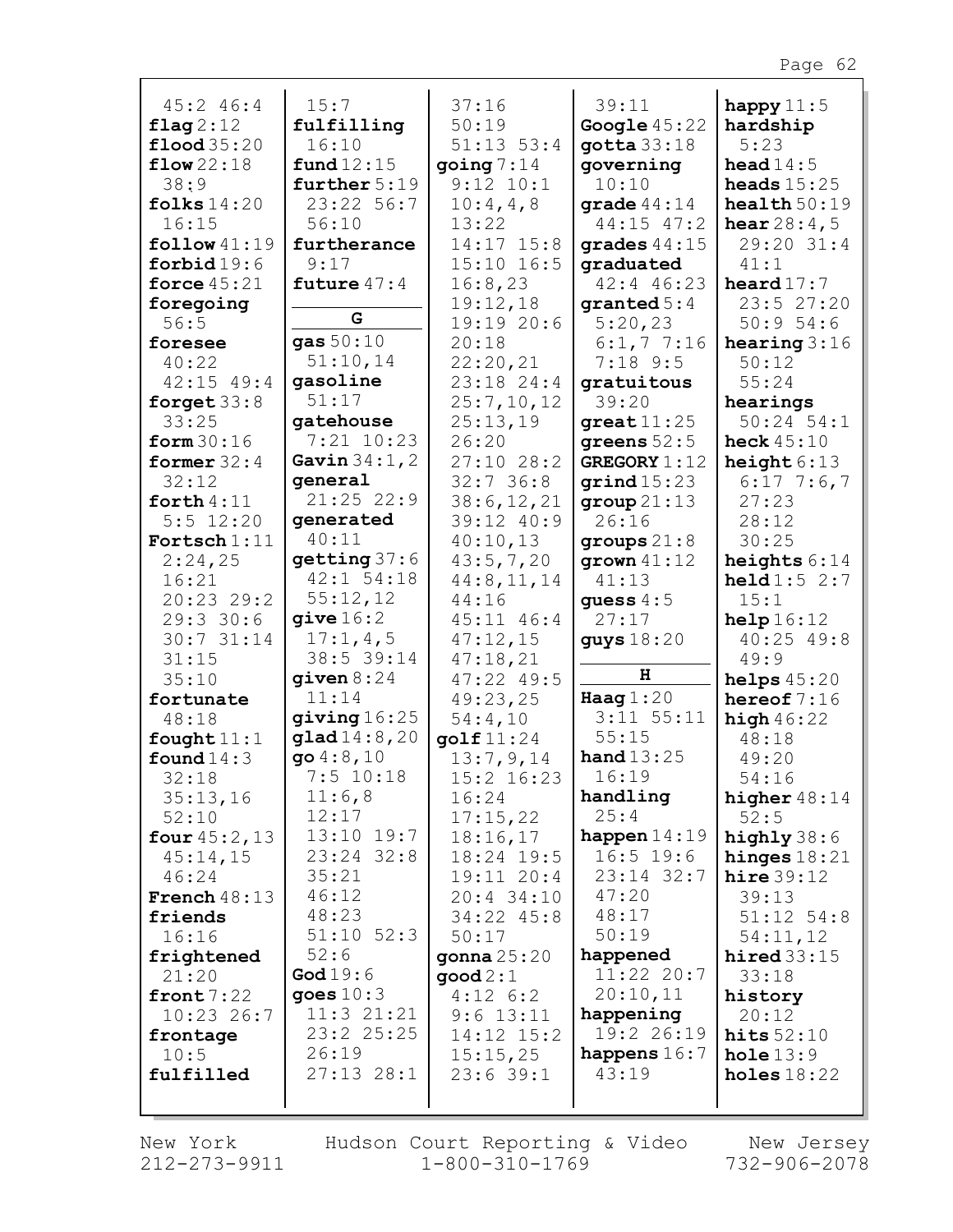45:2 46:4
**flag** 2:12
**flood** 35:20
**flow** 22:18
38:9
**folks** 14:20
16:15
**follow** 41:19
**forbid** 19:6
**force** 45:21
**foregoing**
56:5
**foresee**
40:22
42:15 49:4
**forget** 33:8
33:25
**form** 30:16
**former** 32:4
32:12
**forth** 4:11
5:5 12:20
**Fortsch** 1:11
2:24,25
16:21
20:23 29:2
29:3 30:6
30:7 31:14
31:15
35:10
**fortunate**
48:18
**fought** 11:1
**found** 14:3
32:18
35:13,16
52:10
**four** 45:2,13
45:14,15
46:24
**French** 48:13
**friends**
16:16
**frightened**
21:20
**front** 7:22
10:23 26:7
**frontage**
10:5
**fulfilled**
15:7
**fulfilling**
16:10
**fund** 12:15
**further** 5:19
23:22 56:7
56:10
**furtherance**
9:17
**future** 47:4

**G**

**gas** 50:10
51:10,14
**gasoline**
51:17
**gatehouse**
7:21 10:23
**Gavin** 34:1,2
**general**
21:25 22:9
**generated**
40:11
**getting** 37:6
42:1 54:18
55:12,12
**give** 16:2
17:1,4,5
38:5 39:14
**given** 8:24
11:14
**giving** 16:25
**glad** 14:8,20
**go** 4:8,10
7:5 10:18
11:6,8
12:17
13:10 19:7
23:24 32:8
35:21
46:12
48:23
51:10 52:3
52:6
**God** 19:6
**goes** 10:3
11:3 21:21
23:2 25:25
26:19
27:13 28:1
37:16
50:19
51:13 53:4
**going** 7:14
9:12 10:1
10:4,4,8
13:22
14:17 15:8
15:10 16:5
16:8,23
19:12,18
19:19 20:6
20:18
22:20,21
23:18 24:4
25:7,10,12
25:13,19
26:20
27:10 28:2
32:7 36:8
38:6,12,21
39:12 40:9
40:10,13
43:5,7,20
44:8,11,14
44:16
45:11 46:4
47:12,15
47:18,21
47:22 49:5
49:23,25
54:4,10
**golf** 11:24
13:7,9,14
15:2 16:23
16:24
17:15,22
18:16,17
18:24 19:5
19:11 20:4
20:4 34:10
34:22 45:8
50:17
**gonna** 25:20
**good** 2:1
4:12 6:2
9:6 13:11
14:12 15:2
15:15,25
23:6 39:1
39:11
**Google** 45:22
**gotta** 33:18
**governing**
10:10
**grade** 44:14
44:15 47:2
**grades** 44:15
**graduated**
42:4 46:23
**granted** 5:4
5:20,23
6:1,7 7:16
7:18 9:5
**gratuitous**
39:20
**great** 11:25
**greens** 52:5
**GREGORY** 1:12
**grind** 15:23
**group** 21:13
26:16
**groups** 21:8
**grown** 41:12
41:13
**guess** 4:5
27:17
**guys** 18:20

**H**

**Haag** 1:20
3:11 55:11
55:15
**hand** 13:25
16:19
**handling**
25:4
**happen** 14:19
16:5 19:6
23:14 32:7
47:20
48:17
50:19
**happened**
11:22 20:7
20:10,11
**happening**
19:2 26:19
**happens** 16:7
43:19
**happy** 11:5
**hardship**
5:23
**head** 14:5
**heads** 15:25
**health** 50:19
**hear** 28:4,5
29:20 31:4
41:1
**heard** 17:7
23:5 27:20
50:9 54:6
**hearing** 3:16
50:12
55:24
**hearings**
50:24 54:1
**heck** 45:10
**height** 6:13
6:17 7:6,7
27:23
28:12
30:25
**heights** 6:14
**held** 1:5 2:7
15:1
**help** 16:12
40:25 49:8
49:9
**helps** 45:20
**hereof** 7:16
**high** 46:22
48:18
49:20
54:16
**higher** 48:14
52:5
**highly** 38:6
**hinges** 18:21
**hire** 39:12
39:13
51:12 54:8
54:11,12
**hired** 33:15
33:18
**history**
20:12
**hits** 52:10
**hole** 13:9
**holes** 18:22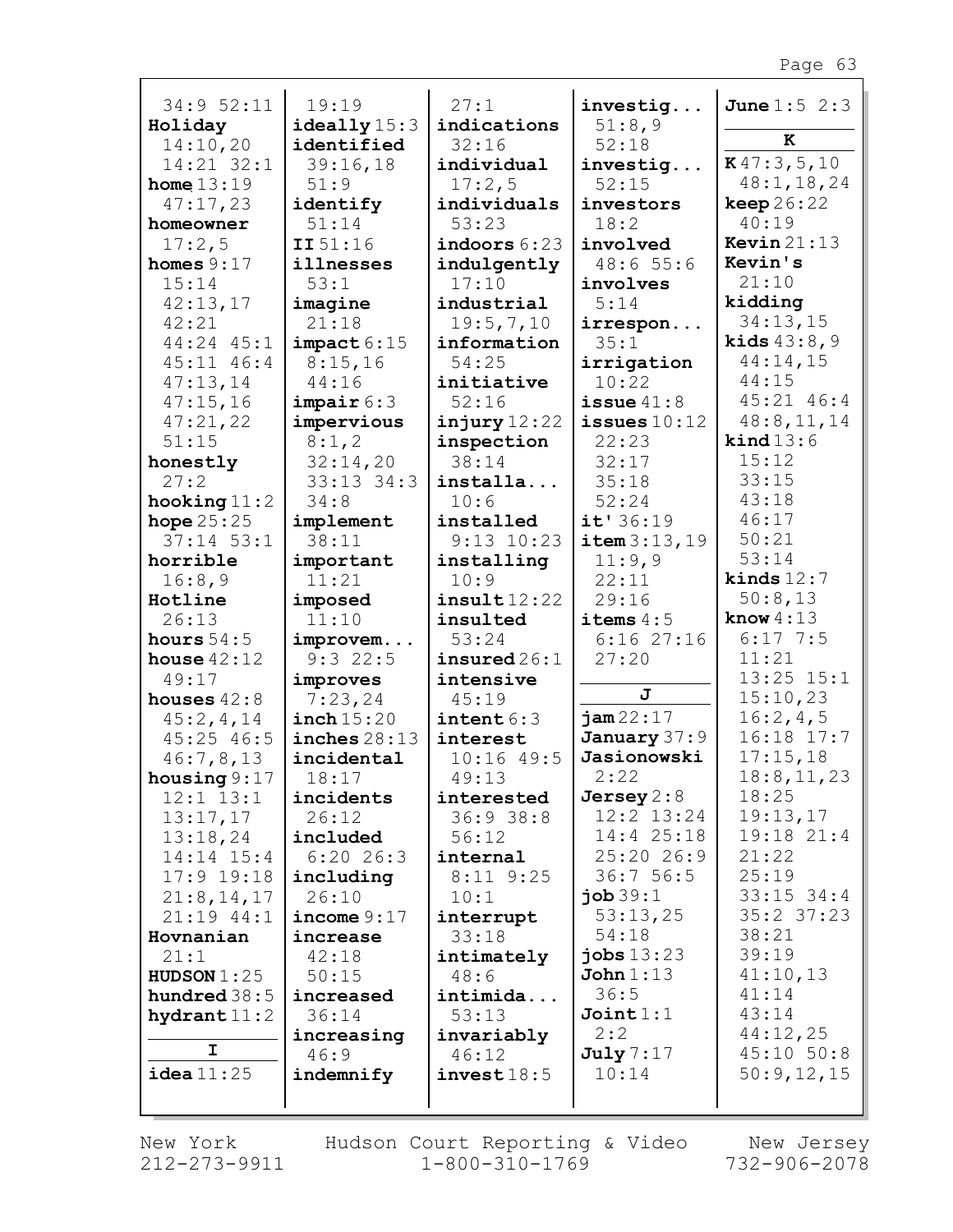34:9 52:11
**Holiday** 14:10,20 14:21 32:1
**home** 13:19 47:17,23
**homeowner** 17:2,5
**homes** 9:17 15:14 42:13,17 42:21 44:24 45:1 45:11 46:4 47:13,14 47:15,16 47:21,22 51:15
**honestly** 27:2
**hooking** 11:2
**hope** 25:25 37:14 53:1
**horrible** 16:8,9
**Hotline** 26:13
**hours** 54:5
**house** 42:12 49:17
**houses** 42:8 45:2,4,14 45:25 46:5 46:7,8,13
**housing** 9:17 12:1 13:1 13:17,17 13:18,24 14:14 15:4 17:9 19:18 21:8,14,17 21:19 44:1
**Hovnanian** 21:1
**HUDSON** 1:25
**hundred** 38:5
**hydrant** 11:2

**I**

**idea** 11:25 19:19
**ideally** 15:3
**identified** 39:16,18 51:9
**identify** 51:14
**II** 51:16
**illnesses** 53:1
**imagine** 21:18
**impact** 6:15 8:15,16 44:16
**impair** 6:3
**impervious** 8:1,2 32:14,20 33:13 34:3 34:8
**implement** 38:11
**important** 11:21
**imposed** 11:10
**improvem...** 9:3 22:5
**improves** 7:23,24
**inch** 15:20
**inches** 28:13
**incidental** 18:17
**incidents** 26:12
**included** 6:20 26:3
**including** 26:10
**income** 9:17
**increase** 42:18 50:15
**increased** 36:14
**increasing** 46:9
**indemnify** 27:1
**indications** 32:16
**individual** 17:2,5
**individuals** 53:23
**indoors** 6:23
**indulgently** 17:10
**industrial** 19:5,7,10
**information** 54:25
**initiative** 52:16
**injury** 12:22
**inspection** 38:14
**installa...** 10:6
**installed** 9:13 10:23
**installing** 10:9
**insult** 12:22
**insulted** 53:24
**insured** 26:1
**intensive** 45:19
**intent** 6:3
**interest** 10:16 49:5 49:13
**interested** 36:9 38:8 56:12
**internal** 8:11 9:25 10:1
**interrupt** 33:18
**intimately** 48:6
**intimida...** 53:13
**invariably** 46:12
**invest** 18:5
**investig...** 51:8,9 52:18
**investig...** 52:15
**investors** 18:2
**involved** 48:6 55:6
**involves** 5:14
**irrespon...** 35:1
**irrigation** 10:22
**issue** 41:8
**issues** 10:12 22:23 32:17 35:18 52:24
**it'** 36:19
**item** 3:13,19 11:9,9 22:11 29:16
**items** 4:5 6:16 27:16 27:20

**J**

**jam** 22:17
**January** 37:9
**Jasionowski** 2:22
**Jersey** 2:8 12:2 13:24 14:4 25:18 25:20 26:9 36:7 56:5
**job** 39:1 53:13,25 54:18
**jobs** 13:23
**John** 1:13 36:5
**Joint** 1:1 2:2
**July** 7:17 10:14
**June** 1:5 2:3

**K**

**K** 47:3,5,10 48:1,18,24
**keep** 26:22 40:19
**Kevin** 21:13
**Kevin's** 21:10
**kidding** 34:13,15
**kids** 43:8,9 44:14,15 44:15 45:21 46:4 48:8,11,14
**kind** 13:6 15:12 33:15 43:18 46:17 50:21 53:14
**kinds** 12:7 50:8,13
**know** 4:13 6:17 7:5 11:21 13:25 15:1 15:10,23 16:2,4,5 16:18 17:7 17:15,18 18:8,11,23 18:25 19:13,17 19:18 21:4 21:22 25:19 33:15 34:4 35:2 37:23 38:21 39:19 41:10,13 41:14 43:14 44:12,25 45:10 50:8 50:9,12,15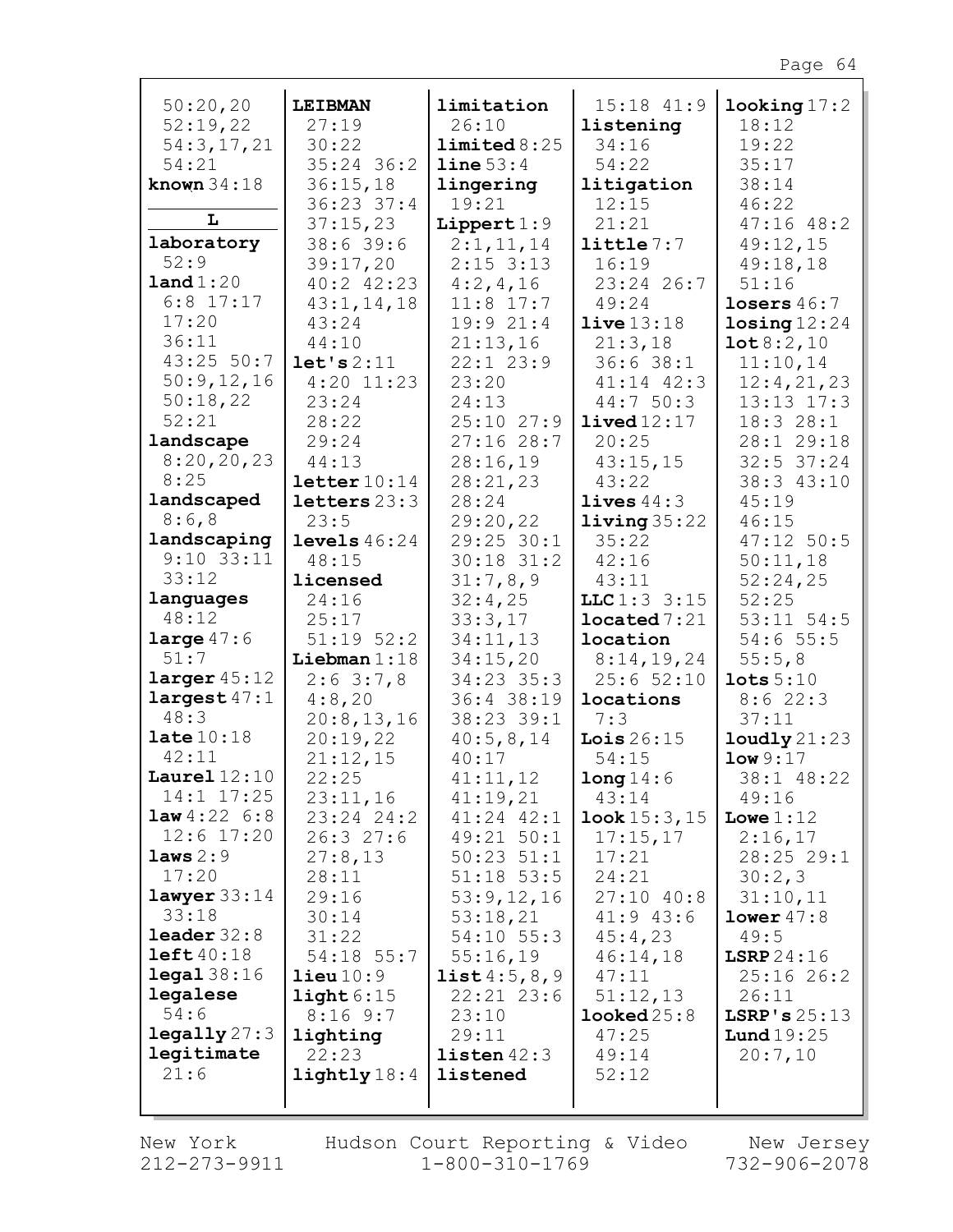50:20,20
52:19,22
54:3,17,21
54:21
**known** 34:18

**L**

**laboratory**
52:9
**land** 1:20
6:8 17:17
17:20
36:11
43:25 50:7
50:9,12,16
50:18,22
52:21
**landscape**
8:20,20,23
8:25
**landscaped**
8:6,8
**landscaping**
9:10 33:11
33:12
**languages**
48:12
**large** 47:6
51:7
**larger** 45:12
**largest** 47:1
48:3
**late** 10:18
42:11
**Laurel** 12:10
14:1 17:25
**law** 4:22 6:8
12:6 17:20
**laws** 2:9
17:20
**lawyer** 33:14
33:18
**leader** 32:8
**left** 40:18
**legal** 38:16
**legalese**
54:6
**legally** 27:3
**legitimate**
21:6

**LEIBMAN**
27:19
30:22
35:24 36:2
36:15,18
36:23 37:4
37:15,23
38:6 39:6
39:17,20
40:2 42:23
43:1,14,18
43:24
44:10
**let's** 2:11
4:20 11:23
23:24
28:22
29:24
44:13
**letter** 10:14
**letters** 23:3
23:5
**levels** 46:24
48:15
**licensed**
24:16
25:17
51:19 52:2
**Liebman** 1:18
2:6 3:7,8
4:8,20
20:8,13,16
20:19,22
21:12,15
22:25
23:11,16
23:24 24:2
26:3 27:6
27:8,13
28:11
29:16
30:14
31:22
54:18 55:7
**lieu** 10:9
**light** 6:15
8:16 9:7
**lighting**
22:23
**lightly** 18:4

**limitation**
26:10
**limited** 8:25
**line** 53:4
**lingering**
19:21
**Lippert** 1:9
2:1,11,14
2:15 3:13
4:2,4,16
11:8 17:7
19:9 21:4
21:13,16
22:1 23:9
23:20
24:13
25:10 27:9
27:16 28:7
28:16,19
28:21,23
28:24
29:20,22
29:25 30:1
30:18 31:2
31:7,8,9
32:4,25
33:3,17
34:11,13
34:15,20
34:23 35:3
36:4 38:19
38:23 39:1
40:5,8,14
40:17
41:11,12
41:19,21
41:24 42:1
49:21 50:1
50:23 51:1
51:18 53:5
53:9,12,16
53:18,21
54:10 55:3
55:16,19
**list** 4:5,8,9
22:21 23:6
23:10
29:11
**listen** 42:3
**listened**

15:18 41:9
**listening**
34:16
54:22
**litigation**
12:15
21:21
**little** 7:7
16:19
23:24 26:7
49:24
**live** 13:18
21:3,18
36:6 38:1
41:14 42:3
44:7 50:3
**lived** 12:17
20:25
43:15,15
43:22
**lives** 44:3
**living** 35:22
35:22
42:16
43:11
**LLC** 1:3 3:15
**located** 7:21
**location**
8:14,19,24
25:6 52:10
**locations**
7:3
**Lois** 26:15
54:15
**long** 14:6
43:14
**look** 15:3,15
17:15,17
17:21
24:21
27:10 40:8
41:9 43:6
45:4,23
46:14,18
47:11
51:12,13
**looked** 25:8
47:25
49:14
52:12

**looking** 17:2
18:12
19:22
35:17
38:14
46:22
47:16 48:2
49:12,15
49:18,18
51:16
**losers** 46:7
**losing** 12:24
**lot** 8:2,10
11:10,14
12:4,21,23
13:13 17:3
18:3 28:1
28:1 29:18
32:5 37:24
38:3 43:10
45:19
46:15
47:12 50:5
50:11,18
52:24,25
52:25
53:11 54:5
54:6 55:5
55:5,8
**lots** 5:10
8:6 22:3
37:11
**loudly** 21:23
**low** 9:17
38:1 48:22
49:16
**Lowe** 1:12
2:16,17
28:25 29:1
30:2,3
31:10,11
**lower** 47:8
49:5
**LSRP** 24:16
25:16 26:2
26:11
**LSRP's** 25:13
**Lund** 19:25
20:7,10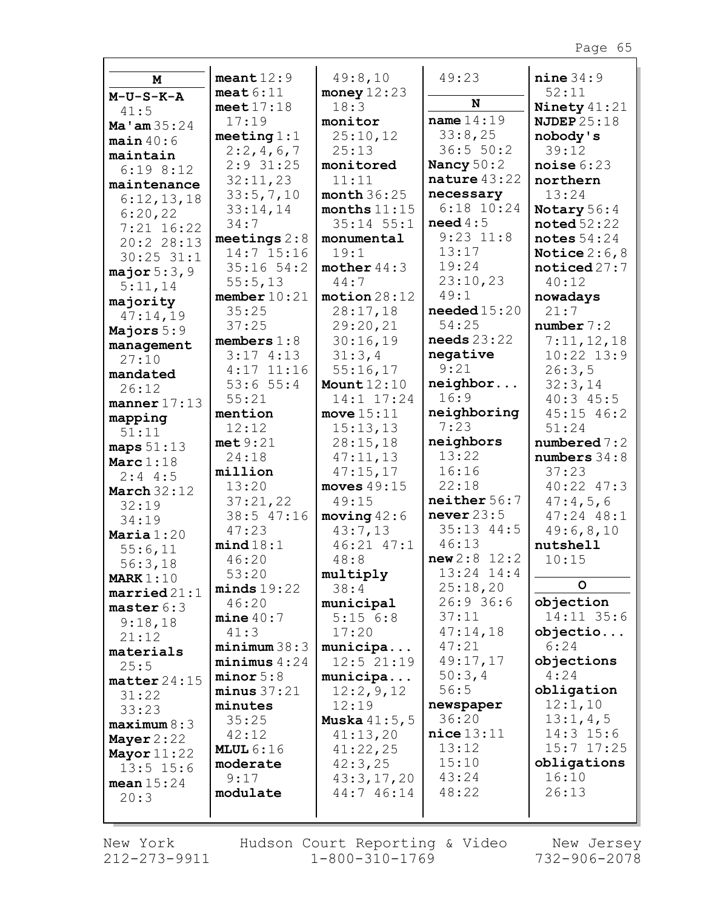**M**

**M-U-S-K-A** 41:5
**Ma'am** 35:24
**main** 40:6
**maintain** 6:19 8:12
**maintenance** 6:12,13,18 6:20,22 7:21 16:22 20:2 28:13 30:25 31:1
**major** 5:3,9 5:11,14
**majority** 47:14,19
**Majors** 5:9
**management** 27:10
**mandated** 26:12
**manner** 17:13
**mapping** 51:11
**maps** 51:13
**Marc** 1:18 2:4 4:5
**March** 32:12 32:19 34:19
**Maria** 1:20 55:6,11 56:3,18
**MARK** 1:10
**married** 21:1
**master** 6:3 9:18,18 21:12
**materials** 25:5
**matter** 24:15 31:22 33:23
**maximum** 8:3
**Mayer** 2:22
**Mayor** 11:22 13:5 15:6
**mean** 15:24 20:3
**meant** 12:9
**meat** 6:11
**meet** 17:18 17:19
**meeting** 1:1 2:2,4,6,7 2:9 31:25 32:11,23 33:5,7,10 33:14,14 34:7
**meetings** 2:8 14:7 15:16 35:16 54:2 55:5,13
**member** 10:21 35:25 37:25
**members** 1:8 3:17 4:13 4:17 11:16 53:6 55:4 55:21
**mention** 12:12
**met** 9:21 24:18
**million** 13:20 37:21,22 38:5 47:16 47:23
**mind** 18:1 46:20 53:20
**minds** 19:22 46:20
**mine** 40:7 41:3
**minimum** 38:3
**minimus** 4:24
**minor** 5:8
**minus** 37:21
**minutes** 35:25 42:12
**MLUL** 6:16
**moderate** 9:17
**modulate** 49:8,10
**money** 12:23 18:3
**monitor** 25:10,12 25:13
**monitored** 11:11
**month** 36:25
**months** 11:15 35:14 55:1
**monumental** 19:1
**mother** 44:3 44:7
**motion** 28:12 28:17,18 29:20,21 30:16,19 31:3,4 55:16,17
**Mount** 12:10 14:1 17:24
**move** 15:11 15:13,13 28:15,18 47:11,13 47:15,17
**moves** 49:15 49:15
**moving** 42:6 43:7,13 46:21 47:1 48:8
**multiply** 38:4
**municipal** 5:15 6:8 17:20
**municipa...** 12:5 21:19
**municipa...** 12:2,9,12 12:19
**Muska** 41:5,5 41:13,20 41:22,25 42:3,25 43:3,17,20 44:7 46:14 49:23

**N**

**name** 14:19 33:8,25 36:5 50:2
**Nancy** 50:2
**nature** 43:22
**necessary** 6:18 10:24
**need** 4:5 9:23 11:8 13:17 19:24 23:10,23 49:1
**needed** 15:20 54:25
**needs** 23:22
**negative** 9:21
**neighbor...** 16:9
**neighboring** 7:23
**neighbors** 13:22 16:16 22:18
**neither** 56:7
**never** 23:5 35:13 44:5 46:13
**new** 2:8 12:2 13:24 14:4 25:18,20 26:9 36:6 37:11 47:14,18 47:21 49:17,17 50:3,4 56:5
**newspaper** 36:20
**nice** 13:11 13:12 15:10 43:24 48:22
**nine** 34:9 52:11
**Ninety** 41:21
**NJDEP** 25:18
**nobody's** 39:12
**noise** 6:23
**northern** 13:24
**Notary** 56:4
**noted** 52:22
**notes** 54:24
**Notice** 2:6,8
**noticed** 27:7 40:12
**nowadays** 21:7
**number** 7:2 7:11,12,18 10:22 13:9 26:3,5 32:3,14 40:3 45:5 45:15 46:2 51:24
**numbered** 7:2
**numbers** 34:8 37:23 40:22 47:3 47:4,5,6 47:24 48:1 49:6,8,10
**nutshell** 10:15

**O**

**objection** 14:11 35:6
**objectio...** 6:24
**objections** 4:24
**obligation** 12:1,10 13:1,4,5 14:3 15:6 15:7 17:25
**obligations** 16:10 26:13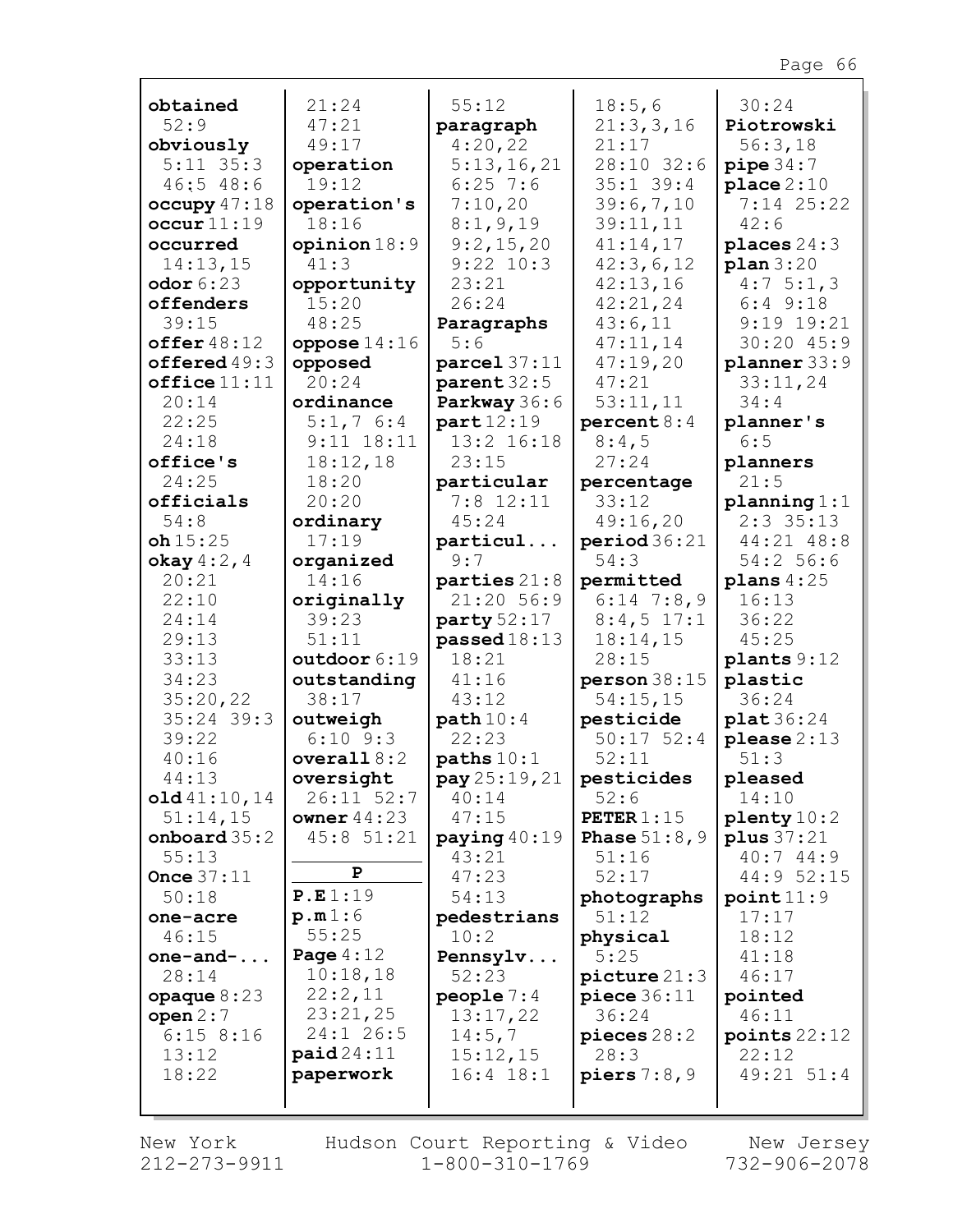**obtained** 52:9
**obviously** 5:11 35:3 46:5 48:6
**occupy** 47:18
**occur** 11:19
**occurred** 14:13,15
**odor** 6:23
**offenders** 39:15
**offer** 48:12
**offered** 49:3
**office** 11:11 20:14 22:25 24:18
**office's** 24:25
**officials** 54:8
**oh** 15:25
**okay** 4:2,4 20:21 22:10 24:14 29:13 33:13 34:23 35:20,22 35:24 39:3 39:22 40:16 44:13
**old** 41:10,14 51:14,15
**onboard** 35:2 55:13
**Once** 37:11 50:18
**one-acre** 46:15
**one-and-...** 28:14
**opaque** 8:23
**open** 2:7 6:15 8:16 13:12 18:22 21:24 47:21 49:17
**operation** 19:12
**operation's** 18:16
**opinion** 18:9 41:3
**opportunity** 15:20 48:25
**oppose** 14:16
**opposed** 20:24
**ordinance** 5:1,7 6:4 9:11 18:11 18:12,18 18:20 20:20
**ordinary** 17:19
**organized** 14:16
**originally** 39:23 51:11
**outdoor** 6:19
**outstanding** 38:17
**outweigh** 6:10 9:3
**overall** 8:2
**oversight** 26:11 52:7
**owner** 44:23 45:8 51:21

**P**

**P.E** 1:19
**p.m** 1:6 55:25
**Page** 4:12 10:18,18 22:2,11 23:21,25 24:1 26:5
**paid** 24:11
**paperwork** 55:12
**paragraph** 4:20,22 5:13,16,21 6:25 7:6 7:10,20 8:1,9,19 9:2,15,20 9:22 10:3 23:21 26:24
**Paragraphs** 5:6
**parcel** 37:11
**parent** 32:5
**Parkway** 36:6
**part** 12:19 13:2 16:18 23:15
**particular** 7:8 12:11 45:24
**particul...** 9:7
**parties** 21:8 21:20 56:9
**party** 52:17
**passed** 18:13 18:21 41:16 43:12
**path** 10:4 22:23
**paths** 10:1
**pay** 25:19,21 40:14 47:15
**paying** 40:19 43:21 47:23 54:13
**pedestrians** 10:2
**Pennsylv...** 52:23
**people** 7:4 13:17,22 14:5,7 15:12,15 16:4 18:1 18:5,6 21:3,3,16 21:17 28:10 32:6 35:1 39:4 39:6,7,10 39:11,11 41:14,17 42:3,6,12 42:13,16 42:21,24 43:6,11 47:11,14 47:19,20 47:21 53:11,11
**percent** 8:4 8:4,5 27:24
**percentage** 33:12 49:16,20
**period** 36:21 54:3
**permitted** 6:14 7:8,9 8:4,5 17:1 18:14,15 28:15
**person** 38:15 54:15,15
**pesticide** 50:17 52:4 52:11
**pesticides** 52:6
**PETER** 1:15
**Phase** 51:8,9 51:16 52:17
**photographs** 51:12
**physical** 5:25
**picture** 21:3
**piece** 36:11 36:24
**pieces** 28:2 28:3
**piers** 7:8,9 30:24
**Piotrowski** 56:3,18
**pipe** 34:7
**place** 2:10 7:14 25:22 42:6
**places** 24:3
**plan** 3:20 4:7 5:1,3 6:4 9:18 9:19 19:21 30:20 45:9
**planner** 33:9 33:11,24 34:4
**planner's** 6:5
**planners** 21:5
**planning** 1:1 2:3 35:13 44:21 48:8 54:2 56:6
**plans** 4:25 16:13 36:22 45:25
**plants** 9:12
**plastic** 36:24
**plat** 36:24
**please** 2:13 51:3
**pleased** 14:10
**plenty** 10:2
**plus** 37:21 40:7 44:9 44:9 52:15
**point** 11:9 17:17 18:12 41:18 46:17
**pointed** 46:11
**points** 22:12 22:12 49:21 51:4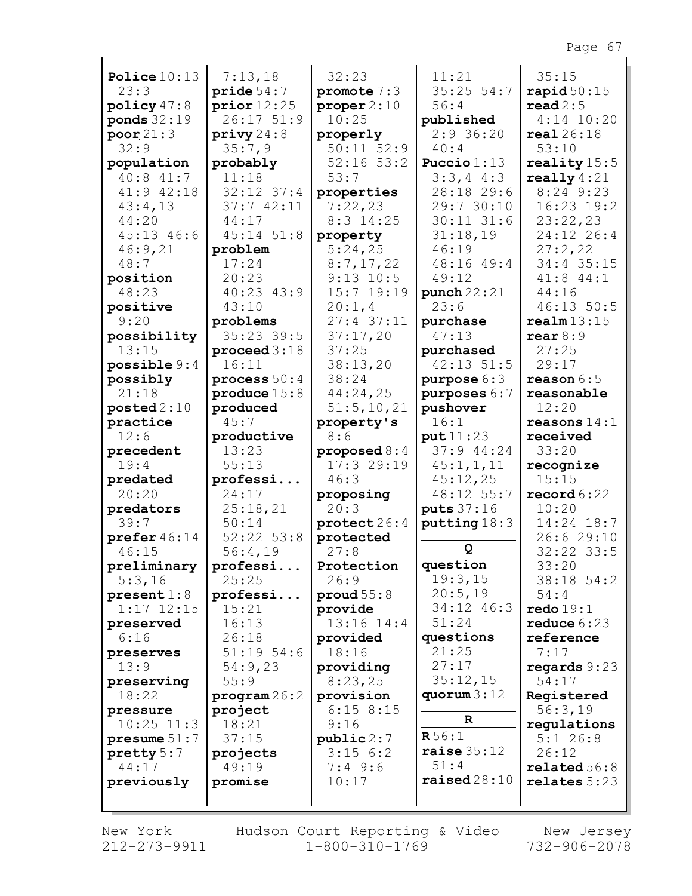**Police** 10:13 23:3
**policy** 47:8
**ponds** 32:19
**poor** 21:3 32:9
**population** 40:8 41:7 41:9 42:18 43:4,13 44:20 45:13 46:6 46:9,21 48:7
**position** 48:23
**positive** 9:20
**possibility** 13:15
**possible** 9:4
**possibly** 21:18
**posted** 2:10
**practice** 12:6
**precedent** 19:4
**predated** 20:20
**predators** 39:7
**prefer** 46:14 46:15
**preliminary** 5:3,16
**present** 1:8 1:17 12:15
**preserved** 6:16
**preserves** 13:9
**preserving** 18:22
**pressure** 10:25 11:3
**presume** 51:7
**pretty** 5:7 44:17
**previously** 7:13,18
**pride** 54:7
**prior** 12:25 26:17 51:9
**privy** 24:8 35:7,9
**probably** 11:18 32:12 37:4 37:7 42:11 44:17 45:14 51:8
**problem** 17:24 20:23 40:23 43:9 43:10
**problems** 35:23 39:5
**proceed** 3:18 16:11
**process** 50:4
**produce** 15:8
**produced** 45:7
**productive** 13:23 55:13
**professi...** 24:17 25:18,21 50:14 52:22 53:8 56:4,19
**professi...** 25:25
**professi...** 15:21 16:13 26:18 51:19 54:6 54:9,23 55:9
**program** 26:2
**project** 18:21 37:15
**projects** 49:19
**promise** 32:23
**promote** 7:3
**proper** 2:10 10:25
**properly** 50:11 52:9 52:16 53:2 53:7
**properties** 7:22,23 8:3 14:25
**property** 5:24,25 8:7,17,22 9:13 10:5 15:7 19:19 20:1,4 27:4 37:11 37:17,20 37:25 38:13,20 38:24 44:24,25 51:5,10,21
**property's** 8:6
**proposed** 8:4 17:3 29:19 46:3
**proposing** 20:3
**protect** 26:4
**protected** 27:8
**Protection** 26:9
**proud** 55:8
**provide** 13:16 14:4
**provided** 18:16
**providing** 8:23,25
**provision** 6:15 8:15 9:16
**public** 2:7 3:15 6:2 7:4 9:6 10:17 11:21 35:25 54:7 56:4
**published** 2:9 36:20 40:4
**Puccio** 1:13 3:3,4 4:3 28:18 29:6 29:7 30:10 30:11 31:6 31:18,19 46:19 48:16 49:4 49:12
**punch** 22:21 23:6
**purchase** 47:13
**purchased** 42:13 51:5
**purpose** 6:3
**purposes** 6:7
**pushover** 16:1
**put** 11:23 37:9 44:24 45:1,1,11 45:12,25 48:12 55:7
**puts** 37:16
**putting** 18:3

**Q**

**question** 19:3,15 20:5,19 34:12 46:3 51:24
**questions** 21:25 27:17 35:12,15
**quorum** 3:12

**R**

**R** 56:1
**raise** 35:12 51:4
**raised** 28:10 35:15
**rapid** 50:15
**read** 2:5 4:14 10:20
**real** 26:18 53:10
**reality** 15:5
**really** 4:21 8:24 9:23 16:23 19:2 23:22,23 24:12 26:4 27:2,22 34:4 35:15 41:8 44:1 44:16 46:13 50:5
**realm** 13:15
**rear** 8:9 27:25 29:17
**reason** 6:5
**reasonable** 12:20
**reasons** 14:1
**received** 33:20
**recognize** 15:15
**record** 6:22 10:20 14:24 18:7 26:6 29:10 32:22 33:5 33:20 38:18 54:2 54:4
**redo** 19:1
**reduce** 6:23
**reference** 7:17
**regards** 9:23 54:17
**Registered** 56:3,19
**regulations** 5:1 26:8 26:12
**related** 56:8
**relates** 5:23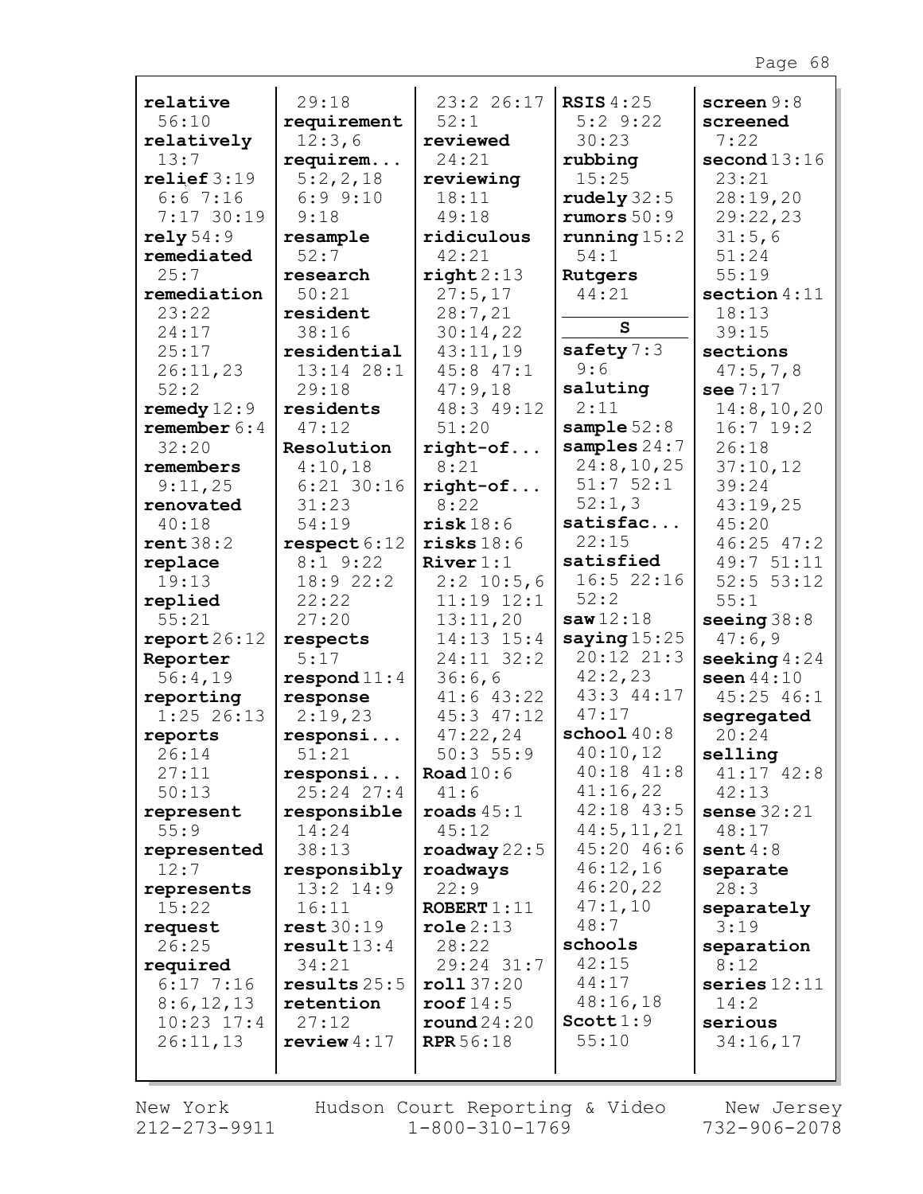**relative** 56:10
**relatively** 13:7
**relief** 3:19 6:6 7:16 7:17 30:19
**rely** 54:9
**remediated** 25:7
**remediation** 23:22 24:17 25:17 26:11,23 52:2
**remedy** 12:9
**remember** 6:4 32:20
**remembers** 9:11,25
**renovated** 40:18
**rent** 38:2
**replace** 19:13
**replied** 55:21
**report** 26:12
**Reporter** 56:4,19
**reporting** 1:25 26:13
**reports** 26:14 27:11 50:13
**represent** 55:9
**represented** 12:7
**represents** 15:22
**request** 26:25
**required** 6:17 7:16 8:6,12,13 10:23 17:4 26:11,13 29:18
**requirement** 12:3,6
**requirem...** 5:2,2,18 6:9 9:10 9:18
**resample** 52:7
**research** 50:21
**resident** 38:16
**residential** 13:14 28:1 29:18
**residents** 47:12
**Resolution** 4:10,18 6:21 30:16 31:23 54:19
**respect** 6:12 8:1 9:22 18:9 22:2 22:22 27:20
**respects** 5:17
**respond** 11:4
**response** 2:19,23
**responsi...** 51:21
**responsi...** 25:24 27:4
**responsible** 14:24 38:13
**responsibly** 13:2 14:9 16:11
**rest** 30:19
**result** 13:4 34:21
**results** 25:5
**retention** 27:12
**review** 4:17 23:2 26:17 52:1
**reviewed** 24:21
**reviewing** 18:11 49:18
**ridiculous** 42:21
**right** 2:13 27:5,17 28:7,21 30:14,22 43:11,19 45:8 47:1 47:9,18 48:3 49:12 51:20
**right-of...** 8:21
**right-of...** 8:22
**risk** 18:6
**risks** 18:6
**River** 1:1 2:2 10:5,6 11:19 12:1 13:11,20 14:13 15:4 24:11 32:2 36:6,6 41:6 43:22 45:3 47:12 47:22,24 50:3 55:9
**Road** 10:6 41:6
**roads** 45:1 45:12
**roadway** 22:5
**roadways** 22:9
**ROBERT** 1:11
**role** 2:13 28:22 29:24 31:7
**roll** 37:20
**roof** 14:5
**round** 24:20
**RPR** 56:18
**RSIS** 4:25 5:2 9:22 30:23
**rubbing** 15:25
**rudely** 32:5
**rumors** 50:9
**running** 15:2 54:1
**Rutgers** 44:21

**S**

**safety** 7:3 9:6
**saluting** 2:11
**sample** 52:8
**samples** 24:7 24:8,10,25 51:7 52:1 52:1,3
**satisfac...** 22:15
**satisfied** 16:5 22:16 52:2
**saw** 12:18
**saying** 15:25 20:12 21:3 42:2,23 43:3 44:17 47:17
**school** 40:8 40:10,12 40:18 41:8 41:16,22 42:18 43:5 44:5,11,21 45:20 46:6 46:12,16 46:20,22 47:1,10 48:7
**schools** 42:15 44:17 48:16,18
**Scott** 1:9 55:10
**screen** 9:8
**screened** 7:22
**second** 13:16 23:21 28:19,20 29:22,23 31:5,6 51:24 55:19
**section** 4:11 18:13 39:15
**sections** 47:5,7,8
**see** 7:17 14:8,10,20 16:7 19:2 26:18 37:10,12 39:24 43:19,25 45:20 46:25 47:2 49:7 51:11 52:5 53:12 55:1
**seeing** 38:8 47:6,9
**seeking** 4:24
**seen** 44:10 45:25 46:1
**segregated** 20:24
**selling** 41:17 42:8 42:13
**sense** 32:21 48:17
**sent** 4:8
**separate** 28:3
**separately** 3:19
**separation** 8:12
**series** 12:11 14:2
**serious** 34:16,17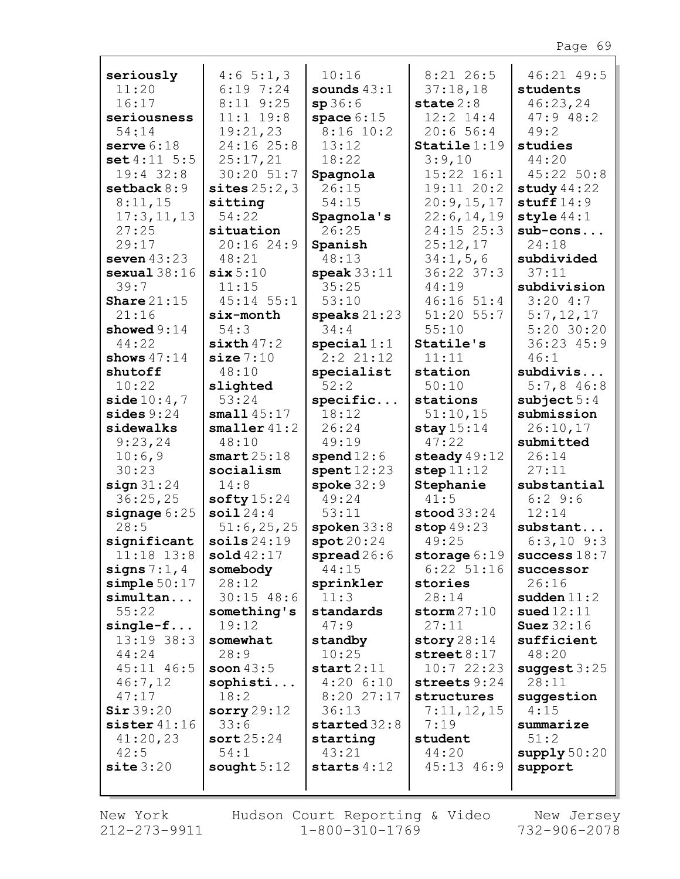**seriously** 11:20 16:17
**seriousness** 54:14
**serve** 6:18
**set** 4:11 5:5 19:4 32:8
**setback** 8:9 8:11,15 17:3,11,13 27:25 29:17
**seven** 43:23
**sexual** 38:16 39:7
**Share** 21:15 21:16
**showed** 9:14 44:22
**shows** 47:14
**shutoff** 10:22
**side** 10:4,7
**sides** 9:24
**sidewalks** 9:23,24 10:6,9 30:23
**sign** 31:24 36:25,25
**signage** 6:25 28:5
**significant** 11:18 13:8
**signs** 7:1,4
**simple** 50:17
**simultan...** 55:22
**single-f...** 13:19 38:3 44:24 45:11 46:5 46:7,12 47:17
**Sir** 39:20
**sister** 41:16 41:20,23 42:5
**site** 3:20 4:6 5:1,3 6:19 7:24 8:11 9:25 11:1 19:8 19:21,23 24:16 25:8 25:17,21 30:20 51:7
**sites** 25:2,3
**sitting** 54:22
**situation** 20:16 24:9 48:21
**six** 5:10 11:15 45:14 55:1
**six-month** 54:3
**sixth** 47:2
**size** 7:10 48:10
**slighted** 53:24
**small** 45:17
**smaller** 41:2 48:10
**smart** 25:18
**socialism** 14:8
**softy** 15:24
**soil** 24:4 51:6,25,25
**soils** 24:19
**sold** 42:17
**somebody** 28:12 30:15 48:6
**something's** 19:12
**somewhat** 28:9
**soon** 43:5
**sophisti...** 18:2
**sorry** 29:12 33:6
**sort** 25:24 54:1
**sought** 5:12 10:16
**sounds** 43:1
**sp** 36:6
**space** 6:15 8:16 10:2 13:12 18:22
**Spagnola** 26:15 54:15
**Spagnola's** 26:25
**Spanish** 48:13
**speak** 33:11 35:25 53:10
**speaks** 21:23 34:4
**special** 1:1 2:2 21:12
**specialist** 52:2
**specific...** 18:12 26:24 49:19
**spend** 12:6
**spent** 12:23
**spoke** 32:9 49:24 53:11
**spoken** 33:8
**spot** 20:24
**spread** 26:6 44:15
**sprinkler** 11:3
**standards** 47:9
**standby** 10:25
**start** 2:11 4:20 6:10 8:20 27:17 36:13
**started** 32:8
**starting** 43:21
**starts** 4:12 8:21 26:5 37:18,18
**state** 2:8 12:2 14:4 20:6 56:4
**Statile** 1:19 3:9,10 15:22 16:1 19:11 20:2 20:9,15,17 22:6,14,19 24:15 25:3 25:12,17 34:1,5,6 36:22 37:3 44:19 46:16 51:4 51:20 55:7 55:10
**Statile's** 11:11
**station** 50:10
**stations** 51:10,15
**stay** 15:14 47:22
**steady** 49:12
**step** 11:12
**Stephanie** 41:5
**stood** 33:24
**stop** 49:23 49:25
**storage** 6:19 6:22 51:16
**stories** 28:14
**storm** 27:10 27:11
**story** 28:14
**street** 8:17 10:7 22:23
**streets** 9:24
**structures** 7:11,12,15 7:19
**student** 44:20 45:13 46:9 46:21 49:5
**students** 46:23,24 47:9 48:2 49:2
**studies** 44:20 45:22 50:8
**study** 44:22
**stuff** 14:9
**style** 44:1
**sub-cons...** 24:18
**subdivided** 37:11
**subdivision** 3:20 4:7 5:7,12,17 5:20 30:20 36:23 45:9 46:1
**subdivis...** 5:7,8 46:8
**subject** 5:4
**submission** 26:10,17
**submitted** 26:14 27:11
**substantial** 6:2 9:6 12:14
**substant...** 6:3,10 9:3
**success** 18:7
**successor** 26:16
**sudden** 11:2
**sued** 12:11
**Suez** 32:16
**sufficient** 48:20
**suggest** 3:25 28:11
**suggestion** 4:15
**summarize** 51:2
**supply** 50:20
**support**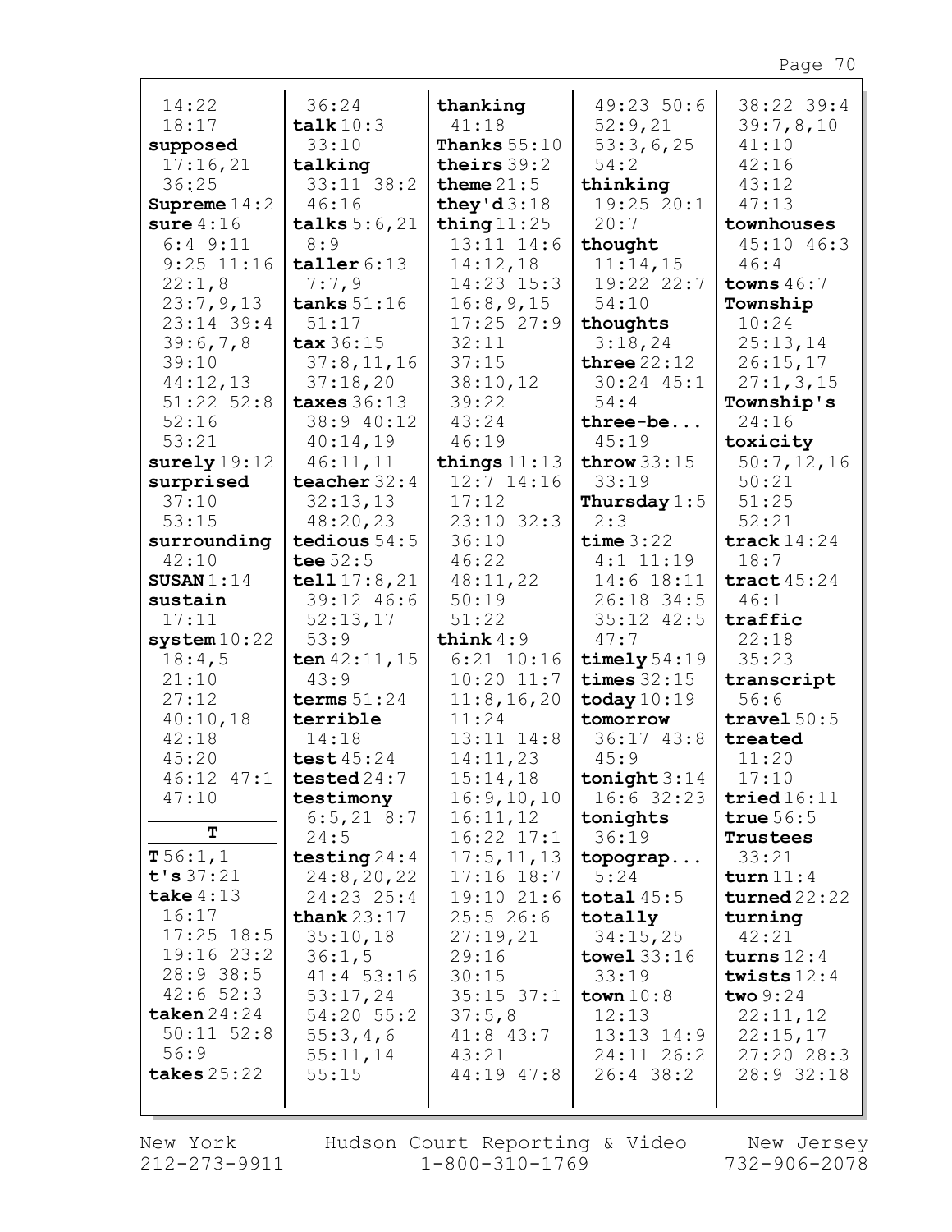14:22
18:17
**supposed**
17:16,21
36:25
**Supreme** 14:2
**sure** 4:16
6:4 9:11
9:25 11:16
22:1,8
23:7,9,13
23:14 39:4
39:6,7,8
39:10
44:12,13
51:22 52:8
52:16
53:21
**surely** 19:12
**surprised**
37:10
53:15
**surrounding**
42:10
**SUSAN** 1:14
**sustain**
17:11
**system** 10:22
18:4,5
21:10
27:12
40:10,18
42:18
45:20
46:12 47:1
47:10

**T**

**T** 56:1,1
**t's** 37:21
**take** 4:13
16:17
17:25 18:5
19:16 23:2
28:9 38:5
42:6 52:3
**taken** 24:24
50:11 52:8
56:9
**takes** 25:22

36:24
**talk** 10:3
33:10
**talking**
33:11 38:2
46:16
**talks** 5:6,21
8:9
**taller** 6:13
7:7,9
**tanks** 51:16
51:17
**tax** 36:15
37:8,11,16
37:18,20
**taxes** 36:13
38:9 40:12
40:14,19
46:11,11
**teacher** 32:4
32:13,13
48:20,23
**tedious** 54:5
**tee** 52:5
**tell** 17:8,21
39:12 46:6
52:13,17
53:9
**ten** 42:11,15
43:9
**terms** 51:24
**terrible**
14:18
**test** 45:24
**tested** 24:7
**testimony**
6:5,21 8:7
24:5
**testing** 24:4
24:8,20,22
24:23 25:4
**thank** 23:17
35:10,18
36:1,5
41:4 53:16
53:17,24
54:20 55:2
55:3,4,6
55:11,14
55:15

**thanking**
41:18
**Thanks** 55:10
**theirs** 39:2
**theme** 21:5
**they'd** 3:18
**thing** 11:25
13:11 14:6
14:12,18
14:23 15:3
16:8,9,15
17:25 27:9
32:11
37:15
38:10,12
39:22
43:24
46:19
**things** 11:13
12:7 14:16
17:12
23:10 32:3
36:10
46:22
48:11,22
50:19
51:22
**think** 4:9
6:21 10:16
10:20 11:7
11:8,16,20
11:24
13:11 14:8
14:11,23
15:14,18
16:9,10,10
16:11,12
16:22 17:1
17:5,11,13
17:16 18:7
19:10 21:6
25:5 26:6
27:19,21
29:16
30:15
35:15 37:1
37:5,8
41:8 43:7
43:21
44:19 47:8

49:23 50:6
52:9,21
53:3,6,25
54:2
**thinking**
19:25 20:1
20:7
**thought**
11:14,15
19:22 22:7
54:10
**thoughts**
3:18,24
**three** 22:12
30:24 45:1
54:4
**three-be...**
45:19
**throw** 33:15
33:19
**Thursday** 1:5
2:3
**time** 3:22
4:1 11:19
14:6 18:11
26:18 34:5
35:12 42:5
47:7
**timely** 54:19
**times** 32:15
**today** 10:19
**tomorrow**
36:17 43:8
45:9
**tonight** 3:14
16:6 32:23
**tonights**
36:19
**topograp...**
5:24
**total** 45:5
**totally**
34:15,25
**towel** 33:16
33:19
**town** 10:8
12:13
13:13 14:9
24:11 26:2
26:4 38:2

38:22 39:4
39:7,8,10
41:10
42:16
43:12
47:13
**townhouses**
45:10 46:3
46:4
**towns** 46:7
**Township**
10:24
25:13,14
26:15,17
27:1,3,15
**Township's**
24:16
**toxicity**
50:7,12,16
50:21
51:25
52:21
**track** 14:24
18:7
**tract** 45:24
46:1
**traffic**
22:18
35:23
**transcript**
56:6
**travel** 50:5
**treated**
11:20
17:10
**tried** 16:11
**true** 56:5
**Trustees**
33:21
**turn** 11:4
**turned** 22:22
**turning**
42:21
**turns** 12:4
**twists** 12:4
**two** 9:24
22:11,12
22:15,17
27:20 28:3
28:9 32:18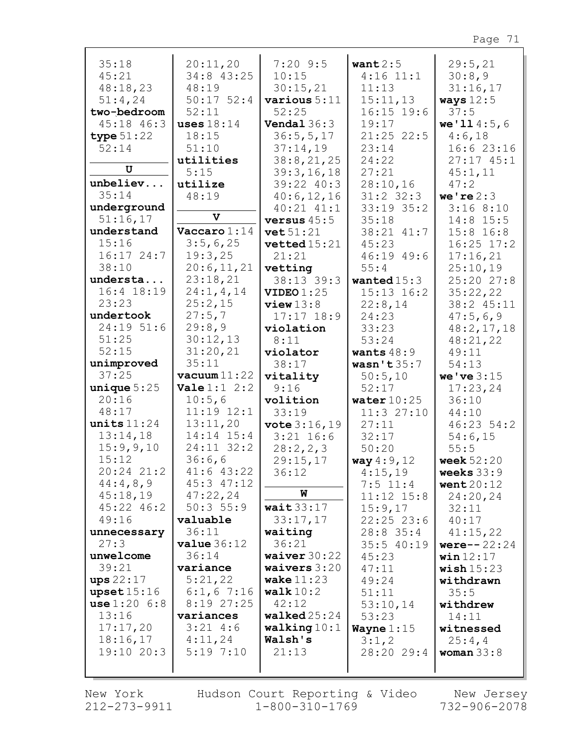35:18
45:21
48:18,23
51:4,24
**two-bedroom** 45:18 46:3
**type** 51:22 52:14

**U**

**unbeliev...** 35:14
**underground** 51:16,17
**understand** 15:16 16:17 24:7 38:10
**understa...** 16:4 18:19 23:23
**undertook** 24:19 51:6 51:25 52:15
**unimproved** 37:25
**unique** 5:25 20:16 48:17
**units** 11:24 13:14,18 15:9,9,10 15:12 20:24 21:2 44:4,8,9 45:18,19 45:22 46:2 49:16
**unnecessary** 27:3
**unwelcome** 39:21
**ups** 22:17
**upset** 15:16
**use** 1:20 6:8 13:16 17:17,20 18:16,17 19:10 20:3 20:11,20 34:8 43:25 48:19 50:17 52:4 52:11
**uses** 18:14 18:15 51:10
**utilities** 5:15
**utilize** 48:19

**V**

**Vaccaro** 1:14 3:5,6,25 19:3,25 20:6,11,21 23:18,21 24:1,4,14 25:2,15 27:5,7 29:8,9 30:12,13 31:20,21 35:11
**vacuum** 11:22
**Vale** 1:1 2:2 10:5,6 11:19 12:1 13:11,20 14:14 15:4 24:11 32:2 36:6,6 41:6 43:22 45:3 47:12 47:22,24 50:3 55:9
**valuable** 36:11
**value** 36:12 36:14
**variance** 5:21,22 6:1,6 7:16 8:19 27:25
**variances** 3:21 4:6 4:11,24 5:19 7:10 7:20 9:5 10:15 30:15,21
**various** 5:11 52:25
**Vendal** 36:3 36:5,5,17 37:14,19 38:8,21,25 39:3,16,18 39:22 40:3 40:6,12,16 40:21 41:1
**versus** 45:5
**vet** 51:21
**vetted** 15:21 21:21
**vetting** 38:13 39:3
**VIDEO** 1:25
**view** 13:8 17:17 18:9
**violation** 8:11
**violator** 38:17
**vitality** 9:16
**volition** 33:19
**vote** 3:16,19 3:21 16:6 28:2,2,3 29:15,17 36:12

**W**

**wait** 33:17 33:17,17
**waiting** 36:21
**waiver** 30:22
**waivers** 3:20
**wake** 11:23
**walk** 10:2 42:12
**walked** 25:24
**walking** 10:1
**Walsh's** 21:13
**want** 2:5 4:16 11:1 11:13 15:11,13 16:15 19:6 19:17 21:25 22:5 23:14 24:22 27:21 28:10,16 31:2 32:3 33:19 35:2 35:18 38:21 41:7 45:23 46:19 49:6 55:4
**wanted** 15:3 15:13 16:2 22:8,14 24:23 33:23 53:24
**wants** 48:9
**wasn't** 35:7 50:5,10 52:17
**water** 10:25 11:3 27:10 27:11 32:17 50:20
**way** 4:9,12 4:15,19 7:5 11:4 11:12 15:8 15:9,17 22:25 23:6 28:8 35:4 35:5 40:19 45:23 47:11 49:24 51:11 53:10,14 53:23
**Wayne** 1:15 3:1,2 28:20 29:4 29:5,21 30:8,9 31:16,17
**ways** 12:5 37:5
**we'll** 4:5,6 4:6,18 16:6 23:16 27:17 45:1 45:1,11 47:2
**we're** 2:3 3:16 8:10 14:8 15:5 15:8 16:8 16:25 17:2 17:16,21 25:10,19 25:20 27:8 35:22,22 38:2 45:11 47:5,6,9 48:2,17,18 48:21,22 49:11 54:13
**we've** 3:15 17:23,24 36:10 44:10 46:23 54:2 54:6,15 55:5
**week** 52:20
**weeks** 33:9
**went** 20:12 24:20,24 32:11 40:17 41:15,22
**were--** 22:24
**win** 12:17
**wish** 15:23
**withdrawn** 35:5
**withdrew** 14:11
**witnessed** 25:4,4
**woman** 33:8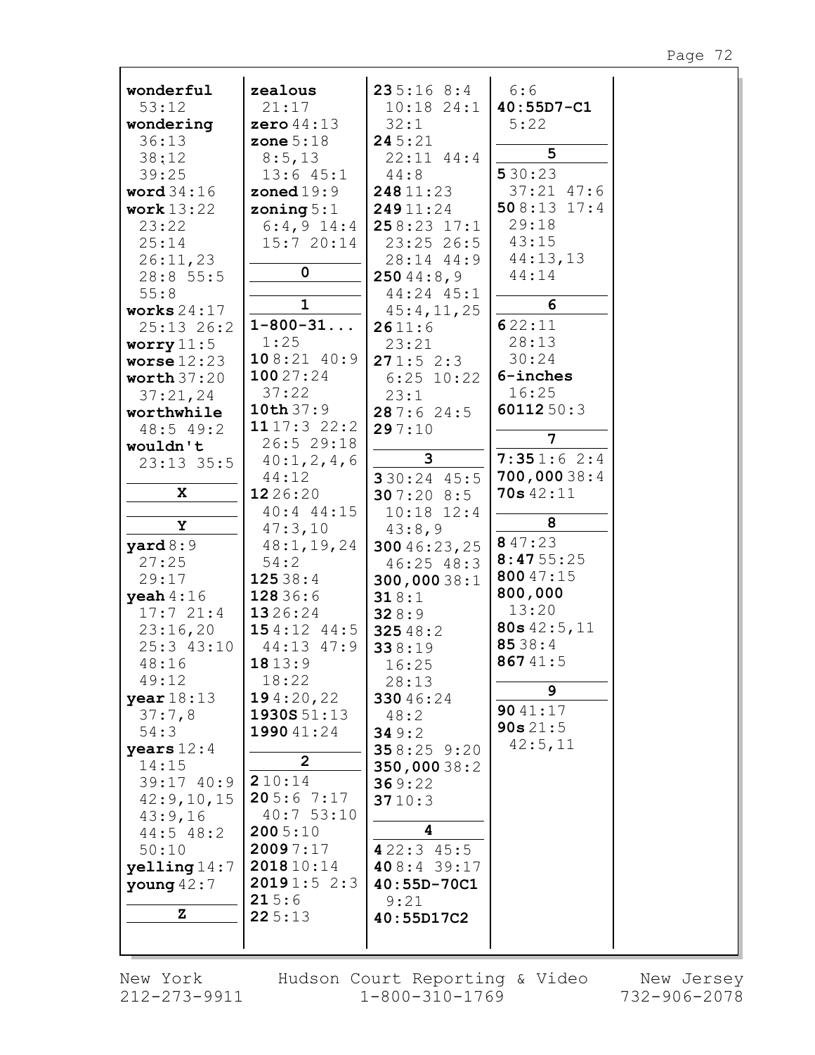**wonderful** 53:12
**wondering** 36:13 38:12 39:25
**word** 34:16
**work** 13:22 23:22 25:14 26:11,23 28:8 55:5 55:8
**works** 24:17 25:13 26:2
**worry** 11:5
**worse** 12:23
**worth** 37:20 37:21,24
**worthwhile** 48:5 49:2
**wouldn't** 23:13 35:5

**X**

**Y**

**yard** 8:9 27:25 29:17
**yeah** 4:16 17:7 21:4 23:16,20 25:3 43:10 48:16 49:12
**year** 18:13 37:7,8 54:3
**years** 12:4 14:15 39:17 40:9 42:9,10,15 43:9,16 44:5 48:2 50:10
**yelling** 14:7
**young** 42:7

**Z**

**zealous** 21:17
**zero** 44:13
**zone** 5:18 8:5,13 13:6 45:1
**zoned** 19:9
**zoning** 5:1 6:4,9 14:4 15:7 20:14

**0**

**1**

**1-800-31...** 1:25
**10** 8:21 40:9
**100** 27:24 37:22
**10th** 37:9
**11** 17:3 22:2 26:5 29:18 40:1,2,4,6 44:12
**12** 26:20 40:4 44:15 47:3,10 48:1,19,24 54:2
**125** 38:4
**128** 36:6
**13** 26:24
**15** 4:12 44:5 44:13 47:9
**18** 13:9 18:22
**19** 4:20,22
**1930S** 51:13
**1990** 41:24

**2**

**2** 10:14
**20** 5:6 7:17 40:7 53:10
**200** 5:10
**2009** 7:17
**2018** 10:14
**2019** 1:5 2:3
**21** 5:6
**22** 5:13
**23** 5:16 8:4 10:18 24:1 32:1
**24** 5:21 22:11 44:4 44:8
**248** 11:23
**249** 11:24
**25** 8:23 17:1 23:25 26:5 28:14 44:9
**250** 44:8,9 44:24 45:1 45:4,11,25
**26** 11:6 23:21
**27** 1:5 2:3 6:25 10:22 23:1
**28** 7:6 24:5
**29** 7:10

**3**

**3** 30:24 45:5
**30** 7:20 8:5 10:18 12:4 43:8,9
**300** 46:23,25 46:25 48:3
**300,000** 38:1
**31** 8:1
**32** 8:9
**325** 48:2
**33** 8:19 16:25 28:13
**330** 46:24 48:2
**34** 9:2
**35** 8:25 9:20
**350,000** 38:2
**36** 9:22
**37** 10:3

**4**

**4** 22:3 45:5
**40** 8:4 39:17
**40:55D-70C1** 9:21
**40:55D17C2** 6:6
**40:55D7-C1** 5:22

**5**

**5** 30:23 37:21 47:6
**50** 8:13 17:4 29:18 43:15 44:13,13 44:14

**6**

**6** 22:11 28:13 30:24
**6-inches** 16:25
**60112** 50:3

**7**

**7:35** 1:6 2:4
**700,000** 38:4
**70s** 42:11

**8**

**8** 47:23
**8:47** 55:25
**800** 47:15
**800,000** 13:20
**80s** 42:5,11
**85** 38:4
**867** 41:5

**9**

**90** 41:17
**90s** 21:5 42:5,11